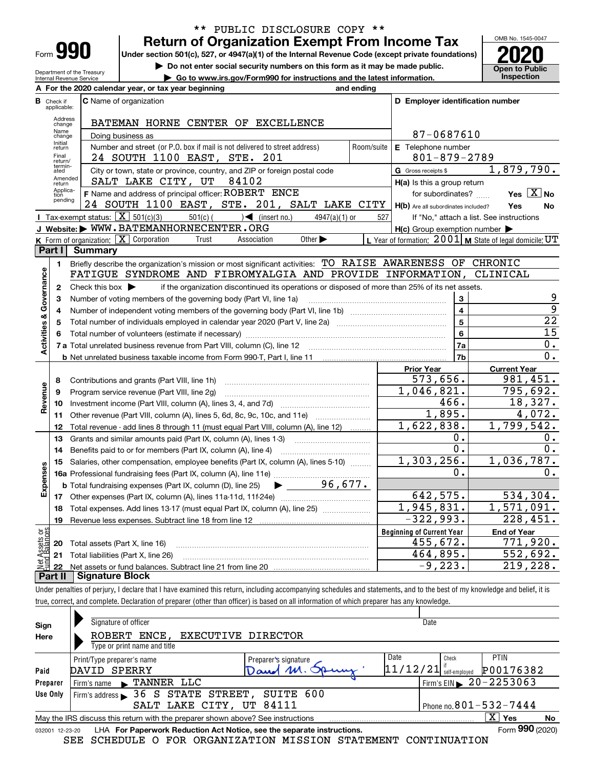** PUBLIC DISCLOSURE COPY **

Form **990**

# Return of Organization Exempt From Income Tax

**Under section 501(c), 527, or 4947(a)(1) of the Internal Revenue Code (except private foundations)**

▶ Do not enter social security numbers on this form as it may be made public.

▶ Go to www.irs.gov/Form990 for instructions and the latest information.

OMB No. 1545-0047

**2020**

**Open to Public Inspection**

Department of the Treasury
Internal Revenue Service

**A** For the 2020 calendar year, or tax year beginning          and ending

**B** Check if applicable: Address change, Name change, Initial return, Final return/terminated, Amended return, Application pending

**C** Name of organization: BATEMAN HORNE CENTER OF EXCELLENCE

Doing business as

Number and street (or P.O. box if mail is not delivered to street address): 24 SOUTH 1100 EAST, STE. 201 | Room/suite

City or town, state or province, country, and ZIP or foreign postal code: SALT LAKE CITY, UT 84102

**D** Employer identification number: 87-0687610

**E** Telephone number: 801-879-2789

**G** Gross receipts $ 1,879,790.

**F** Name and address of principal officer: ROBERT ENCE
24 SOUTH 1100 EAST, STE. 201, SALT LAKE CITY

**H(a)** Is this a group return for subordinates? Yes [X] No

**H(b)** Are all subordinates included? Yes No
If "No," attach a list. See instructions

**H(c)** Group exemption number ▶

**I** Tax-exempt status: [X] 501(c)(3)  501(c) ( ) ◀ (insert no.)  4947(a)(1) or  527

**J** Website: ▶ WWW.BATEMANHORNECENTER.ORG

**K** Form of organization: [X] Corporation  Trust  Association  Other ▶

**L** Year of formation: 2001  **M** State of legal domicile: UT

## Part I Summary

**Activities & Governance**

1 Briefly describe the organization's mission or most significant activities: TO RAISE AWARENESS OF CHRONIC FATIGUE SYNDROME AND FIBROMYALGIA AND PROVIDE INFORMATION, CLINICAL

2 Check this box ▶ if the organization discontinued its operations or disposed of more than 25% of its net assets.

| | | | |
|---|---|---|---|
| 3 | Number of voting members of the governing body (Part VI, line 1a) | 3 | 9 |
| 4 | Number of independent voting members of the governing body (Part VI, line 1b) | 4 | 9 |
| 5 | Total number of individuals employed in calendar year 2020 (Part V, line 2a) | 5 | 22 |
| 6 | Total number of volunteers (estimate if necessary) | 6 | 15 |
| 7a | Total unrelated business revenue from Part VIII, column (C), line 12 | 7a | 0. |
| b | Net unrelated business taxable income from Form 990-T, Part I, line 11 | 7b | 0. |

| | | Prior Year | Current Year |
|---|---|---|---|
| **Revenue** | | | |
| 8 | Contributions and grants (Part VIII, line 1h) | 573,656. | 981,451. |
| 9 | Program service revenue (Part VIII, line 2g) | 1,046,821. | 795,692. |
| 10 | Investment income (Part VIII, column (A), lines 3, 4, and 7d) | 466. | 18,327. |
| 11 | Other revenue (Part VIII, column (A), lines 5, 6d, 8c, 9c, 10c, and 11e) | 1,895. | 4,072. |
| 12 | Total revenue - add lines 8 through 11 (must equal Part VIII, column (A), line 12) | 1,622,838. | 1,799,542. |
| **Expenses** | | | |
| 13 | Grants and similar amounts paid (Part IX, column (A), lines 1-3) | 0. | 0. |
| 14 | Benefits paid to or for members (Part IX, column (A), line 4) | 0. | 0. |
| 15 | Salaries, other compensation, employee benefits (Part IX, column (A), lines 5-10) | 1,303,256. | 1,036,787. |
| 16a | Professional fundraising fees (Part IX, column (A), line 11e) | 0. | 0. |
| b | Total fundraising expenses (Part IX, column (D), line 25) ▶ 96,677. | | |
| 17 | Other expenses (Part IX, column (A), lines 11a-11d, 11f-24e) | 642,575. | 534,304. |
| 18 | Total expenses. Add lines 13-17 (must equal Part IX, column (A), line 25) | 1,945,831. | 1,571,091. |
| 19 | Revenue less expenses. Subtract line 18 from line 12 | -322,993. | 228,451. |

| **Net Assets or Fund Balances** | | Beginning of Current Year | End of Year |
|---|---|---|---|
| 20 | Total assets (Part X, line 16) | 455,672. | 771,920. |
| 21 | Total liabilities (Part X, line 26) | 464,895. | 552,692. |
| 22 | Net assets or fund balances. Subtract line 21 from line 20 | -9,223. | 219,228. |

## Part II Signature Block

Under penalties of perjury, I declare that I have examined this return, including accompanying schedules and statements, and to the best of my knowledge and belief, it is true, correct, and complete. Declaration of preparer (other than officer) is based on all information of which preparer has any knowledge.

**Sign Here**

Signature of officer | Date

ROBERT ENCE, EXECUTIVE DIRECTOR
Type or print name and title

**Paid Preparer Use Only**

| Print/Type preparer's name | Preparer's signature | Date | Check if self-employed | PTIN |
|---|---|---|---|---|
| DAVID SPERRY | David M. Sperry | 11/12/21 | | P00176382 |

Firm's name ▶ TANNER LLC | Firm's EIN ▶ 20-2253063

Firm's address ▶ 36 S STATE STREET, SUITE 600, SALT LAKE CITY, UT 84111 | Phone no. 801-532-7444

May the IRS discuss this return with the preparer shown above? See instructions [X] Yes No

032001 12-23-20 LHA For Paperwork Reduction Act Notice, see the separate instructions. Form **990** (2020)

SEE SCHEDULE O FOR ORGANIZATION MISSION STATEMENT CONTINUATION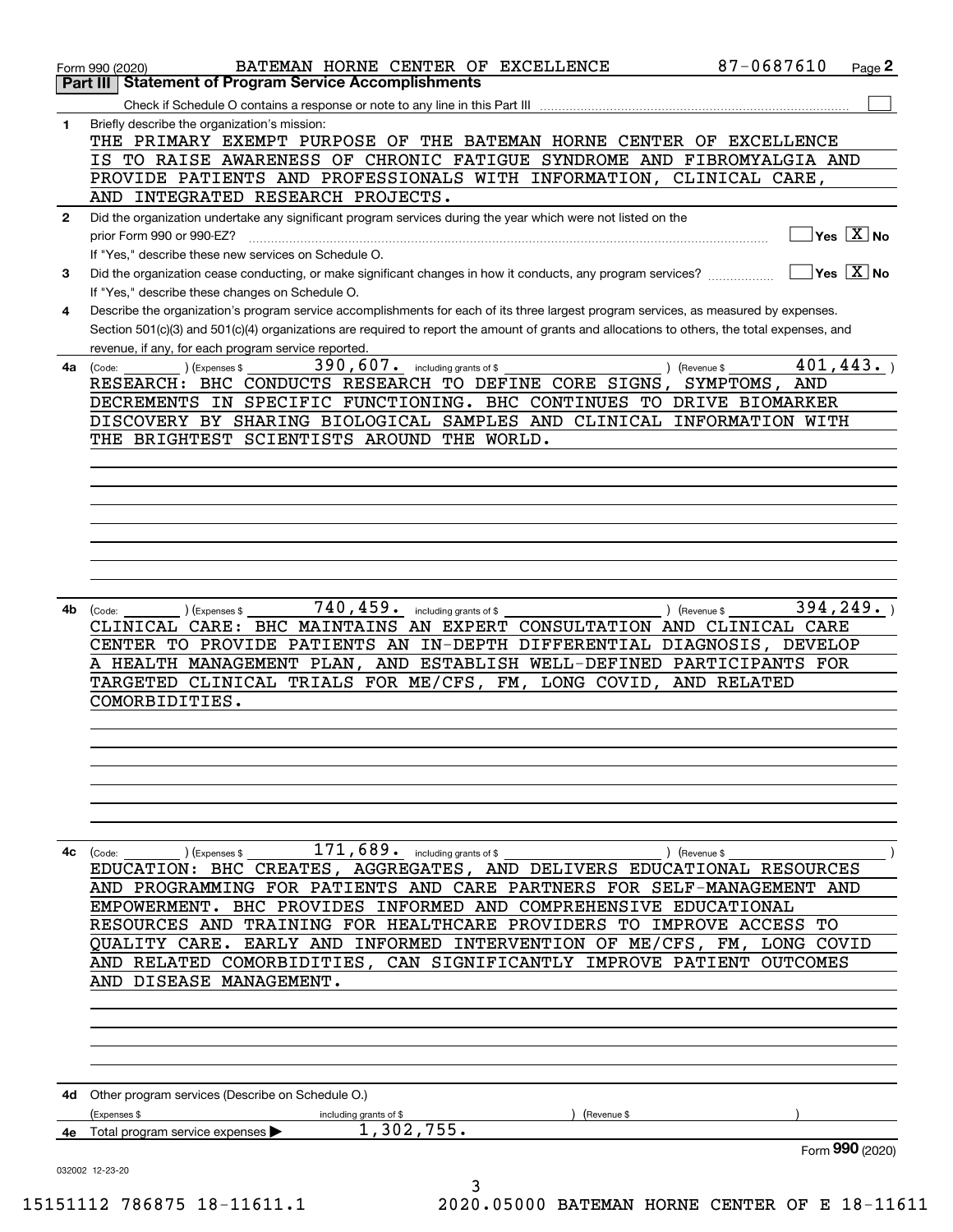Form 990 (2020) BATEMAN HORNE CENTER OF EXCELLENCE 87-0687610 Page 2

## Part III Statement of Program Service Accomplishments

Check if Schedule O contains a response or note to any line in this Part III ☐

**1** Briefly describe the organization's mission:

THE PRIMARY EXEMPT PURPOSE OF THE BATEMAN HORNE CENTER OF EXCELLENCE IS TO RAISE AWARENESS OF CHRONIC FATIGUE SYNDROME AND FIBROMYALGIA AND PROVIDE PATIENTS AND PROFESSIONALS WITH INFORMATION, CLINICAL CARE, AND INTEGRATED RESEARCH PROJECTS.

**2** Did the organization undertake any significant program services during the year which were not listed on the prior Form 990 or 990-EZ? ☐ Yes ☒ No

If "Yes," describe these new services on Schedule O.

**3** Did the organization cease conducting, or make significant changes in how it conducts, any program services? ☐ Yes ☒ No

If "Yes," describe these changes on Schedule O.

**4** Describe the organization's program service accomplishments for each of its three largest program services, as measured by expenses. Section 501(c)(3) and 501(c)(4) organizations are required to report the amount of grants and allocations to others, the total expenses, and revenue, if any, for each program service reported.

**4a** (Code: ) (Expenses $ 390,607. including grants of $ ) (Revenue $ 401,443. )

RESEARCH: BHC CONDUCTS RESEARCH TO DEFINE CORE SIGNS, SYMPTOMS, AND DECREMENTS IN SPECIFIC FUNCTIONING. BHC CONTINUES TO DRIVE BIOMARKER DISCOVERY BY SHARING BIOLOGICAL SAMPLES AND CLINICAL INFORMATION WITH THE BRIGHTEST SCIENTISTS AROUND THE WORLD.

**4b** (Code: ) (Expenses $ 740,459. including grants of $ ) (Revenue $ 394,249. )

CLINICAL CARE: BHC MAINTAINS AN EXPERT CONSULTATION AND CLINICAL CARE CENTER TO PROVIDE PATIENTS AN IN-DEPTH DIFFERENTIAL DIAGNOSIS, DEVELOP A HEALTH MANAGEMENT PLAN, AND ESTABLISH WELL-DEFINED PARTICIPANTS FOR TARGETED CLINICAL TRIALS FOR ME/CFS, FM, LONG COVID, AND RELATED COMORBIDITIES.

**4c** (Code: ) (Expenses $ 171,689. including grants of $ ) (Revenue $ )

EDUCATION: BHC CREATES, AGGREGATES, AND DELIVERS EDUCATIONAL RESOURCES AND PROGRAMMING FOR PATIENTS AND CARE PARTNERS FOR SELF-MANAGEMENT AND EMPOWERMENT. BHC PROVIDES INFORMED AND COMPREHENSIVE EDUCATIONAL RESOURCES AND TRAINING FOR HEALTHCARE PROVIDERS TO IMPROVE ACCESS TO QUALITY CARE. EARLY AND INFORMED INTERVENTION OF ME/CFS, FM, LONG COVID AND RELATED COMORBIDITIES, CAN SIGNIFICANTLY IMPROVE PATIENT OUTCOMES AND DISEASE MANAGEMENT.

**4d** Other program services (Describe on Schedule O.)

(Expenses $ including grants of $ ) (Revenue $ )

**4e** Total program service expenses ▶ 1,302,755.

Form **990** (2020)

032002 12-23-20

15151112 786875 18-11611.1 2020.05000 BATEMAN HORNE CENTER OF E 18-11611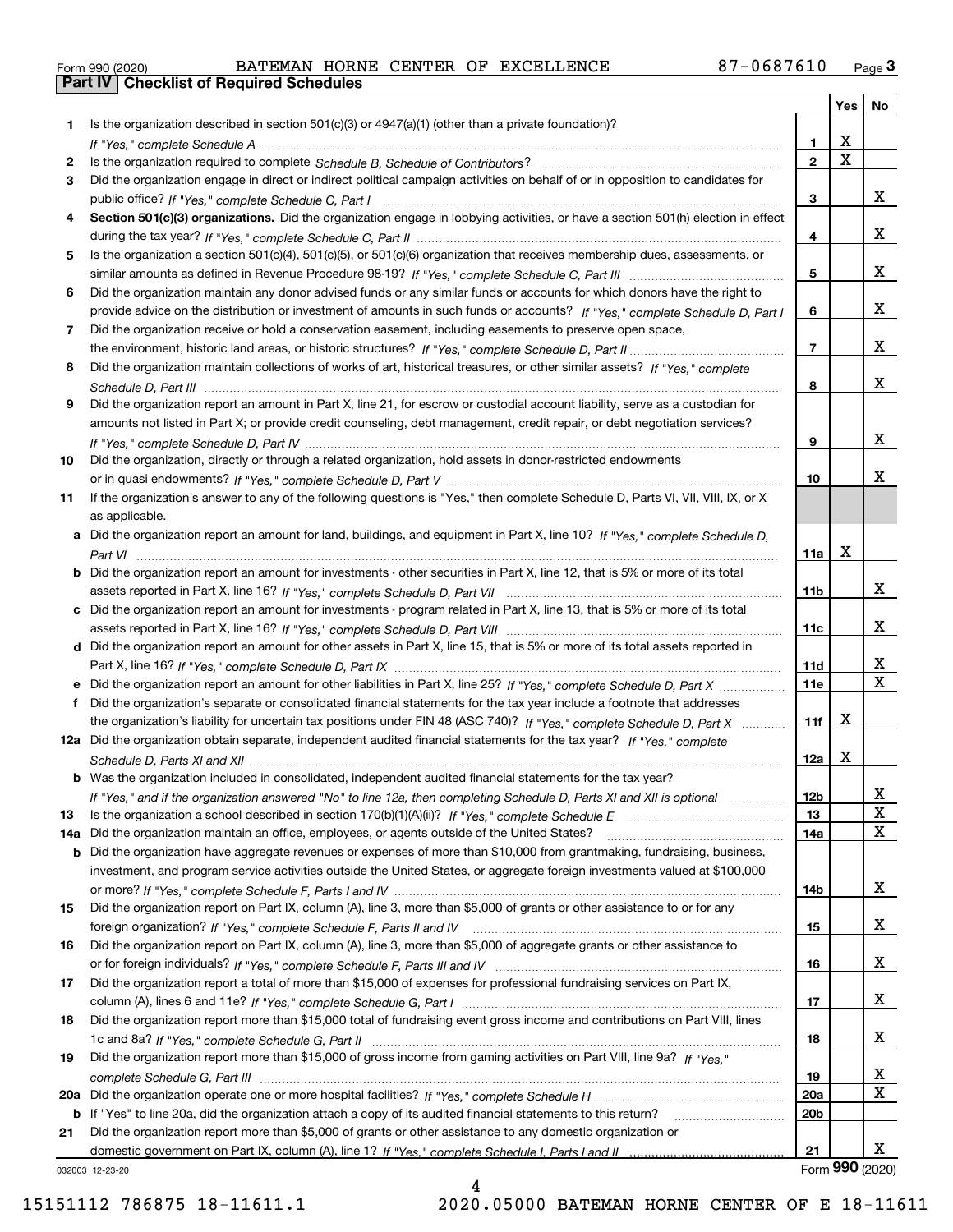Form 990 (2020) BATEMAN HORNE CENTER OF EXCELLENCE 87-0687610 Page 3

**Part IV Checklist of Required Schedules**

| | | | Yes | No |
|---|---|---|---|---|
| 1 | Is the organization described in section 501(c)(3) or 4947(a)(1) (other than a private foundation)? *If "Yes," complete Schedule A* | 1 | X | |
| 2 | Is the organization required to complete *Schedule B, Schedule of Contributors*? | 2 | X | |
| 3 | Did the organization engage in direct or indirect political campaign activities on behalf of or in opposition to candidates for public office? *If "Yes," complete Schedule C, Part I* | 3 | | X |
| 4 | **Section 501(c)(3) organizations.** Did the organization engage in lobbying activities, or have a section 501(h) election in effect during the tax year? *If "Yes," complete Schedule C, Part II* | 4 | | X |
| 5 | Is the organization a section 501(c)(4), 501(c)(5), or 501(c)(6) organization that receives membership dues, assessments, or similar amounts as defined in Revenue Procedure 98-19? *If "Yes," complete Schedule C, Part III* | 5 | | X |
| 6 | Did the organization maintain any donor advised funds or any similar funds or accounts for which donors have the right to provide advice on the distribution or investment of amounts in such funds or accounts? *If "Yes," complete Schedule D, Part I* | 6 | | X |
| 7 | Did the organization receive or hold a conservation easement, including easements to preserve open space, the environment, historic land areas, or historic structures? *If "Yes," complete Schedule D, Part II* | 7 | | X |
| 8 | Did the organization maintain collections of works of art, historical treasures, or other similar assets? *If "Yes," complete Schedule D, Part III* | 8 | | X |
| 9 | Did the organization report an amount in Part X, line 21, for escrow or custodial account liability, serve as a custodian for amounts not listed in Part X; or provide credit counseling, debt management, credit repair, or debt negotiation services? *If "Yes," complete Schedule D, Part IV* | 9 | | X |
| 10 | Did the organization, directly or through a related organization, hold assets in donor-restricted endowments or in quasi endowments? *If "Yes," complete Schedule D, Part V* | 10 | | X |
| 11 | If the organization's answer to any of the following questions is "Yes," then complete Schedule D, Parts VI, VII, VIII, IX, or X as applicable. | | | |
| a | Did the organization report an amount for land, buildings, and equipment in Part X, line 10? *If "Yes," complete Schedule D, Part VI* | 11a | X | |
| b | Did the organization report an amount for investments - other securities in Part X, line 12, that is 5% or more of its total assets reported in Part X, line 16? *If "Yes," complete Schedule D, Part VII* | 11b | | X |
| c | Did the organization report an amount for investments - program related in Part X, line 13, that is 5% or more of its total assets reported in Part X, line 16? *If "Yes," complete Schedule D, Part VIII* | 11c | | X |
| d | Did the organization report an amount for other assets in Part X, line 15, that is 5% or more of its total assets reported in Part X, line 16? *If "Yes," complete Schedule D, Part IX* | 11d | | X |
| e | Did the organization report an amount for other liabilities in Part X, line 25? *If "Yes," complete Schedule D, Part X* | 11e | | X |
| f | Did the organization's separate or consolidated financial statements for the tax year include a footnote that addresses the organization's liability for uncertain tax positions under FIN 48 (ASC 740)? *If "Yes," complete Schedule D, Part X* | 11f | X | |
| 12a | Did the organization obtain separate, independent audited financial statements for the tax year? *If "Yes," complete Schedule D, Parts XI and XII* | 12a | X | |
| b | Was the organization included in consolidated, independent audited financial statements for the tax year? *If "Yes," and if the organization answered "No" to line 12a, then completing Schedule D, Parts XI and XII is optional* | 12b | | X |
| 13 | Is the organization a school described in section 170(b)(1)(A)(ii)? *If "Yes," complete Schedule E* | 13 | | X |
| 14a | Did the organization maintain an office, employees, or agents outside of the United States? | 14a | | X |
| b | Did the organization have aggregate revenues or expenses of more than $10,000 from grantmaking, fundraising, business, investment, and program service activities outside the United States, or aggregate foreign investments valued at $100,000 or more? *If "Yes," complete Schedule F, Parts I and IV* | 14b | | X |
| 15 | Did the organization report on Part IX, column (A), line 3, more than $5,000 of grants or other assistance to or for any foreign organization? *If "Yes," complete Schedule F, Parts II and IV* | 15 | | X |
| 16 | Did the organization report on Part IX, column (A), line 3, more than $5,000 of aggregate grants or other assistance to or for foreign individuals? *If "Yes," complete Schedule F, Parts III and IV* | 16 | | X |
| 17 | Did the organization report a total of more than $15,000 of expenses for professional fundraising services on Part IX, column (A), lines 6 and 11e? *If "Yes," complete Schedule G, Part I* | 17 | | X |
| 18 | Did the organization report more than $15,000 total of fundraising event gross income and contributions on Part VIII, lines 1c and 8a? *If "Yes," complete Schedule G, Part II* | 18 | | X |
| 19 | Did the organization report more than $15,000 of gross income from gaming activities on Part VIII, line 9a? *If "Yes," complete Schedule G, Part III* | 19 | | X |
| 20a | Did the organization operate one or more hospital facilities? *If "Yes," complete Schedule H* | 20a | | X |
| b | If "Yes" to line 20a, did the organization attach a copy of its audited financial statements to this return? | 20b | | |
| 21 | Did the organization report more than $5,000 of grants or other assistance to any domestic organization or domestic government on Part IX, column (A), line 1? *If "Yes," complete Schedule I, Parts I and II* | 21 | | X |

032003 12-23-20 Form **990** (2020)

15151112 786875 18-11611.1 2020.05000 BATEMAN HORNE CENTER OF E 18-11611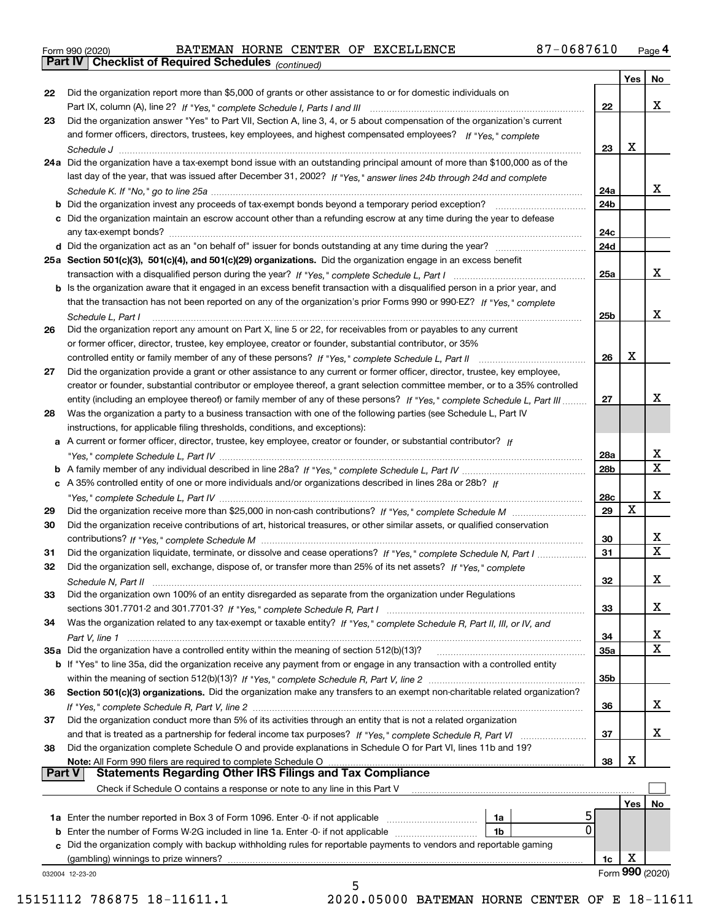Form 990 (2020) BATEMAN HORNE CENTER OF EXCELLENCE 87-0687610 Page 4

**Part IV Checklist of Required Schedules** *(continued)*

| | | | Yes | No |
|---|---|---|---|---|
| 22 | Did the organization report more than $5,000 of grants or other assistance to or for domestic individuals on Part IX, column (A), line 2? *If "Yes," complete Schedule I, Parts I and III* | 22 | | X |
| 23 | Did the organization answer "Yes" to Part VII, Section A, line 3, 4, or 5 about compensation of the organization's current and former officers, directors, trustees, key employees, and highest compensated employees? *If "Yes," complete Schedule J* | 23 | X | |
| 24a | Did the organization have a tax-exempt bond issue with an outstanding principal amount of more than $100,000 as of the last day of the year, that was issued after December 31, 2002? *If "Yes," answer lines 24b through 24d and complete Schedule K. If "No," go to line 25a* | 24a | | X |
| b | Did the organization invest any proceeds of tax-exempt bonds beyond a temporary period exception? | 24b | | |
| c | Did the organization maintain an escrow account other than a refunding escrow at any time during the year to defease any tax-exempt bonds? | 24c | | |
| d | Did the organization act as an "on behalf of" issuer for bonds outstanding at any time during the year? | 24d | | |
| 25a | **Section 501(c)(3), 501(c)(4), and 501(c)(29) organizations.** Did the organization engage in an excess benefit transaction with a disqualified person during the year? *If "Yes," complete Schedule L, Part I* | 25a | | X |
| b | Is the organization aware that it engaged in an excess benefit transaction with a disqualified person in a prior year, and that the transaction has not been reported on any of the organization's prior Forms 990 or 990-EZ? *If "Yes," complete Schedule L, Part I* | 25b | | X |
| 26 | Did the organization report any amount on Part X, line 5 or 22, for receivables from or payables to any current or former officer, director, trustee, key employee, creator or founder, substantial contributor, or 35% controlled entity or family member of any of these persons? *If "Yes," complete Schedule L, Part II* | 26 | X | |
| 27 | Did the organization provide a grant or other assistance to any current or former officer, director, trustee, key employee, creator or founder, substantial contributor or employee thereof, a grant selection committee member, or to a 35% controlled entity (including an employee thereof) or family member of any of these persons? *If "Yes," complete Schedule L, Part III* | 27 | | X |
| 28 | Was the organization a party to a business transaction with one of the following parties (see Schedule L, Part IV instructions, for applicable filing thresholds, conditions, and exceptions): | | | |
| a | A current or former officer, director, trustee, key employee, creator or founder, or substantial contributor? *If "Yes," complete Schedule L, Part IV* | 28a | | X |
| b | A family member of any individual described in line 28a? *If "Yes," complete Schedule L, Part IV* | 28b | | X |
| c | A 35% controlled entity of one or more individuals and/or organizations described in lines 28a or 28b? *If "Yes," complete Schedule L, Part IV* | 28c | | X |
| 29 | Did the organization receive more than $25,000 in non-cash contributions? *If "Yes," complete Schedule M* | 29 | X | |
| 30 | Did the organization receive contributions of art, historical treasures, or other similar assets, or qualified conservation contributions? *If "Yes," complete Schedule M* | 30 | | X |
| 31 | Did the organization liquidate, terminate, or dissolve and cease operations? *If "Yes," complete Schedule N, Part I* | 31 | | X |
| 32 | Did the organization sell, exchange, dispose of, or transfer more than 25% of its net assets? *If "Yes," complete Schedule N, Part II* | 32 | | X |
| 33 | Did the organization own 100% of an entity disregarded as separate from the organization under Regulations sections 301.7701-2 and 301.7701-3? *If "Yes," complete Schedule R, Part I* | 33 | | X |
| 34 | Was the organization related to any tax-exempt or taxable entity? *If "Yes," complete Schedule R, Part II, III, or IV, and Part V, line 1* | 34 | | X |
| 35a | Did the organization have a controlled entity within the meaning of section 512(b)(13)? | 35a | | X |
| b | If "Yes" to line 35a, did the organization receive any payment from or engage in any transaction with a controlled entity within the meaning of section 512(b)(13)? *If "Yes," complete Schedule R, Part V, line 2* | 35b | | |
| 36 | **Section 501(c)(3) organizations.** Did the organization make any transfers to an exempt non-charitable related organization? *If "Yes," complete Schedule R, Part V, line 2* | 36 | | X |
| 37 | Did the organization conduct more than 5% of its activities through an entity that is not a related organization and that is treated as a partnership for federal income tax purposes? *If "Yes," complete Schedule R, Part VI* | 37 | | X |
| 38 | Did the organization complete Schedule O and provide explanations in Schedule O for Part VI, lines 11b and 19? **Note:** All Form 990 filers are required to complete Schedule O | 38 | X | |

**Part V Statements Regarding Other IRS Filings and Tax Compliance**

Check if Schedule O contains a response or note to any line in this Part V ☐

| | | | | | Yes | No |
|---|---|---|---|---|---|---|
| 1a | Enter the number reported in Box 3 of Form 1096. Enter -0- if not applicable | 1a | 5 | | | |
| b | Enter the number of Forms W-2G included in line 1a. Enter -0- if not applicable | 1b | 0 | | | |
| c | Did the organization comply with backup withholding rules for reportable payments to vendors and reportable gaming (gambling) winnings to prize winners? | | | 1c | X | |

032004 12-23-20 Form **990** (2020)

15151112 786875 18-11611.1 2020.05000 BATEMAN HORNE CENTER OF E 18-11611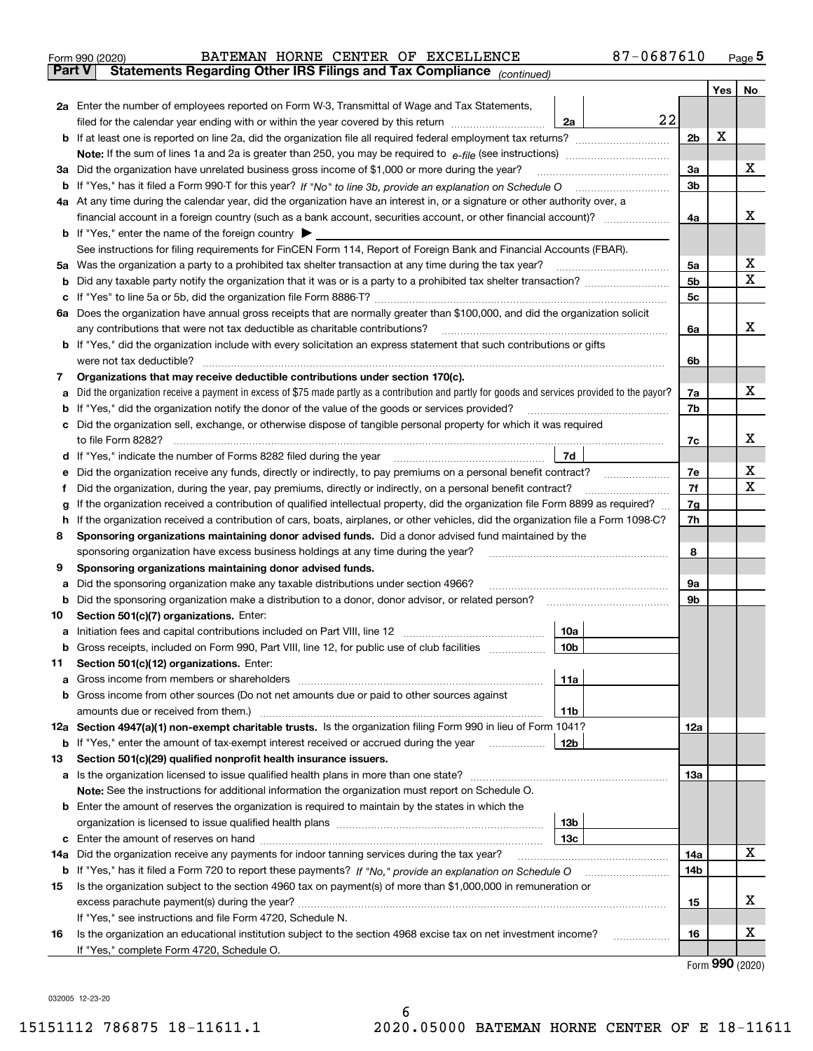Form 990 (2020) BATEMAN HORNE CENTER OF EXCELLENCE 87-0687610 Page 5

## Part V Statements Regarding Other IRS Filings and Tax Compliance *(continued)*

| | | | | | Yes | No |
|---|---|---|---|---|---|---|
| **2a** | Enter the number of employees reported on Form W-3, Transmittal of Wage and Tax Statements, filed for the calendar year ending with or within the year covered by this return | 2a | 22 | | | |
| **b** | If at least one is reported on line 2a, did the organization file all required federal employment tax returns? | | | 2b | X | |
| | **Note:** If the sum of lines 1a and 2a is greater than 250, you may be required to *e-file* (see instructions) | | | | | |
| **3a** | Did the organization have unrelated business gross income of $1,000 or more during the year? | | | 3a | | X |
| **b** | If "Yes," has it filed a Form 990-T for this year? *If "No" to line 3b, provide an explanation on Schedule O* | | | 3b | | |
| **4a** | At any time during the calendar year, did the organization have an interest in, or a signature or other authority over, a financial account in a foreign country (such as a bank account, securities account, or other financial account)? | | | 4a | | X |
| **b** | If "Yes," enter the name of the foreign country ▶ | | | | | |
| | See instructions for filing requirements for FinCEN Form 114, Report of Foreign Bank and Financial Accounts (FBAR). | | | | | |
| **5a** | Was the organization a party to a prohibited tax shelter transaction at any time during the tax year? | | | 5a | | X |
| **b** | Did any taxable party notify the organization that it was or is a party to a prohibited tax shelter transaction? | | | 5b | | X |
| **c** | If "Yes" to line 5a or 5b, did the organization file Form 8886-T? | | | 5c | | |
| **6a** | Does the organization have annual gross receipts that are normally greater than $100,000, and did the organization solicit any contributions that were not tax deductible as charitable contributions? | | | 6a | | X |
| **b** | If "Yes," did the organization include with every solicitation an express statement that such contributions or gifts were not tax deductible? | | | 6b | | |
| **7** | **Organizations that may receive deductible contributions under section 170(c).** | | | | | |
| **a** | Did the organization receive a payment in excess of $75 made partly as a contribution and partly for goods and services provided to the payor? | | | 7a | | X |
| **b** | If "Yes," did the organization notify the donor of the value of the goods or services provided? | | | 7b | | |
| **c** | Did the organization sell, exchange, or otherwise dispose of tangible personal property for which it was required to file Form 8282? | | | 7c | | X |
| **d** | If "Yes," indicate the number of Forms 8282 filed during the year | 7d | | | | |
| **e** | Did the organization receive any funds, directly or indirectly, to pay premiums on a personal benefit contract? | | | 7e | | X |
| **f** | Did the organization, during the year, pay premiums, directly or indirectly, on a personal benefit contract? | | | 7f | | X |
| **g** | If the organization received a contribution of qualified intellectual property, did the organization file Form 8899 as required? | | | 7g | | |
| **h** | If the organization received a contribution of cars, boats, airplanes, or other vehicles, did the organization file a Form 1098-C? | | | 7h | | |
| **8** | **Sponsoring organizations maintaining donor advised funds.** Did a donor advised fund maintained by the sponsoring organization have excess business holdings at any time during the year? | | | 8 | | |
| **9** | **Sponsoring organizations maintaining donor advised funds.** | | | | | |
| **a** | Did the sponsoring organization make any taxable distributions under section 4966? | | | 9a | | |
| **b** | Did the sponsoring organization make a distribution to a donor, donor advisor, or related person? | | | 9b | | |
| **10** | **Section 501(c)(7) organizations.** Enter: | | | | | |
| **a** | Initiation fees and capital contributions included on Part VIII, line 12 | 10a | | | | |
| **b** | Gross receipts, included on Form 990, Part VIII, line 12, for public use of club facilities | 10b | | | | |
| **11** | **Section 501(c)(12) organizations.** Enter: | | | | | |
| **a** | Gross income from members or shareholders | 11a | | | | |
| **b** | Gross income from other sources (Do not net amounts due or paid to other sources against amounts due or received from them.) | 11b | | | | |
| **12a** | **Section 4947(a)(1) non-exempt charitable trusts.** Is the organization filing Form 990 in lieu of Form 1041? | | | 12a | | |
| **b** | If "Yes," enter the amount of tax-exempt interest received or accrued during the year | 12b | | | | |
| **13** | **Section 501(c)(29) qualified nonprofit health insurance issuers.** | | | | | |
| **a** | Is the organization licensed to issue qualified health plans in more than one state? | | | 13a | | |
| | **Note:** See the instructions for additional information the organization must report on Schedule O. | | | | | |
| **b** | Enter the amount of reserves the organization is required to maintain by the states in which the organization is licensed to issue qualified health plans | 13b | | | | |
| **c** | Enter the amount of reserves on hand | 13c | | | | |
| **14a** | Did the organization receive any payments for indoor tanning services during the tax year? | | | 14a | | X |
| **b** | If "Yes," has it filed a Form 720 to report these payments? *If "No," provide an explanation on Schedule O* | | | 14b | | |
| **15** | Is the organization subject to the section 4960 tax on payment(s) of more than $1,000,000 in remuneration or excess parachute payment(s) during the year? | | | 15 | | X |
| | If "Yes," see instructions and file Form 4720, Schedule N. | | | | | |
| **16** | Is the organization an educational institution subject to the section 4968 excise tax on net investment income? | | | 16 | | X |
| | If "Yes," complete Form 4720, Schedule O. | | | | | |

Form **990** (2020)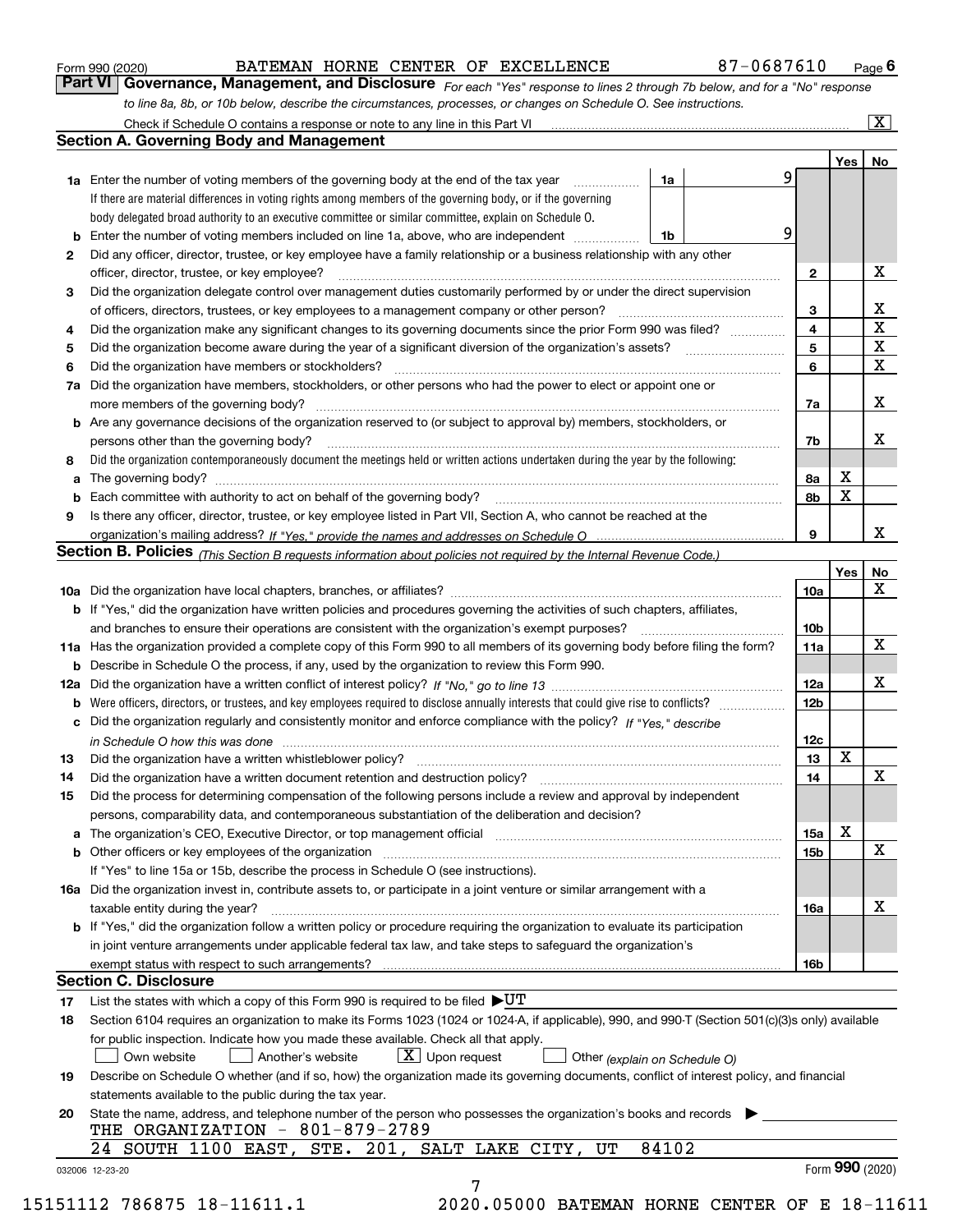Form 990 (2020) BATEMAN HORNE CENTER OF EXCELLENCE 87-0687610 Page 6

## Part VI Governance, Management, and Disclosure

*For each "Yes" response to lines 2 through 7b below, and for a "No" response to line 8a, 8b, or 10b below, describe the circumstances, processes, or changes on Schedule O. See instructions.*

Check if Schedule O contains a response or note to any line in this Part VI ..... [X]

### Section A. Governing Body and Management

| | | | | Yes | No |
|---|---|---|---|---|---|
| **1a** | Enter the number of voting members of the governing body at the end of the tax year ..... **1a** | 9 | | | |
| | If there are material differences in voting rights among members of the governing body, or if the governing body delegated broad authority to an executive committee or similar committee, explain on Schedule O. | | | | |
| **b** | Enter the number of voting members included on line 1a, above, who are independent ..... **1b** | 9 | | | |
| **2** | Did any officer, director, trustee, or key employee have a family relationship or a business relationship with any other officer, director, trustee, or key employee? | | **2** | | X |
| **3** | Did the organization delegate control over management duties customarily performed by or under the direct supervision of officers, directors, trustees, or key employees to a management company or other person? | | **3** | | X |
| **4** | Did the organization make any significant changes to its governing documents since the prior Form 990 was filed? | | **4** | | X |
| **5** | Did the organization become aware during the year of a significant diversion of the organization's assets? | | **5** | | X |
| **6** | Did the organization have members or stockholders? | | **6** | | X |
| **7a** | Did the organization have members, stockholders, or other persons who had the power to elect or appoint one or more members of the governing body? | | **7a** | | X |
| **b** | Are any governance decisions of the organization reserved to (or subject to approval by) members, stockholders, or persons other than the governing body? | | **7b** | | X |
| **8** | Did the organization contemporaneously document the meetings held or written actions undertaken during the year by the following: | | | | |
| **a** | The governing body? | | **8a** | X | |
| **b** | Each committee with authority to act on behalf of the governing body? | | **8b** | X | |
| **9** | Is there any officer, director, trustee, or key employee listed in Part VII, Section A, who cannot be reached at the organization's mailing address? *If "Yes," provide the names and addresses on Schedule O* | | **9** | | X |

### Section B. Policies *(This Section B requests information about policies not required by the Internal Revenue Code.)*

| | | | Yes | No |
|---|---|---|---|---|
| **10a** | Did the organization have local chapters, branches, or affiliates? | **10a** | | X |
| **b** | If "Yes," did the organization have written policies and procedures governing the activities of such chapters, affiliates, and branches to ensure their operations are consistent with the organization's exempt purposes? | **10b** | | |
| **11a** | Has the organization provided a complete copy of this Form 990 to all members of its governing body before filing the form? | **11a** | | X |
| **b** | Describe in Schedule O the process, if any, used by the organization to review this Form 990. | | | |
| **12a** | Did the organization have a written conflict of interest policy? *If "No," go to line 13* | **12a** | | X |
| **b** | Were officers, directors, or trustees, and key employees required to disclose annually interests that could give rise to conflicts? | **12b** | | |
| **c** | Did the organization regularly and consistently monitor and enforce compliance with the policy? *If "Yes," describe in Schedule O how this was done* | **12c** | | |
| **13** | Did the organization have a written whistleblower policy? | **13** | X | |
| **14** | Did the organization have a written document retention and destruction policy? | **14** | | X |
| **15** | Did the process for determining compensation of the following persons include a review and approval by independent persons, comparability data, and contemporaneous substantiation of the deliberation and decision? | | | |
| **a** | The organization's CEO, Executive Director, or top management official | **15a** | X | |
| **b** | Other officers or key employees of the organization | **15b** | | X |
| | If "Yes" to line 15a or 15b, describe the process in Schedule O (see instructions). | | | |
| **16a** | Did the organization invest in, contribute assets to, or participate in a joint venture or similar arrangement with a taxable entity during the year? | **16a** | | X |
| **b** | If "Yes," did the organization follow a written policy or procedure requiring the organization to evaluate its participation in joint venture arrangements under applicable federal tax law, and take steps to safeguard the organization's exempt status with respect to such arrangements? | **16b** | | |

### Section C. Disclosure

**17** List the states with which a copy of this Form 990 is required to be filed ▶UT

**18** Section 6104 requires an organization to make its Forms 1023 (1024 or 1024-A, if applicable), 990, and 990-T (Section 501(c)(3)s only) available for public inspection. Indicate how you made these available. Check all that apply.

[ ] Own website [ ] Another's website [X] Upon request [ ] Other *(explain on Schedule O)*

**19** Describe on Schedule O whether (and if so, how) the organization made its governing documents, conflict of interest policy, and financial statements available to the public during the tax year.

**20** State the name, address, and telephone number of the person who possesses the organization's books and records ▶

THE ORGANIZATION - 801-879-2789
24 SOUTH 1100 EAST, STE. 201, SALT LAKE CITY, UT 84102

032006 12-23-20 Form **990** (2020)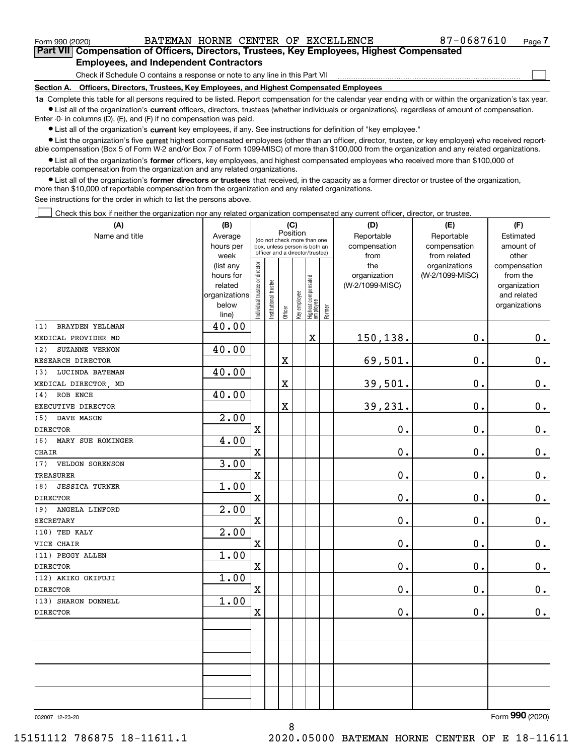Form 990 (2020) BATEMAN HORNE CENTER OF EXCELLENCE 87-0687610 Page 7

## Part VII Compensation of Officers, Directors, Trustees, Key Employees, Highest Compensated Employees, and Independent Contractors

Check if Schedule O contains a response or note to any line in this Part VII

### Section A. Officers, Directors, Trustees, Key Employees, and Highest Compensated Employees

**1a** Complete this table for all persons required to be listed. Report compensation for the calendar year ending with or within the organization's tax year.

- List all of the organization's **current** officers, directors, trustees (whether individuals or organizations), regardless of amount of compensation. Enter -0- in columns (D), (E), and (F) if no compensation was paid.
- List all of the organization's **current** key employees, if any. See instructions for definition of "key employee."
- List the organization's five **current** highest compensated employees (other than an officer, director, trustee, or key employee) who received reportable compensation (Box 5 of Form W-2 and/or Box 7 of Form 1099-MISC) of more than $100,000 from the organization and any related organizations.
- List all of the organization's **former** officers, key employees, and highest compensated employees who received more than $100,000 of reportable compensation from the organization and any related organizations.
- List all of the organization's **former directors or trustees** that received, in the capacity as a former director or trustee of the organization, more than $10,000 of reportable compensation from the organization and any related organizations.

See instructions for the order in which to list the persons above.

Check this box if neither the organization nor any related organization compensated any current officer, director, or trustee.

| (A) Name and title | (B) Average hours per week (list any hours for related organizations below line) | (C) Position: Individual trustee or director | Institutional trustee | Officer | Key employee | Highest compensated employee | Former | (D) Reportable compensation from the organization (W-2/1099-MISC) | (E) Reportable compensation from related organizations (W-2/1099-MISC) | (F) Estimated amount of other compensation from the organization and related organizations |
|---|---|---|---|---|---|---|---|---|---|---|
| (1) BRAYDEN YELLMAN<br>MEDICAL PROVIDER MD | 40.00 | | | | | X | | 150,138. | 0. | 0. |
| (2) SUZANNE VERNON<br>RESEARCH DIRECTOR | 40.00 | | | X | | | | 69,501. | 0. | 0. |
| (3) LUCINDA BATEMAN<br>MEDICAL DIRECTOR, MD | 40.00 | | | X | | | | 39,501. | 0. | 0. |
| (4) ROB ENCE<br>EXECUTIVE DIRECTOR | 40.00 | | | X | | | | 39,231. | 0. | 0. |
| (5) DAVE MASON<br>DIRECTOR | 2.00 | X | | | | | | 0. | 0. | 0. |
| (6) MARY SUE ROMINGER<br>CHAIR | 4.00 | X | | | | | | 0. | 0. | 0. |
| (7) VELDON SORENSON<br>TREASURER | 3.00 | X | | | | | | 0. | 0. | 0. |
| (8) JESSICA TURNER<br>DIRECTOR | 1.00 | X | | | | | | 0. | 0. | 0. |
| (9) ANGELA LINFORD<br>SECRETARY | 2.00 | X | | | | | | 0. | 0. | 0. |
| (10) TED KALY<br>VICE CHAIR | 2.00 | X | | | | | | 0. | 0. | 0. |
| (11) PEGGY ALLEN<br>DIRECTOR | 1.00 | X | | | | | | 0. | 0. | 0. |
| (12) AKIKO OKIFUJI<br>DIRECTOR | 1.00 | X | | | | | | 0. | 0. | 0. |
| (13) SHARON DONNELL<br>DIRECTOR | 1.00 | X | | | | | | 0. | 0. | 0. |

032007 12-23-20

Form **990** (2020)

15151112 786875 18-11611.1 2020.05000 BATEMAN HORNE CENTER OF E 18-11611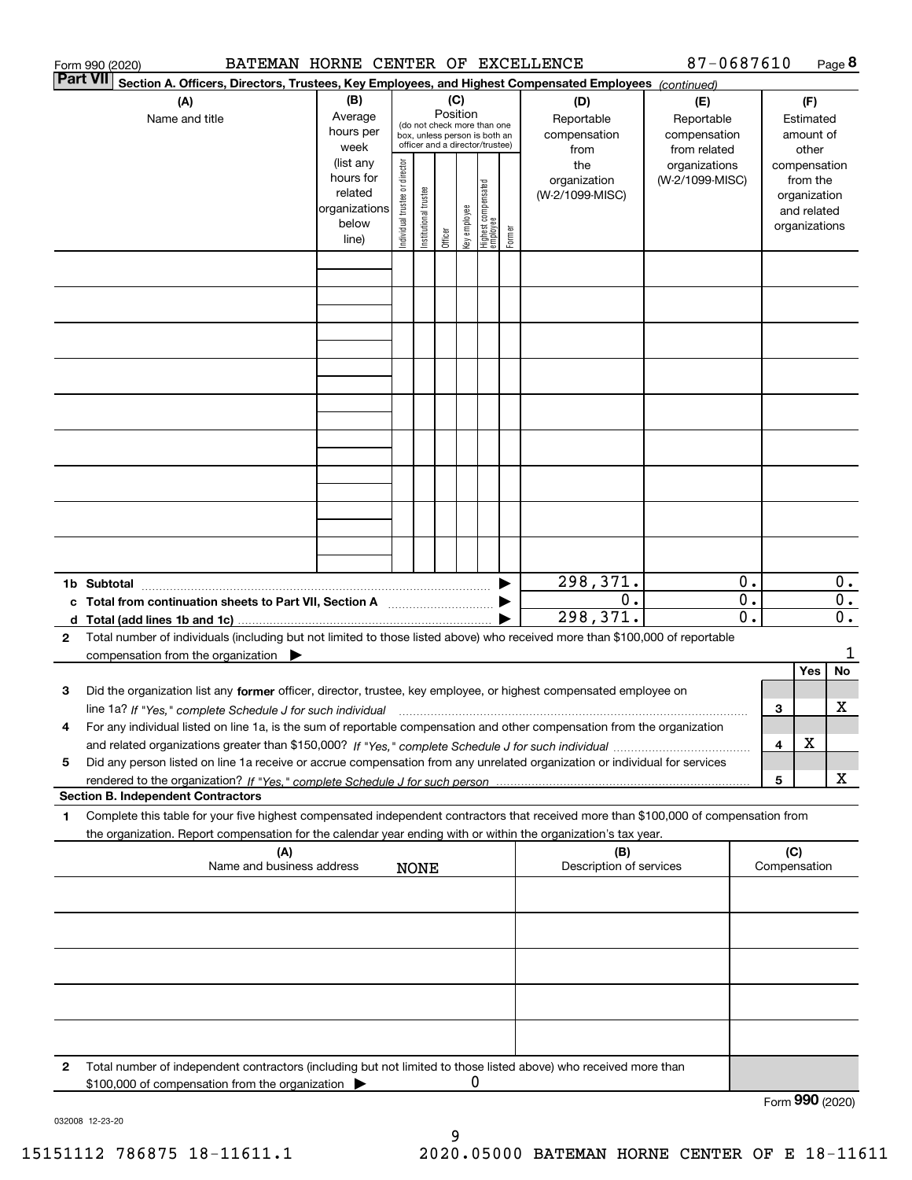Form 990 (2020) BATEMAN HORNE CENTER OF EXCELLENCE 87-0687610 Page 8

**Part VII** Section A. Officers, Directors, Trustees, Key Employees, and Highest Compensated Employees *(continued)*

| (A) Name and title | (B) Average hours per week (list any hours for related organizations below line) | (C) Position: Individual trustee or director | Institutional trustee | Officer | Key employee | Highest compensated employee | Former | (D) Reportable compensation from the organization (W-2/1099-MISC) | (E) Reportable compensation from related organizations (W-2/1099-MISC) | (F) Estimated amount of other compensation from the organization and related organizations |
|---|---|---|---|---|---|---|---|---|---|---|
| | | | | | | | | | | |
| | | | | | | | | | | |
| | | | | | | | | | | |
| | | | | | | | | | | |
| | | | | | | | | | | |
| | | | | | | | | | | |
| | | | | | | | | | | |
| | | | | | | | | | | |
| | | | | | | | | | | |
| 1b Subtotal | | | | | | | ▶ | 298,371. | 0. | 0. |
| c Total from continuation sheets to Part VII, Section A | | | | | | | ▶ | 0. | 0. | 0. |
| d Total (add lines 1b and 1c) | | | | | | | ▶ | 298,371. | 0. | 0. |

2 Total number of individuals (including but not limited to those listed above) who received more than $100,000 of reportable compensation from the organization ▶ 1

| | | | Yes | No |
|---|---|---|---|---|
| 3 | Did the organization list any **former** officer, director, trustee, key employee, or highest compensated employee on line 1a? *If "Yes," complete Schedule J for such individual* | 3 | | X |
| 4 | For any individual listed on line 1a, is the sum of reportable compensation and other compensation from the organization and related organizations greater than $150,000? *If "Yes," complete Schedule J for such individual* | 4 | X | |
| 5 | Did any person listed on line 1a receive or accrue compensation from any unrelated organization or individual for services rendered to the organization? *If "Yes," complete Schedule J for such person* | 5 | | X |

**Section B. Independent Contractors**

1 Complete this table for your five highest compensated independent contractors that received more than $100,000 of compensation from the organization. Report compensation for the calendar year ending with or within the organization's tax year.

| (A) Name and business address NONE | (B) Description of services | (C) Compensation |
|---|---|---|
| | | |
| | | |
| | | |
| | | |
| | | |

2 Total number of independent contractors (including but not limited to those listed above) who received more than $100,000 of compensation from the organization ▶ 0

Form **990** (2020)

032008 12-23-20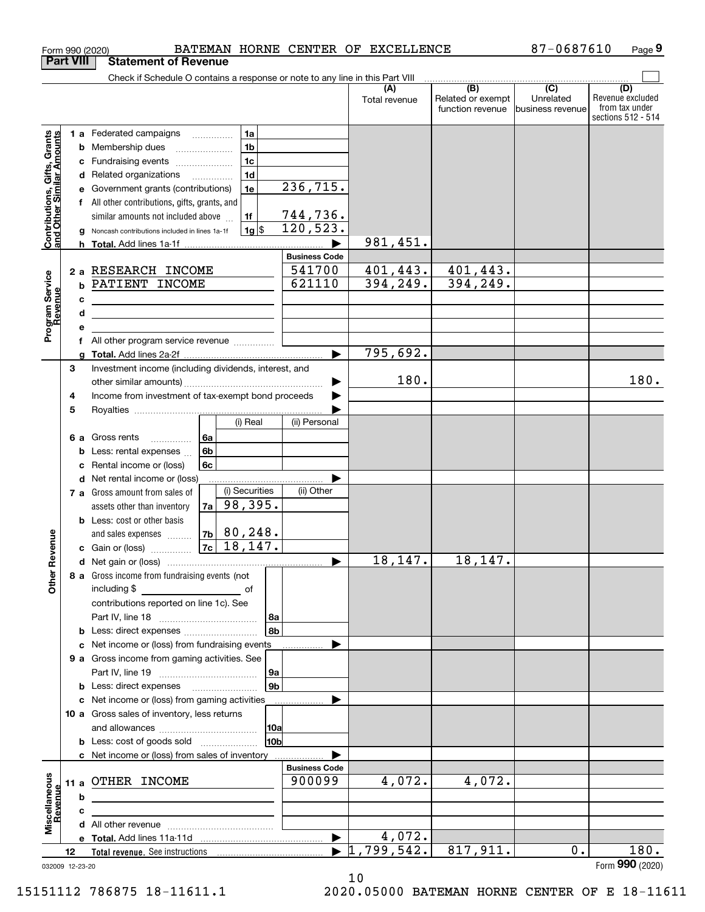Form 990 (2020) BATEMAN HORNE CENTER OF EXCELLENCE 87-0687610 Page 9

## Part VIII Statement of Revenue

Check if Schedule O contains a response or note to any line in this Part VIII

| | | | | (A) Total revenue | (B) Related or exempt function revenue | (C) Unrelated business revenue | (D) Revenue excluded from tax under sections 512 - 514 |
|---|---|---|---|---|---|---|---|
| **Contributions, Gifts, Grants and Other Similar Amounts** | 1 a Federated campaigns | 1a | | | | | |
| | b Membership dues | 1b | | | | | |
| | c Fundraising events | 1c | | | | | |
| | d Related organizations | 1d | | | | | |
| | e Government grants (contributions) | 1e | 236,715. | | | | |
| | f All other contributions, gifts, grants, and similar amounts not included above | 1f | 744,736. | | | | |
| | g Noncash contributions included in lines 1a-1f | 1g $ | 120,523. | | | | |
| | h **Total.** Add lines 1a-1f | | | 981,451. | | | |
| | | | **Business Code** | | | | |
| **Program Service Revenue** | 2 a RESEARCH INCOME | | 541700 | 401,443. | 401,443. | | |
| | b PATIENT INCOME | | 621110 | 394,249. | 394,249. | | |
| | c | | | | | | |
| | d | | | | | | |
| | e | | | | | | |
| | f All other program service revenue | | | | | | |
| | g **Total.** Add lines 2a-2f | | | 795,692. | | | |
| **Other Revenue** | 3 Investment income (including dividends, interest, and other similar amounts) | | | 180. | | | 180. |
| | 4 Income from investment of tax-exempt bond proceeds | | | | | | |
| | 5 Royalties | | | | | | |
| | | (i) Real | (ii) Personal | | | | |
| | 6 a Gross rents 6a | | | | | | |
| | b Less: rental expenses 6b | | | | | | |
| | c Rental income or (loss) 6c | | | | | | |
| | d Net rental income or (loss) | | | | | | |
| | | (i) Securities | (ii) Other | | | | |
| | 7 a Gross amount from sales of assets other than inventory 7a | 98,395. | | | | | |
| | b Less: cost or other basis and sales expenses 7b | 80,248. | | | | | |
| | c Gain or (loss) 7c | 18,147. | | | | | |
| | d Net gain or (loss) | | | 18,147. | 18,147. | | |
| | 8 a Gross income from fundraising events (not including $ of contributions reported on line 1c). See Part IV, line 18 | 8a | | | | | |
| | b Less: direct expenses | 8b | | | | | |
| | c Net income or (loss) from fundraising events | | | | | | |
| | 9 a Gross income from gaming activities. See Part IV, line 19 | 9a | | | | | |
| | b Less: direct expenses | 9b | | | | | |
| | c Net income or (loss) from gaming activities | | | | | | |
| | 10 a Gross sales of inventory, less returns and allowances | 10a | | | | | |
| | b Less: cost of goods sold | 10b | | | | | |
| | c Net income or (loss) from sales of inventory | | | | | | |
| | | | **Business Code** | | | | |
| **Miscellaneous Revenue** | 11 a OTHER INCOME | | 900099 | 4,072. | 4,072. | | |
| | b | | | | | | |
| | c | | | | | | |
| | d All other revenue | | | | | | |
| | e **Total.** Add lines 11a-11d | | | 4,072. | | | |
| | 12 **Total revenue.** See instructions | | | 1,799,542. | 817,911. | 0. | 180. |

032009 12-23-20 Form **990** (2020)

15151112 786875 18-11611.1 2020.05000 BATEMAN HORNE CENTER OF E 18-11611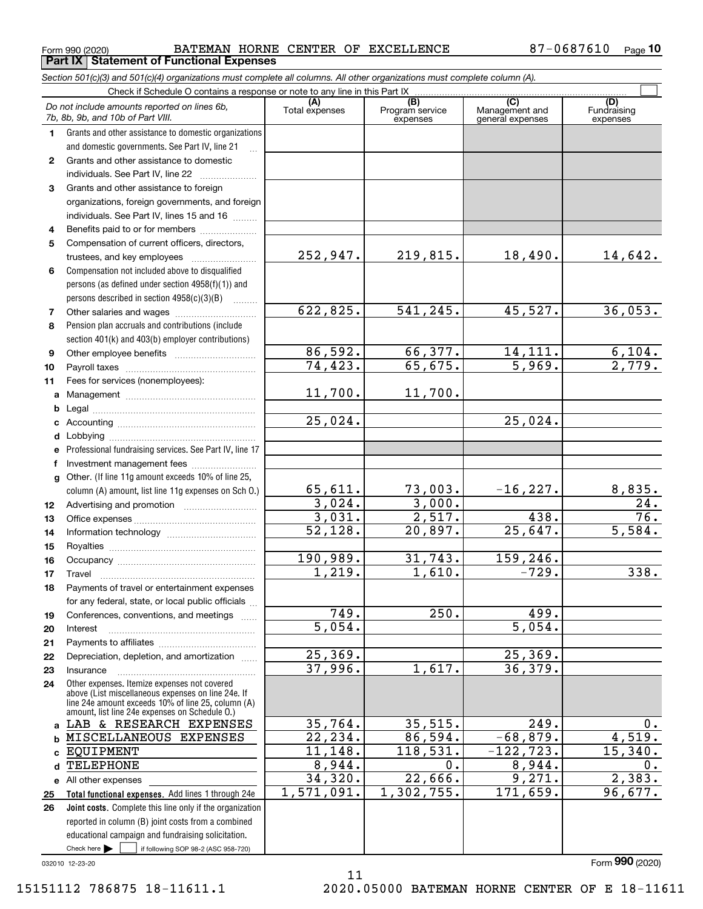Form 990 (2020) BATEMAN HORNE CENTER OF EXCELLENCE 87-0687610

## Part IX Statement of Functional Expenses

*Section 501(c)(3) and 501(c)(4) organizations must complete all columns. All other organizations must complete column (A).*

Check if Schedule O contains a response or note to any line in this Part IX ☐

| | *Do not include amounts reported on lines 6b, 7b, 8b, 9b, and 10b of Part VIII.* | (A) Total expenses | (B) Program service expenses | (C) Management and general expenses | (D) Fundraising expenses |
|---|---|---|---|---|---|
| 1 | Grants and other assistance to domestic organizations and domestic governments. See Part IV, line 21 | | | | |
| 2 | Grants and other assistance to domestic individuals. See Part IV, line 22 | | | | |
| 3 | Grants and other assistance to foreign organizations, foreign governments, and foreign individuals. See Part IV, lines 15 and 16 | | | | |
| 4 | Benefits paid to or for members | | | | |
| 5 | Compensation of current officers, directors, trustees, and key employees | 252,947. | 219,815. | 18,490. | 14,642. |
| 6 | Compensation not included above to disqualified persons (as defined under section 4958(f)(1)) and persons described in section 4958(c)(3)(B) | | | | |
| 7 | Other salaries and wages | 622,825. | 541,245. | 45,527. | 36,053. |
| 8 | Pension plan accruals and contributions (include section 401(k) and 403(b) employer contributions) | | | | |
| 9 | Other employee benefits | 86,592. | 66,377. | 14,111. | 6,104. |
| 10 | Payroll taxes | 74,423. | 65,675. | 5,969. | 2,779. |
| 11 | Fees for services (nonemployees): | | | | |
| a | Management | 11,700. | 11,700. | | |
| b | Legal | | | | |
| c | Accounting | 25,024. | | 25,024. | |
| d | Lobbying | | | | |
| e | Professional fundraising services. See Part IV, line 17 | | | | |
| f | Investment management fees | | | | |
| g | Other. (If line 11g amount exceeds 10% of line 25, column (A) amount, list line 11g expenses on Sch O.) | 65,611. | 73,003. | -16,227. | 8,835. |
| 12 | Advertising and promotion | 3,024. | 3,000. | | 24. |
| 13 | Office expenses | 3,031. | 2,517. | 438. | 76. |
| 14 | Information technology | 52,128. | 20,897. | 25,647. | 5,584. |
| 15 | Royalties | | | | |
| 16 | Occupancy | 190,989. | 31,743. | 159,246. | |
| 17 | Travel | 1,219. | 1,610. | -729. | 338. |
| 18 | Payments of travel or entertainment expenses for any federal, state, or local public officials | | | | |
| 19 | Conferences, conventions, and meetings | 749. | 250. | 499. | |
| 20 | Interest | 5,054. | | 5,054. | |
| 21 | Payments to affiliates | | | | |
| 22 | Depreciation, depletion, and amortization | 25,369. | | 25,369. | |
| 23 | Insurance | 37,996. | 1,617. | 36,379. | |
| 24 | Other expenses. Itemize expenses not covered above (List miscellaneous expenses on line 24e. If line 24e amount exceeds 10% of line 25, column (A) amount, list line 24e expenses on Schedule O.) | | | | |
| a | LAB & RESEARCH EXPENSES | 35,764. | 35,515. | 249. | 0. |
| b | MISCELLANEOUS EXPENSES | 22,234. | 86,594. | -68,879. | 4,519. |
| c | EQUIPMENT | 11,148. | 118,531. | -122,723. | 15,340. |
| d | TELEPHONE | 8,944. | 0. | 8,944. | 0. |
| e | All other expenses | 34,320. | 22,666. | 9,271. | 2,383. |
| 25 | **Total functional expenses.** Add lines 1 through 24e | 1,571,091. | 1,302,755. | 171,659. | 96,677. |
| 26 | **Joint costs.** Complete this line only if the organization reported in column (B) joint costs from a combined educational campaign and fundraising solicitation. Check here ☐ if following SOP 98-2 (ASC 958-720) | | | | |

032010 12-23-20

Form **990** (2020)

15151112 786875 18-11611.1 2020.05000 BATEMAN HORNE CENTER OF E 18-11611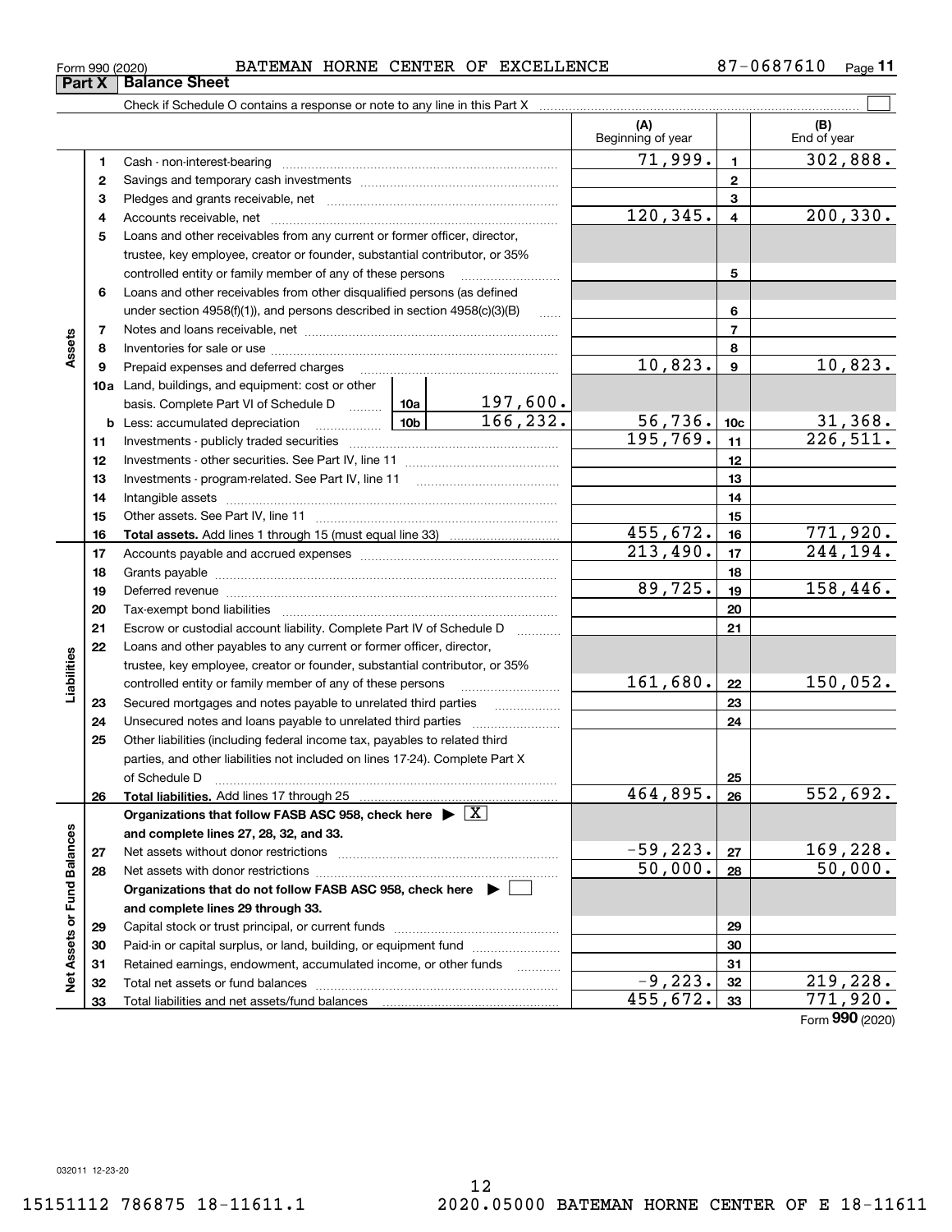Form 990 (2020) BATEMAN HORNE CENTER OF EXCELLENCE 87-0687610

## Part X Balance Sheet

Check if Schedule O contains a response or note to any line in this Part X ☐

| | | | | (A) Beginning of year | | (B) End of year |
|---|---|---|---|---|---|---|
| **Assets** | 1 | Cash - non-interest-bearing | | 71,999. | 1 | 302,888. |
| | 2 | Savings and temporary cash investments | | | 2 | |
| | 3 | Pledges and grants receivable, net | | | 3 | |
| | 4 | Accounts receivable, net | | 120,345. | 4 | 200,330. |
| | 5 | Loans and other receivables from any current or former officer, director, trustee, key employee, creator or founder, substantial contributor, or 35% controlled entity or family member of any of these persons | | | 5 | |
| | 6 | Loans and other receivables from other disqualified persons (as defined under section 4958(f)(1)), and persons described in section 4958(c)(3)(B) | | | 6 | |
| | 7 | Notes and loans receivable, net | | | 7 | |
| | 8 | Inventories for sale or use | | | 8 | |
| | 9 | Prepaid expenses and deferred charges | | 10,823. | 9 | 10,823. |
| | 10a | Land, buildings, and equipment: cost or other basis. Complete Part VI of Schedule D | 10a 197,600. | | | |
| | b | Less: accumulated depreciation | 10b 166,232. | 56,736. | 10c | 31,368. |
| | 11 | Investments - publicly traded securities | | 195,769. | 11 | 226,511. |
| | 12 | Investments - other securities. See Part IV, line 11 | | | 12 | |
| | 13 | Investments - program-related. See Part IV, line 11 | | | 13 | |
| | 14 | Intangible assets | | | 14 | |
| | 15 | Other assets. See Part IV, line 11 | | | 15 | |
| | 16 | **Total assets.** Add lines 1 through 15 (must equal line 33) | | 455,672. | 16 | 771,920. |
| **Liabilities** | 17 | Accounts payable and accrued expenses | | 213,490. | 17 | 244,194. |
| | 18 | Grants payable | | | 18 | |
| | 19 | Deferred revenue | | 89,725. | 19 | 158,446. |
| | 20 | Tax-exempt bond liabilities | | | 20 | |
| | 21 | Escrow or custodial account liability. Complete Part IV of Schedule D | | | 21 | |
| | 22 | Loans and other payables to any current or former officer, director, trustee, key employee, creator or founder, substantial contributor, or 35% controlled entity or family member of any of these persons | | 161,680. | 22 | 150,052. |
| | 23 | Secured mortgages and notes payable to unrelated third parties | | | 23 | |
| | 24 | Unsecured notes and loans payable to unrelated third parties | | | 24 | |
| | 25 | Other liabilities (including federal income tax, payables to related third parties, and other liabilities not included on lines 17-24). Complete Part X of Schedule D | | | 25 | |
| | 26 | **Total liabilities.** Add lines 17 through 25 | | 464,895. | 26 | 552,692. |
| **Net Assets or Fund Balances** | | **Organizations that follow FASB ASC 958, check here ▶ ☒ and complete lines 27, 28, 32, and 33.** | | | | |
| | 27 | Net assets without donor restrictions | | -59,223. | 27 | 169,228. |
| | 28 | Net assets with donor restrictions | | 50,000. | 28 | 50,000. |
| | | **Organizations that do not follow FASB ASC 958, check here ▶ ☐ and complete lines 29 through 33.** | | | | |
| | 29 | Capital stock or trust principal, or current funds | | | 29 | |
| | 30 | Paid-in or capital surplus, or land, building, or equipment fund | | | 30 | |
| | 31 | Retained earnings, endowment, accumulated income, or other funds | | | 31 | |
| | 32 | Total net assets or fund balances | | -9,223. | 32 | 219,228. |
| | 33 | Total liabilities and net assets/fund balances | | 455,672. | 33 | 771,920. |

Form **990** (2020)

032011 12-23-20

15151112 786875 18-11611.1 2020.05000 BATEMAN HORNE CENTER OF E 18-11611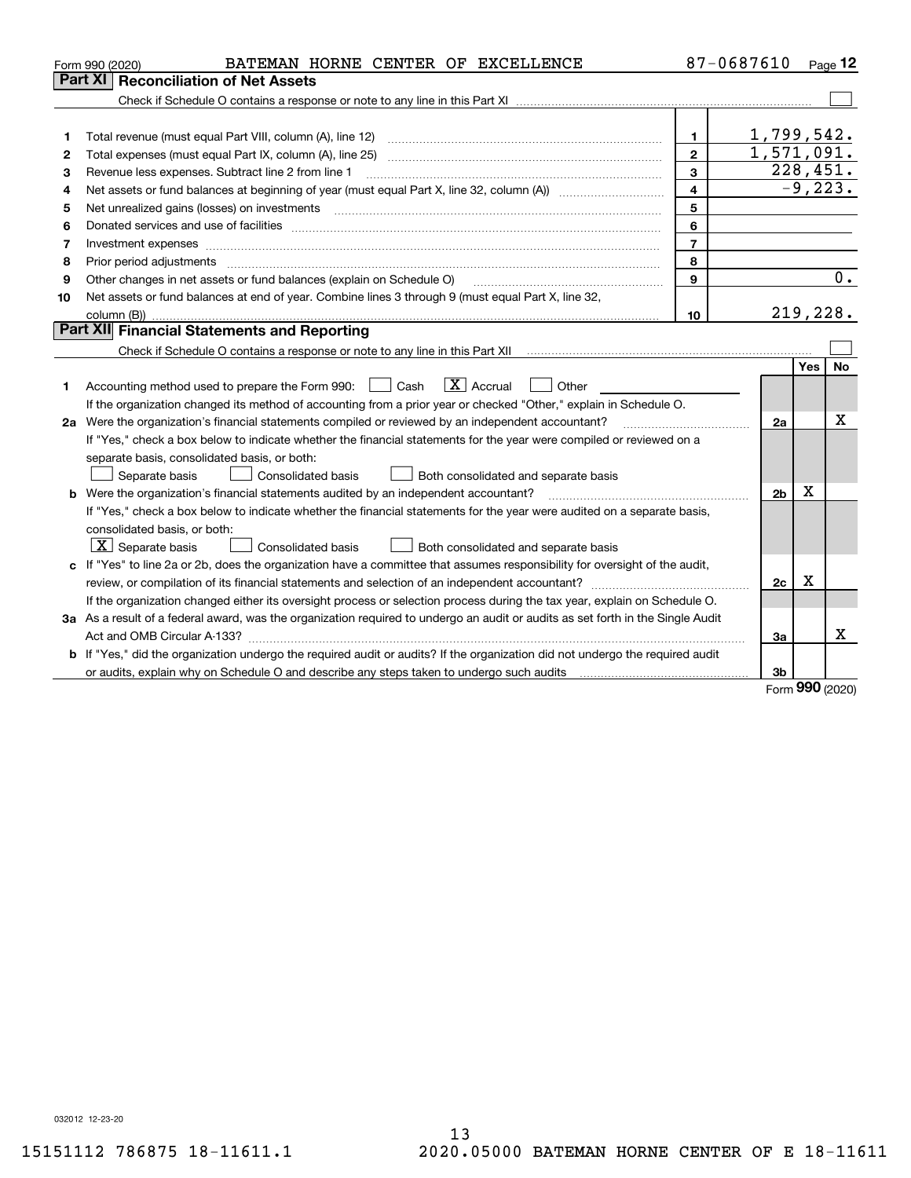Form 990 (2020) BATEMAN HORNE CENTER OF EXCELLENCE 87-0687610 Page 12

## Part XI Reconciliation of Net Assets

Check if Schedule O contains a response or note to any line in this Part XI ☐

| | | | |
|---|---|---|---|
| 1 | Total revenue (must equal Part VIII, column (A), line 12) | 1 | 1,799,542. |
| 2 | Total expenses (must equal Part IX, column (A), line 25) | 2 | 1,571,091. |
| 3 | Revenue less expenses. Subtract line 2 from line 1 | 3 | 228,451. |
| 4 | Net assets or fund balances at beginning of year (must equal Part X, line 32, column (A)) | 4 | -9,223. |
| 5 | Net unrealized gains (losses) on investments | 5 | |
| 6 | Donated services and use of facilities | 6 | |
| 7 | Investment expenses | 7 | |
| 8 | Prior period adjustments | 8 | |
| 9 | Other changes in net assets or fund balances (explain on Schedule O) | 9 | 0. |
| 10 | Net assets or fund balances at end of year. Combine lines 3 through 9 (must equal Part X, line 32, column (B)) | 10 | 219,228. |

## Part XII Financial Statements and Reporting

Check if Schedule O contains a response or note to any line in this Part XII ☐

| | | | Yes | No |
|---|---|---|---|---|
| 1 | Accounting method used to prepare the Form 990: ☐ Cash ☒ Accrual ☐ Other<br>If the organization changed its method of accounting from a prior year or checked "Other," explain in Schedule O. | | | |
| 2a | Were the organization's financial statements compiled or reviewed by an independent accountant?<br>If "Yes," check a box below to indicate whether the financial statements for the year were compiled or reviewed on a separate basis, consolidated basis, or both:<br>☐ Separate basis ☐ Consolidated basis ☐ Both consolidated and separate basis | 2a | | X |
| b | Were the organization's financial statements audited by an independent accountant?<br>If "Yes," check a box below to indicate whether the financial statements for the year were audited on a separate basis, consolidated basis, or both:<br>☒ Separate basis ☐ Consolidated basis ☐ Both consolidated and separate basis | 2b | X | |
| c | If "Yes" to line 2a or 2b, does the organization have a committee that assumes responsibility for oversight of the audit, review, or compilation of its financial statements and selection of an independent accountant?<br>If the organization changed either its oversight process or selection process during the tax year, explain on Schedule O. | 2c | X | |
| 3a | As a result of a federal award, was the organization required to undergo an audit or audits as set forth in the Single Audit Act and OMB Circular A-133? | 3a | | X |
| b | If "Yes," did the organization undergo the required audit or audits? If the organization did not undergo the required audit or audits, explain why on Schedule O and describe any steps taken to undergo such audits | 3b | | |

Form 990 (2020)

032012 12-23-20

15151112 786875 18-11611.1 2020.05000 BATEMAN HORNE CENTER OF E 18-11611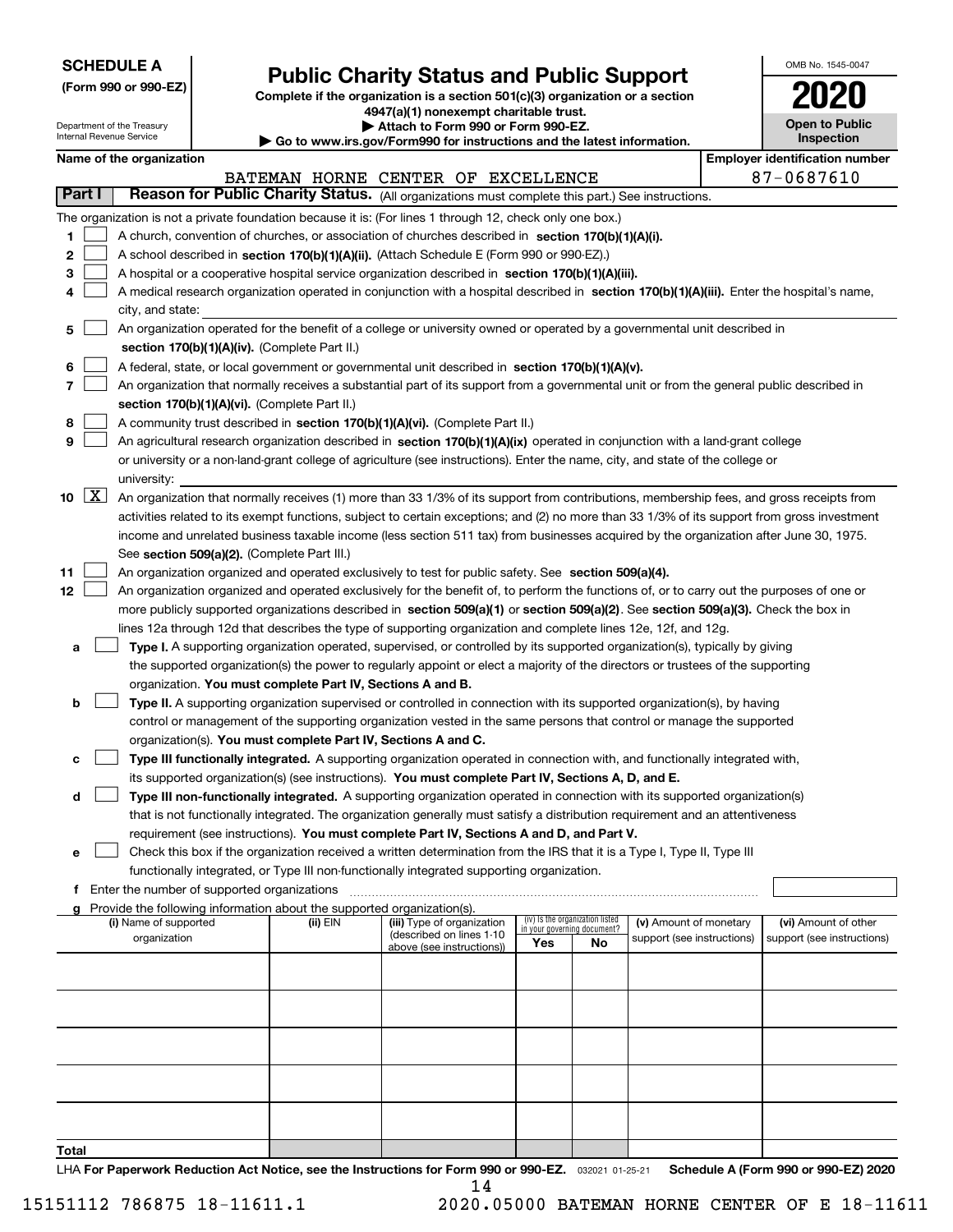**SCHEDULE A**
**(Form 990 or 990-EZ)**

Department of the Treasury
Internal Revenue Service

# Public Charity Status and Public Support

**Complete if the organization is a section 501(c)(3) organization or a section 4947(a)(1) nonexempt charitable trust.**
**▶ Attach to Form 990 or Form 990-EZ.**
**▶ Go to www.irs.gov/Form990 for instructions and the latest information.**

OMB No. 1545-0047
**2020**
**Open to Public Inspection**

**Name of the organization:** BATEMAN HORNE CENTER OF EXCELLENCE
**Employer identification number:** 87-0687610

## Part I — Reason for Public Charity Status. (All organizations must complete this part.) See instructions.

The organization is not a private foundation because it is: (For lines 1 through 12, check only one box.)

1. ☐ A church, convention of churches, or association of churches described in **section 170(b)(1)(A)(i).**
2. ☐ A school described in **section 170(b)(1)(A)(ii).** (Attach Schedule E (Form 990 or 990-EZ).)
3. ☐ A hospital or a cooperative hospital service organization described in **section 170(b)(1)(A)(iii).**
4. ☐ A medical research organization operated in conjunction with a hospital described in **section 170(b)(1)(A)(iii).** Enter the hospital's name, city, and state:
5. ☐ An organization operated for the benefit of a college or university owned or operated by a governmental unit described in **section 170(b)(1)(A)(iv).** (Complete Part II.)
6. ☐ A federal, state, or local government or governmental unit described in **section 170(b)(1)(A)(v).**
7. ☐ An organization that normally receives a substantial part of its support from a governmental unit or from the general public described in **section 170(b)(1)(A)(vi).** (Complete Part II.)
8. ☐ A community trust described in **section 170(b)(1)(A)(vi).** (Complete Part II.)
9. ☐ An agricultural research organization described in **section 170(b)(1)(A)(ix)** operated in conjunction with a land-grant college or university or a non-land-grant college of agriculture (see instructions). Enter the name, city, and state of the college or university:
10. ☒ An organization that normally receives (1) more than 33 1/3% of its support from contributions, membership fees, and gross receipts from activities related to its exempt functions, subject to certain exceptions; and (2) no more than 33 1/3% of its support from gross investment income and unrelated business taxable income (less section 511 tax) from businesses acquired by the organization after June 30, 1975. See **section 509(a)(2).** (Complete Part III.)
11. ☐ An organization organized and operated exclusively to test for public safety. See **section 509(a)(4).**
12. ☐ An organization organized and operated exclusively for the benefit of, to perform the functions of, or to carry out the purposes of one or more publicly supported organizations described in **section 509(a)(1)** or **section 509(a)(2)**. See **section 509(a)(3).** Check the box in lines 12a through 12d that describes the type of supporting organization and complete lines 12e, 12f, and 12g.
   - **a** ☐ **Type I.** A supporting organization operated, supervised, or controlled by its supported organization(s), typically by giving the supported organization(s) the power to regularly appoint or elect a majority of the directors or trustees of the supporting organization. **You must complete Part IV, Sections A and B.**
   - **b** ☐ **Type II.** A supporting organization supervised or controlled in connection with its supported organization(s), by having control or management of the supporting organization vested in the same persons that control or manage the supported organization(s). **You must complete Part IV, Sections A and C.**
   - **c** ☐ **Type III functionally integrated.** A supporting organization operated in connection with, and functionally integrated with, its supported organization(s) (see instructions). **You must complete Part IV, Sections A, D, and E.**
   - **d** ☐ **Type III non-functionally integrated.** A supporting organization operated in connection with its supported organization(s) that is not functionally integrated. The organization generally must satisfy a distribution requirement and an attentiveness requirement (see instructions). **You must complete Part IV, Sections A and D, and Part V.**
   - **e** ☐ Check this box if the organization received a written determination from the IRS that it is a Type I, Type II, Type III functionally integrated, or Type III non-functionally integrated supporting organization.
   - **f** Enter the number of supported organizations
   - **g** Provide the following information about the supported organization(s).

| (i) Name of supported organization | (ii) EIN | (iii) Type of organization (described on lines 1-10 above (see instructions)) | (iv) Is the organization listed in your governing document? Yes | No | (v) Amount of monetary support (see instructions) | (vi) Amount of other support (see instructions) |
|---|---|---|---|---|---|---|
| | | | | | | |
| | | | | | | |
| | | | | | | |
| | | | | | | |
| | | | | | | |
| **Total** | | | | | | |

LHA **For Paperwork Reduction Act Notice, see the Instructions for Form 990 or 990-EZ.** 032021 01-25-21 **Schedule A (Form 990 or 990-EZ) 2020**

15151112 786875 18-11611.1 2020.05000 BATEMAN HORNE CENTER OF E 18-11611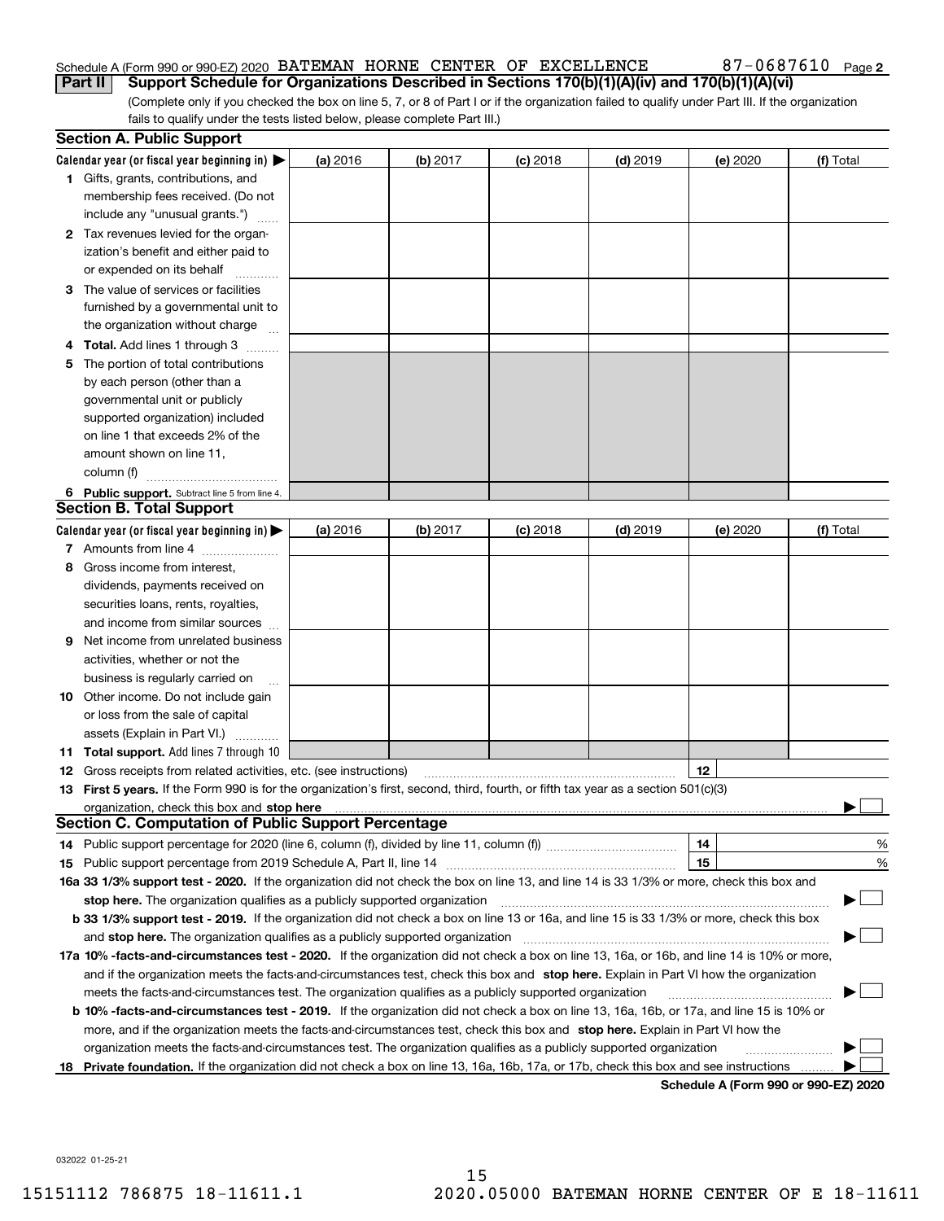Schedule A (Form 990 or 990-EZ) 2020 BATEMAN HORNE CENTER OF EXCELLENCE 87-0687610 Page 2

**Part II** **Support Schedule for Organizations Described in Sections 170(b)(1)(A)(iv) and 170(b)(1)(A)(vi)**

(Complete only if you checked the box on line 5, 7, or 8 of Part I or if the organization failed to qualify under Part III. If the organization fails to qualify under the tests listed below, please complete Part III.)

**Section A. Public Support**

| Calendar year (or fiscal year beginning in) ▶ | (a) 2016 | (b) 2017 | (c) 2018 | (d) 2019 | (e) 2020 | (f) Total |
|---|---|---|---|---|---|---|
| 1 Gifts, grants, contributions, and membership fees received. (Do not include any "unusual grants.") | | | | | | |
| 2 Tax revenues levied for the organization's benefit and either paid to or expended on its behalf | | | | | | |
| 3 The value of services or facilities furnished by a governmental unit to the organization without charge | | | | | | |
| 4 **Total.** Add lines 1 through 3 | | | | | | |
| 5 The portion of total contributions by each person (other than a governmental unit or publicly supported organization) included on line 1 that exceeds 2% of the amount shown on line 11, column (f) | | | | | | |
| 6 **Public support.** Subtract line 5 from line 4. | | | | | | |

**Section B. Total Support**

| Calendar year (or fiscal year beginning in) ▶ | (a) 2016 | (b) 2017 | (c) 2018 | (d) 2019 | (e) 2020 | (f) Total |
|---|---|---|---|---|---|---|
| 7 Amounts from line 4 | | | | | | |
| 8 Gross income from interest, dividends, payments received on securities loans, rents, royalties, and income from similar sources | | | | | | |
| 9 Net income from unrelated business activities, whether or not the business is regularly carried on | | | | | | |
| 10 Other income. Do not include gain or loss from the sale of capital assets (Explain in Part VI.) | | | | | | |
| 11 **Total support.** Add lines 7 through 10 | | | | | | |

12 Gross receipts from related activities, etc. (see instructions) | 12 |

13 **First 5 years.** If the Form 990 is for the organization's first, second, third, fourth, or fifth tax year as a section 501(c)(3) organization, check this box and **stop here** ▶ ☐

**Section C. Computation of Public Support Percentage**

14 Public support percentage for 2020 (line 6, column (f), divided by line 11, column (f)) | 14 | %

15 Public support percentage from 2019 Schedule A, Part II, line 14 | 15 | %

**16a 33 1/3% support test - 2020.** If the organization did not check the box on line 13, and line 14 is 33 1/3% or more, check this box and **stop here.** The organization qualifies as a publicly supported organization ▶ ☐

**b 33 1/3% support test - 2019.** If the organization did not check a box on line 13 or 16a, and line 15 is 33 1/3% or more, check this box and **stop here.** The organization qualifies as a publicly supported organization ▶ ☐

**17a 10% -facts-and-circumstances test - 2020.** If the organization did not check a box on line 13, 16a, or 16b, and line 14 is 10% or more, and if the organization meets the facts-and-circumstances test, check this box and **stop here.** Explain in Part VI how the organization meets the facts-and-circumstances test. The organization qualifies as a publicly supported organization ▶ ☐

**b 10% -facts-and-circumstances test - 2019.** If the organization did not check a box on line 13, 16a, 16b, or 17a, and line 15 is 10% or more, and if the organization meets the facts-and-circumstances test, check this box and **stop here.** Explain in Part VI how the organization meets the facts-and-circumstances test. The organization qualifies as a publicly supported organization ▶ ☐

**18 Private foundation.** If the organization did not check a box on line 13, 16a, 16b, 17a, or 17b, check this box and see instructions ▶ ☐

**Schedule A (Form 990 or 990-EZ) 2020**

032022 01-25-21

15151112 786875 18-11611.1 2020.05000 BATEMAN HORNE CENTER OF E 18-11611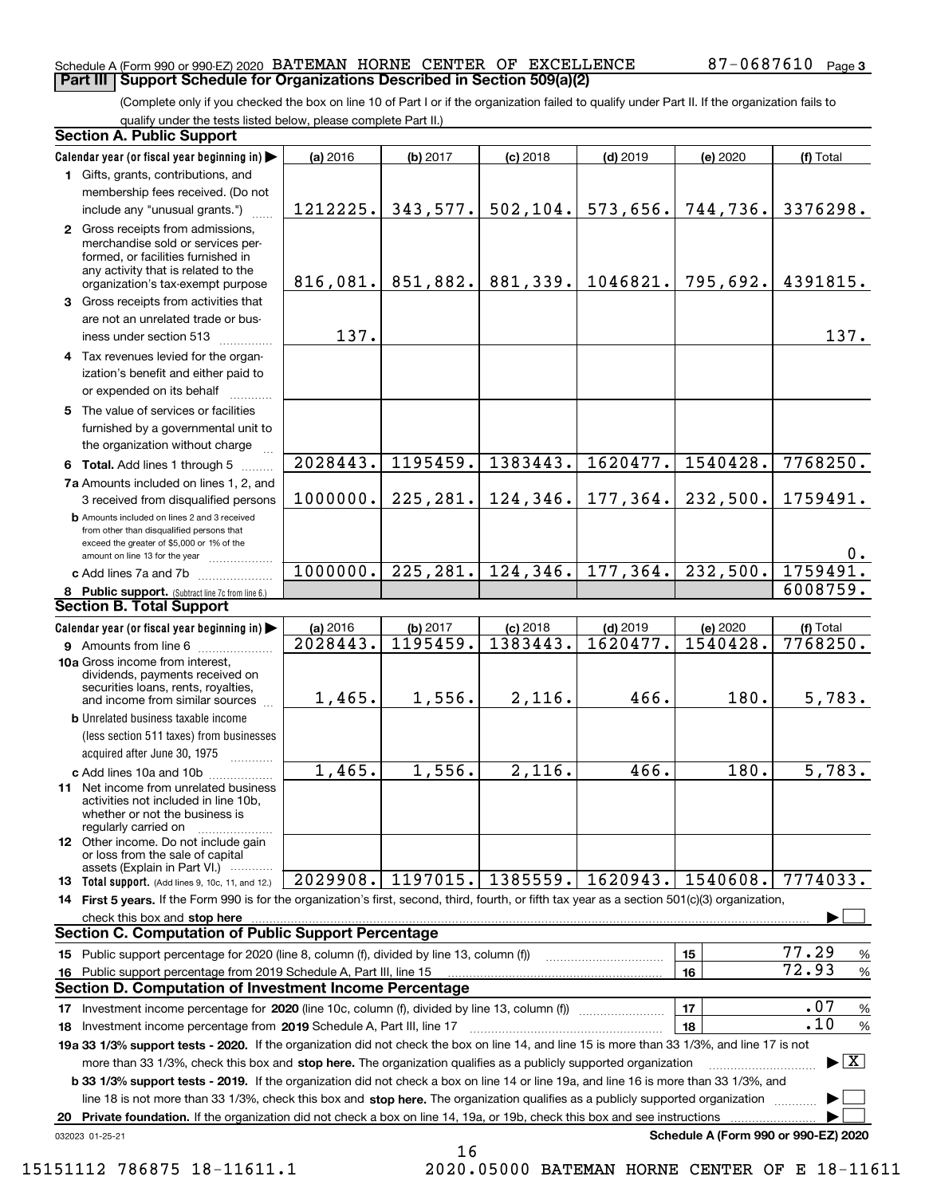Schedule A (Form 990 or 990-EZ) 2020 BATEMAN HORNE CENTER OF EXCELLENCE 87-0687610 Page 3

## Part III Support Schedule for Organizations Described in Section 509(a)(2)

(Complete only if you checked the box on line 10 of Part I or if the organization failed to qualify under Part II. If the organization fails to qualify under the tests listed below, please complete Part II.)

### Section A. Public Support

| Calendar year (or fiscal year beginning in) ▶ | (a) 2016 | (b) 2017 | (c) 2018 | (d) 2019 | (e) 2020 | (f) Total |
|---|---|---|---|---|---|---|
| **1** Gifts, grants, contributions, and membership fees received. (Do not include any "unusual grants.") | 1212225. | 343,577. | 502,104. | 573,656. | 744,736. | 3376298. |
| **2** Gross receipts from admissions, merchandise sold or services performed, or facilities furnished in any activity that is related to the organization's tax-exempt purpose | 816,081. | 851,882. | 881,339. | 1046821. | 795,692. | 4391815. |
| **3** Gross receipts from activities that are not an unrelated trade or business under section 513 | 137. | | | | | 137. |
| **4** Tax revenues levied for the organization's benefit and either paid to or expended on its behalf | | | | | | |
| **5** The value of services or facilities furnished by a governmental unit to the organization without charge | | | | | | |
| **6 Total.** Add lines 1 through 5 | 2028443. | 1195459. | 1383443. | 1620477. | 1540428. | 7768250. |
| **7a** Amounts included on lines 1, 2, and 3 received from disqualified persons | 1000000. | 225,281. | 124,346. | 177,364. | 232,500. | 1759491. |
| **b** Amounts included on lines 2 and 3 received from other than disqualified persons that exceed the greater of $5,000 or 1% of the amount on line 13 for the year | | | | | | 0. |
| **c** Add lines 7a and 7b | 1000000. | 225,281. | 124,346. | 177,364. | 232,500. | 1759491. |
| **8 Public support.** (Subtract line 7c from line 6.) | | | | | | 6008759. |

### Section B. Total Support

| Calendar year (or fiscal year beginning in) ▶ | (a) 2016 | (b) 2017 | (c) 2018 | (d) 2019 | (e) 2020 | (f) Total |
|---|---|---|---|---|---|---|
| **9** Amounts from line 6 | 2028443. | 1195459. | 1383443. | 1620477. | 1540428. | 7768250. |
| **10a** Gross income from interest, dividends, payments received on securities loans, rents, royalties, and income from similar sources | 1,465. | 1,556. | 2,116. | 466. | 180. | 5,783. |
| **b** Unrelated business taxable income (less section 511 taxes) from businesses acquired after June 30, 1975 | | | | | | |
| **c** Add lines 10a and 10b | 1,465. | 1,556. | 2,116. | 466. | 180. | 5,783. |
| **11** Net income from unrelated business activities not included in line 10b, whether or not the business is regularly carried on | | | | | | |
| **12** Other income. Do not include gain or loss from the sale of capital assets (Explain in Part VI.) | | | | | | |
| **13 Total support.** (Add lines 9, 10c, 11, and 12.) | 2029908. | 1197015. | 1385559. | 1620943. | 1540608. | 7774033. |

**14 First 5 years.** If the Form 990 is for the organization's first, second, third, fourth, or fifth tax year as a section 501(c)(3) organization, check this box and **stop here** ▶ ☐

### Section C. Computation of Public Support Percentage

| | | |
|---|---|---|
| **15** Public support percentage for 2020 (line 8, column (f), divided by line 13, column (f)) | 15 | 77.29 % |
| **16** Public support percentage from 2019 Schedule A, Part III, line 15 | 16 | 72.93 % |

### Section D. Computation of Investment Income Percentage

| | | |
|---|---|---|
| **17** Investment income percentage for **2020** (line 10c, column (f), divided by line 13, column (f)) | 17 | .07 % |
| **18** Investment income percentage from **2019** Schedule A, Part III, line 17 | 18 | .10 % |

**19a 33 1/3% support tests - 2020.** If the organization did not check the box on line 14, and line 15 is more than 33 1/3%, and line 17 is not more than 33 1/3%, check this box and **stop here.** The organization qualifies as a publicly supported organization ▶ ☒

**b 33 1/3% support tests - 2019.** If the organization did not check a box on line 14 or line 19a, and line 16 is more than 33 1/3%, and line 18 is not more than 33 1/3%, check this box and **stop here.** The organization qualifies as a publicly supported organization ▶ ☐

**20 Private foundation.** If the organization did not check a box on line 14, 19a, or 19b, check this box and see instructions ▶ ☐

032023 01-25-21 **Schedule A (Form 990 or 990-EZ) 2020**

15151112 786875 18-11611.1 2020.05000 BATEMAN HORNE CENTER OF E 18-11611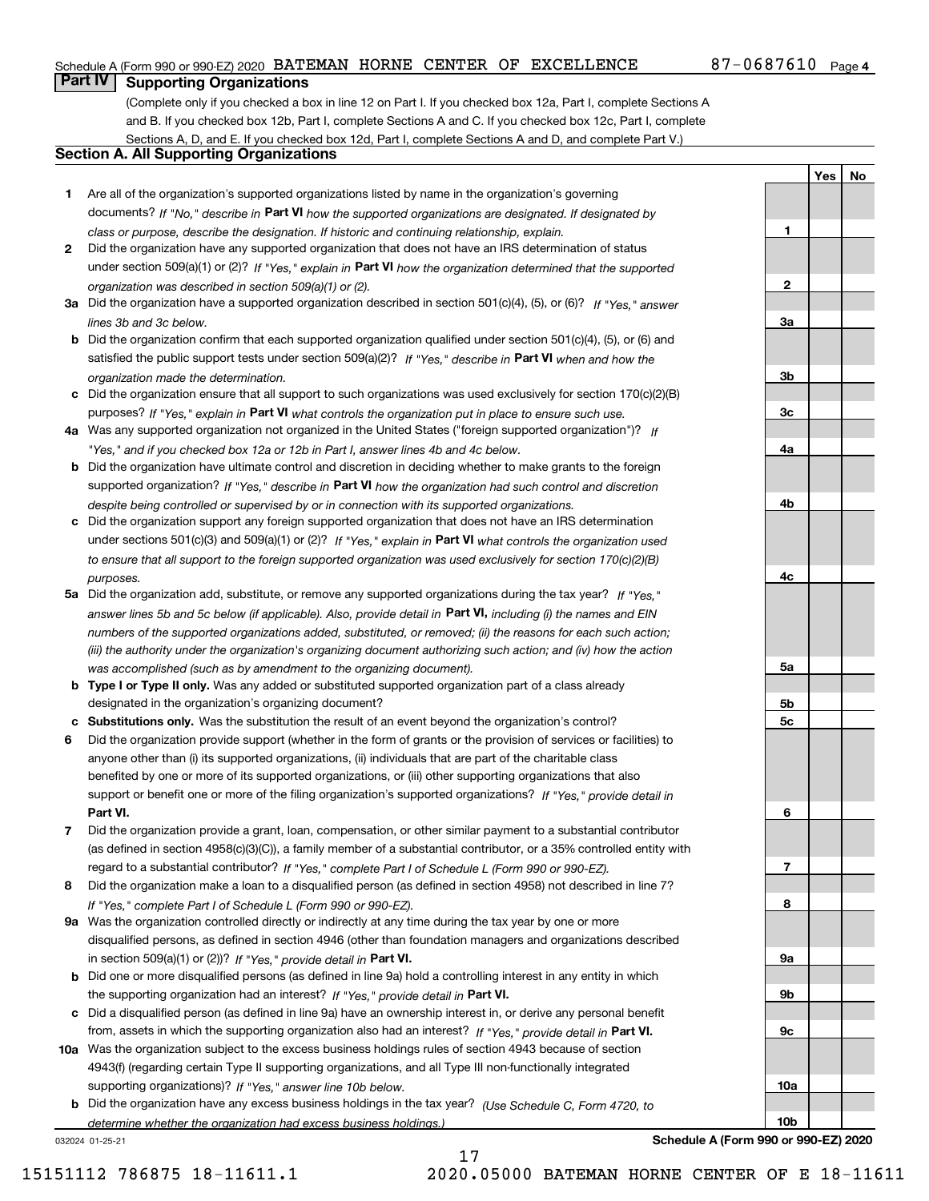Schedule A (Form 990 or 990-EZ) 2020 BATEMAN HORNE CENTER OF EXCELLENCE 87-0687610 Page 4

## Part IV Supporting Organizations

(Complete only if you checked a box in line 12 on Part I. If you checked box 12a, Part I, complete Sections A and B. If you checked box 12b, Part I, complete Sections A and C. If you checked box 12c, Part I, complete Sections A, D, and E. If you checked box 12d, Part I, complete Sections A and D, and complete Part V.)

### Section A. All Supporting Organizations

| | | | Yes | No |
|---|---|---|---|---|
| **1** | Are all of the organization's supported organizations listed by name in the organization's governing documents? *If "No," describe in* **Part VI** *how the supported organizations are designated. If designated by class or purpose, describe the designation. If historic and continuing relationship, explain.* | **1** | | |
| **2** | Did the organization have any supported organization that does not have an IRS determination of status under section 509(a)(1) or (2)? *If "Yes," explain in* **Part VI** *how the organization determined that the supported organization was described in section 509(a)(1) or (2).* | **2** | | |
| **3a** | Did the organization have a supported organization described in section 501(c)(4), (5), or (6)? *If "Yes," answer lines 3b and 3c below.* | **3a** | | |
| **b** | Did the organization confirm that each supported organization qualified under section 501(c)(4), (5), or (6) and satisfied the public support tests under section 509(a)(2)? *If "Yes," describe in* **Part VI** *when and how the organization made the determination.* | **3b** | | |
| **c** | Did the organization ensure that all support to such organizations was used exclusively for section 170(c)(2)(B) purposes? *If "Yes," explain in* **Part VI** *what controls the organization put in place to ensure such use.* | **3c** | | |
| **4a** | Was any supported organization not organized in the United States ("foreign supported organization")? *If "Yes," and if you checked box 12a or 12b in Part I, answer lines 4b and 4c below.* | **4a** | | |
| **b** | Did the organization have ultimate control and discretion in deciding whether to make grants to the foreign supported organization? *If "Yes," describe in* **Part VI** *how the organization had such control and discretion despite being controlled or supervised by or in connection with its supported organizations.* | **4b** | | |
| **c** | Did the organization support any foreign supported organization that does not have an IRS determination under sections 501(c)(3) and 509(a)(1) or (2)? *If "Yes," explain in* **Part VI** *what controls the organization used to ensure that all support to the foreign supported organization was used exclusively for section 170(c)(2)(B) purposes.* | **4c** | | |
| **5a** | Did the organization add, substitute, or remove any supported organizations during the tax year? *If "Yes," answer lines 5b and 5c below (if applicable). Also, provide detail in* **Part VI,** *including (i) the names and EIN numbers of the supported organizations added, substituted, or removed; (ii) the reasons for each such action; (iii) the authority under the organization's organizing document authorizing such action; and (iv) how the action was accomplished (such as by amendment to the organizing document).* | **5a** | | |
| **b** | **Type I or Type II only.** Was any added or substituted supported organization part of a class already designated in the organization's organizing document? | **5b** | | |
| **c** | **Substitutions only.** Was the substitution the result of an event beyond the organization's control? | **5c** | | |
| **6** | Did the organization provide support (whether in the form of grants or the provision of services or facilities) to anyone other than (i) its supported organizations, (ii) individuals that are part of the charitable class benefited by one or more of its supported organizations, or (iii) other supporting organizations that also support or benefit one or more of the filing organization's supported organizations? *If "Yes," provide detail in* **Part VI.** | **6** | | |
| **7** | Did the organization provide a grant, loan, compensation, or other similar payment to a substantial contributor (as defined in section 4958(c)(3)(C)), a family member of a substantial contributor, or a 35% controlled entity with regard to a substantial contributor? *If "Yes," complete Part I of Schedule L (Form 990 or 990-EZ).* | **7** | | |
| **8** | Did the organization make a loan to a disqualified person (as defined in section 4958) not described in line 7? *If "Yes," complete Part I of Schedule L (Form 990 or 990-EZ).* | **8** | | |
| **9a** | Was the organization controlled directly or indirectly at any time during the tax year by one or more disqualified persons, as defined in section 4946 (other than foundation managers and organizations described in section 509(a)(1) or (2))? *If "Yes," provide detail in* **Part VI.** | **9a** | | |
| **b** | Did one or more disqualified persons (as defined in line 9a) hold a controlling interest in any entity in which the supporting organization had an interest? *If "Yes," provide detail in* **Part VI.** | **9b** | | |
| **c** | Did a disqualified person (as defined in line 9a) have an ownership interest in, or derive any personal benefit from, assets in which the supporting organization also had an interest? *If "Yes," provide detail in* **Part VI.** | **9c** | | |
| **10a** | Was the organization subject to the excess business holdings rules of section 4943 because of section 4943(f) (regarding certain Type II supporting organizations, and all Type III non-functionally integrated supporting organizations)? *If "Yes," answer line 10b below.* | **10a** | | |
| **b** | Did the organization have any excess business holdings in the tax year? *(Use Schedule C, Form 4720, to determine whether the organization had excess business holdings.)* | **10b** | | |

032024 01-25-21 **Schedule A (Form 990 or 990-EZ) 2020**

15151112 786875 18-11611.1 2020.05000 BATEMAN HORNE CENTER OF E 18-11611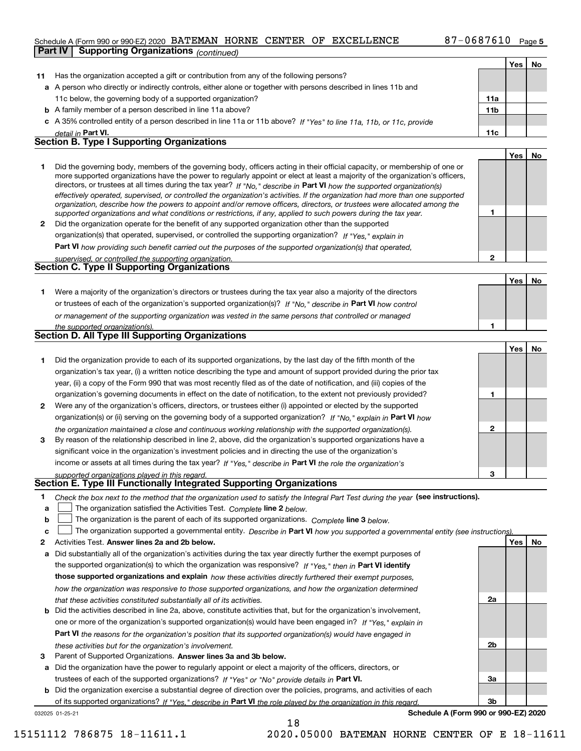Schedule A (Form 990 or 990-EZ) 2020 BATEMAN HORNE CENTER OF EXCELLENCE 87-0687610 Page 5

**Part IV Supporting Organizations** *(continued)*

| | | | Yes | No |
|---|---|---|---|---|
| **11** | Has the organization accepted a gift or contribution from any of the following persons? | | | |
| **a** | A person who directly or indirectly controls, either alone or together with persons described in lines 11b and 11c below, the governing body of a supported organization? | **11a** | | |
| **b** | A family member of a person described in line 11a above? | **11b** | | |
| **c** | A 35% controlled entity of a person described in line 11a or 11b above? *If "Yes" to line 11a, 11b, or 11c, provide detail in* **Part VI.** | **11c** | | |

## Section B. Type I Supporting Organizations

| | | | Yes | No |
|---|---|---|---|---|
| **1** | Did the governing body, members of the governing body, officers acting in their official capacity, or membership of one or more supported organizations have the power to regularly appoint or elect at least a majority of the organization's officers, directors, or trustees at all times during the tax year? *If "No," describe in* **Part VI** *how the supported organization(s) effectively operated, supervised, or controlled the organization's activities. If the organization had more than one supported organization, describe how the powers to appoint and/or remove officers, directors, or trustees were allocated among the supported organizations and what conditions or restrictions, if any, applied to such powers during the tax year.* | **1** | | |
| **2** | Did the organization operate for the benefit of any supported organization other than the supported organization(s) that operated, supervised, or controlled the supporting organization? *If "Yes," explain in* **Part VI** *how providing such benefit carried out the purposes of the supported organization(s) that operated, supervised, or controlled the supporting organization.* | **2** | | |

## Section C. Type II Supporting Organizations

| | | | Yes | No |
|---|---|---|---|---|
| **1** | Were a majority of the organization's directors or trustees during the tax year also a majority of the directors or trustees of each of the organization's supported organization(s)? *If "No," describe in* **Part VI** *how control or management of the supporting organization was vested in the same persons that controlled or managed the supported organization(s).* | **1** | | |

## Section D. All Type III Supporting Organizations

| | | | Yes | No |
|---|---|---|---|---|
| **1** | Did the organization provide to each of its supported organizations, by the last day of the fifth month of the organization's tax year, (i) a written notice describing the type and amount of support provided during the prior tax year, (ii) a copy of the Form 990 that was most recently filed as of the date of notification, and (iii) copies of the organization's governing documents in effect on the date of notification, to the extent not previously provided? | **1** | | |
| **2** | Were any of the organization's officers, directors, or trustees either (i) appointed or elected by the supported organization(s) or (ii) serving on the governing body of a supported organization? *If "No," explain in* **Part VI** *how the organization maintained a close and continuous working relationship with the supported organization(s).* | **2** | | |
| **3** | By reason of the relationship described in line 2, above, did the organization's supported organizations have a significant voice in the organization's investment policies and in directing the use of the organization's income or assets at all times during the tax year? *If "Yes," describe in* **Part VI** *the role the organization's supported organizations played in this regard.* | **3** | | |

## Section E. Type III Functionally Integrated Supporting Organizations

**1** *Check the box next to the method that the organization used to satisfy the Integral Part Test during the year* **(see instructions).**

- **a** ☐ The organization satisfied the Activities Test. *Complete* **line 2** *below.*
- **b** ☐ The organization is the parent of each of its supported organizations. *Complete* **line 3** *below.*
- **c** ☐ The organization supported a governmental entity. *Describe in* **Part VI** *how you supported a governmental entity (see instructions).*

| | | | Yes | No |
|---|---|---|---|---|
| **2** | Activities Test. **Answer lines 2a and 2b below.** | | | |
| **a** | Did substantially all of the organization's activities during the tax year directly further the exempt purposes of the supported organization(s) to which the organization was responsive? *If "Yes," then in* **Part VI identify those supported organizations and explain** *how these activities directly furthered their exempt purposes, how the organization was responsive to those supported organizations, and how the organization determined that these activities constituted substantially all of its activities.* | **2a** | | |
| **b** | Did the activities described in line 2a, above, constitute activities that, but for the organization's involvement, one or more of the organization's supported organization(s) would have been engaged in? *If "Yes," explain in* **Part VI** *the reasons for the organization's position that its supported organization(s) would have engaged in these activities but for the organization's involvement.* | **2b** | | |
| **3** | Parent of Supported Organizations. **Answer lines 3a and 3b below.** | | | |
| **a** | Did the organization have the power to regularly appoint or elect a majority of the officers, directors, or trustees of each of the supported organizations? *If "Yes" or "No" provide details in* **Part VI.** | **3a** | | |
| **b** | Did the organization exercise a substantial degree of direction over the policies, programs, and activities of each of its supported organizations? *If "Yes," describe in* **Part VI** *the role played by the organization in this regard.* | **3b** | | |

032025 01-25-21 **Schedule A (Form 990 or 990-EZ) 2020**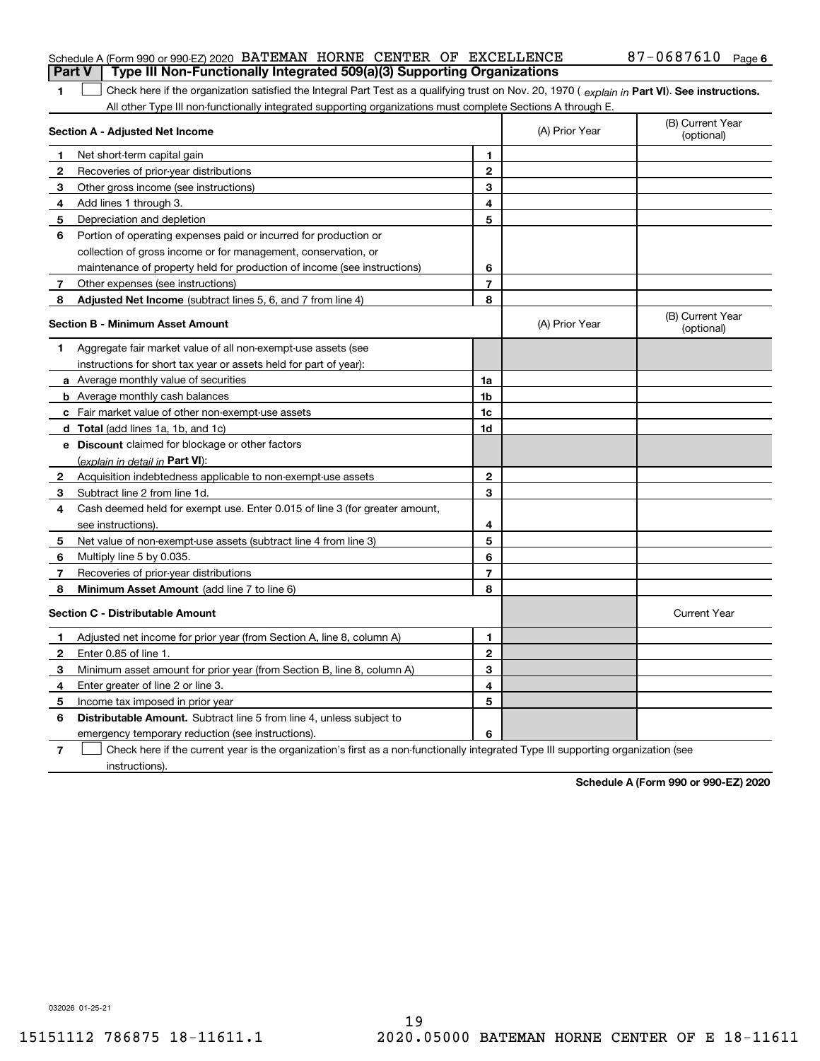Schedule A (Form 990 or 990-EZ) 2020 BATEMAN HORNE CENTER OF EXCELLENCE 87-0687610 Page 6

**Part V | Type III Non-Functionally Integrated 509(a)(3) Supporting Organizations**

**1** ☐ Check here if the organization satisfied the Integral Part Test as a qualifying trust on Nov. 20, 1970 ( *explain in* **Part VI**). **See instructions.** All other Type III non-functionally integrated supporting organizations must complete Sections A through E.

| **Section A - Adjusted Net Income** | | | (A) Prior Year | (B) Current Year (optional) |
|---|---|---|---|---|
| **1** | Net short-term capital gain | **1** | | |
| **2** | Recoveries of prior-year distributions | **2** | | |
| **3** | Other gross income (see instructions) | **3** | | |
| **4** | Add lines 1 through 3. | **4** | | |
| **5** | Depreciation and depletion | **5** | | |
| **6** | Portion of operating expenses paid or incurred for production or collection of gross income or for management, conservation, or maintenance of property held for production of income (see instructions) | **6** | | |
| **7** | Other expenses (see instructions) | **7** | | |
| **8** | **Adjusted Net Income** (subtract lines 5, 6, and 7 from line 4) | **8** | | |

| **Section B - Minimum Asset Amount** | | | (A) Prior Year | (B) Current Year (optional) |
|---|---|---|---|---|
| **1** | Aggregate fair market value of all non-exempt-use assets (see instructions for short tax year or assets held for part of year): | | | |
| **a** | Average monthly value of securities | **1a** | | |
| **b** | Average monthly cash balances | **1b** | | |
| **c** | Fair market value of other non-exempt-use assets | **1c** | | |
| **d** | **Total** (add lines 1a, 1b, and 1c) | **1d** | | |
| **e** | **Discount** claimed for blockage or other factors (*explain in detail in* **Part VI**): | | | |
| **2** | Acquisition indebtedness applicable to non-exempt-use assets | **2** | | |
| **3** | Subtract line 2 from line 1d. | **3** | | |
| **4** | Cash deemed held for exempt use. Enter 0.015 of line 3 (for greater amount, see instructions). | **4** | | |
| **5** | Net value of non-exempt-use assets (subtract line 4 from line 3) | **5** | | |
| **6** | Multiply line 5 by 0.035. | **6** | | |
| **7** | Recoveries of prior-year distributions | **7** | | |
| **8** | **Minimum Asset Amount** (add line 7 to line 6) | **8** | | |

| **Section C - Distributable Amount** | | | | Current Year |
|---|---|---|---|---|
| **1** | Adjusted net income for prior year (from Section A, line 8, column A) | **1** | | |
| **2** | Enter 0.85 of line 1. | **2** | | |
| **3** | Minimum asset amount for prior year (from Section B, line 8, column A) | **3** | | |
| **4** | Enter greater of line 2 or line 3. | **4** | | |
| **5** | Income tax imposed in prior year | **5** | | |
| **6** | **Distributable Amount.** Subtract line 5 from line 4, unless subject to emergency temporary reduction (see instructions). | **6** | | |

**7** ☐ Check here if the current year is the organization's first as a non-functionally integrated Type III supporting organization (see instructions).

**Schedule A (Form 990 or 990-EZ) 2020**

032026 01-25-21

15151112 786875 18-11611.1 2020.05000 BATEMAN HORNE CENTER OF E 18-11611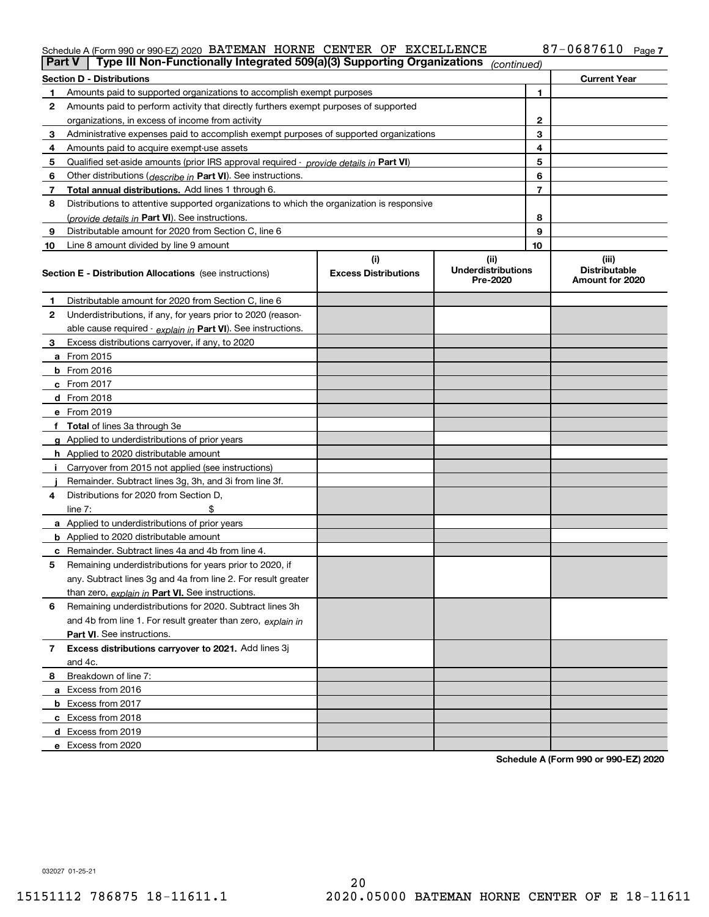Schedule A (Form 990 or 990-EZ) 2020 BATEMAN HORNE CENTER OF EXCELLENCE 87-0687610

## Part V | Type III Non-Functionally Integrated 509(a)(3) Supporting Organizations *(continued)*

| **Section D - Distributions** | | **Current Year** |
|---|---|---|
| **1** Amounts paid to supported organizations to accomplish exempt purposes | 1 | |
| **2** Amounts paid to perform activity that directly furthers exempt purposes of supported organizations, in excess of income from activity | 2 | |
| **3** Administrative expenses paid to accomplish exempt purposes of supported organizations | 3 | |
| **4** Amounts paid to acquire exempt-use assets | 4 | |
| **5** Qualified set-aside amounts (prior IRS approval required - *provide details in* **Part VI**) | 5 | |
| **6** Other distributions (*describe in* **Part VI**). See instructions. | 6 | |
| **7** **Total annual distributions.** Add lines 1 through 6. | 7 | |
| **8** Distributions to attentive supported organizations to which the organization is responsive (*provide details in* **Part VI**). See instructions. | 8 | |
| **9** Distributable amount for 2020 from Section C, line 6 | 9 | |
| **10** Line 8 amount divided by line 9 amount | 10 | |

| **Section E - Distribution Allocations** (see instructions) | (i) Excess Distributions | (ii) Underdistributions Pre-2020 | (iii) Distributable Amount for 2020 |
|---|---|---|---|
| **1** Distributable amount for 2020 from Section C, line 6 | | | |
| **2** Underdistributions, if any, for years prior to 2020 (reasonable cause required - *explain in* **Part VI**). See instructions. | | | |
| **3** Excess distributions carryover, if any, to 2020 | | | |
| **a** From 2015 | | | |
| **b** From 2016 | | | |
| **c** From 2017 | | | |
| **d** From 2018 | | | |
| **e** From 2019 | | | |
| **f** **Total** of lines 3a through 3e | | | |
| **g** Applied to underdistributions of prior years | | | |
| **h** Applied to 2020 distributable amount | | | |
| **i** Carryover from 2015 not applied (see instructions) | | | |
| **j** Remainder. Subtract lines 3g, 3h, and 3i from line 3f. | | | |
| **4** Distributions for 2020 from Section D, line 7: $ | | | |
| **a** Applied to underdistributions of prior years | | | |
| **b** Applied to 2020 distributable amount | | | |
| **c** Remainder. Subtract lines 4a and 4b from line 4. | | | |
| **5** Remaining underdistributions for years prior to 2020, if any. Subtract lines 3g and 4a from line 2. For result greater than zero, *explain in* **Part VI.** See instructions. | | | |
| **6** Remaining underdistributions for 2020. Subtract lines 3h and 4b from line 1. For result greater than zero, *explain in* **Part VI**. See instructions. | | | |
| **7** **Excess distributions carryover to 2021.** Add lines 3j and 4c. | | | |
| **8** Breakdown of line 7: | | | |
| **a** Excess from 2016 | | | |
| **b** Excess from 2017 | | | |
| **c** Excess from 2018 | | | |
| **d** Excess from 2019 | | | |
| **e** Excess from 2020 | | | |

**Schedule A (Form 990 or 990-EZ) 2020**

032027 01-25-21

15151112 786875 18-11611.1 2020.05000 BATEMAN HORNE CENTER OF E 18-11611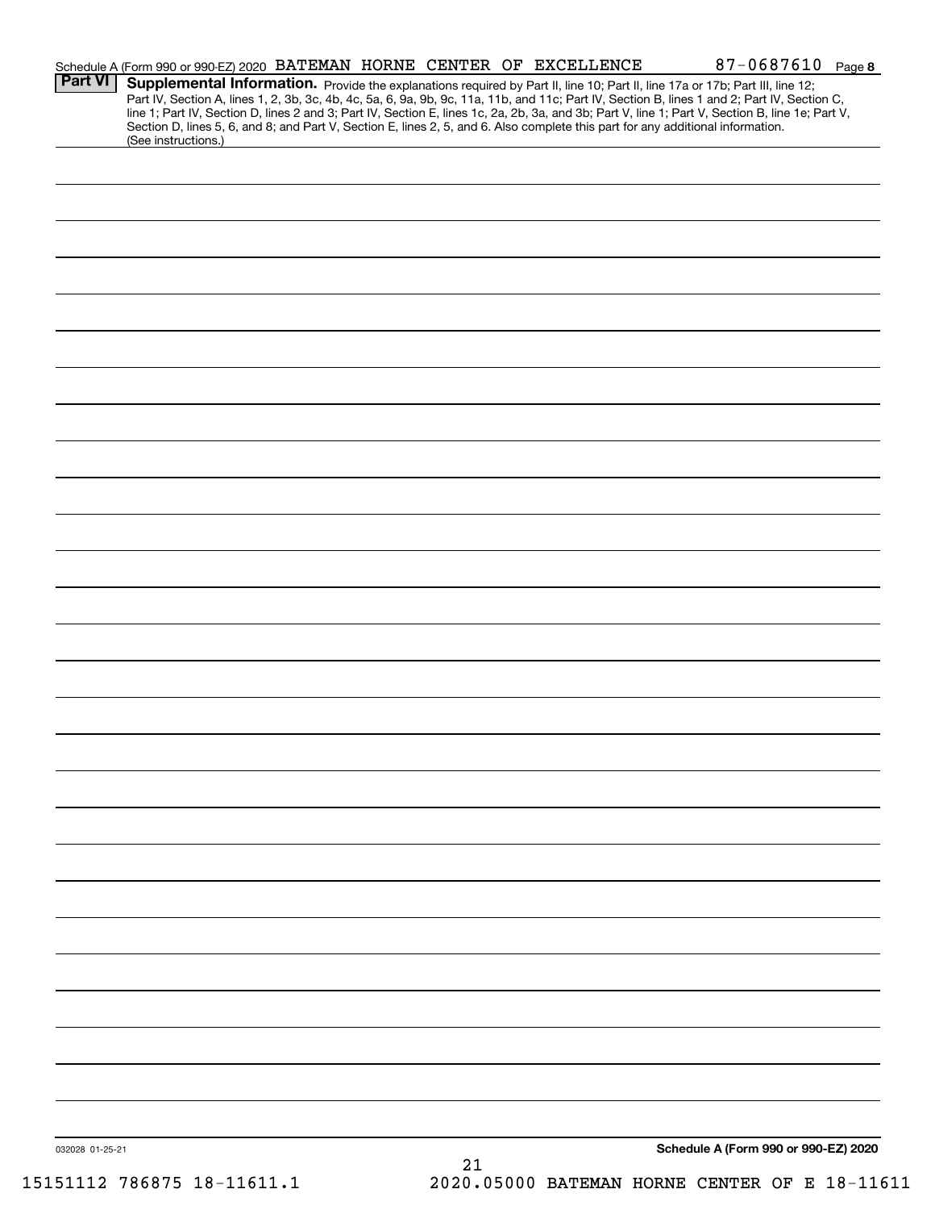Schedule A (Form 990 or 990-EZ) 2020 BATEMAN HORNE CENTER OF EXCELLENCE 87-0687610 Page 8

**Part VI** **Supplemental Information.** Provide the explanations required by Part II, line 10; Part II, line 17a or 17b; Part III, line 12; Part IV, Section A, lines 1, 2, 3b, 3c, 4b, 4c, 5a, 6, 9a, 9b, 9c, 11a, 11b, and 11c; Part IV, Section B, lines 1 and 2; Part IV, Section C, line 1; Part IV, Section D, lines 2 and 3; Part IV, Section E, lines 1c, 2a, 2b, 3a, and 3b; Part V, line 1; Part V, Section B, line 1e; Part V, Section D, lines 5, 6, and 8; and Part V, Section E, lines 2, 5, and 6. Also complete this part for any additional information. (See instructions.)

032028 01-25-21

**Schedule A (Form 990 or 990-EZ) 2020**

15151112 786875 18-11611.1 2020.05000 BATEMAN HORNE CENTER OF E 18-11611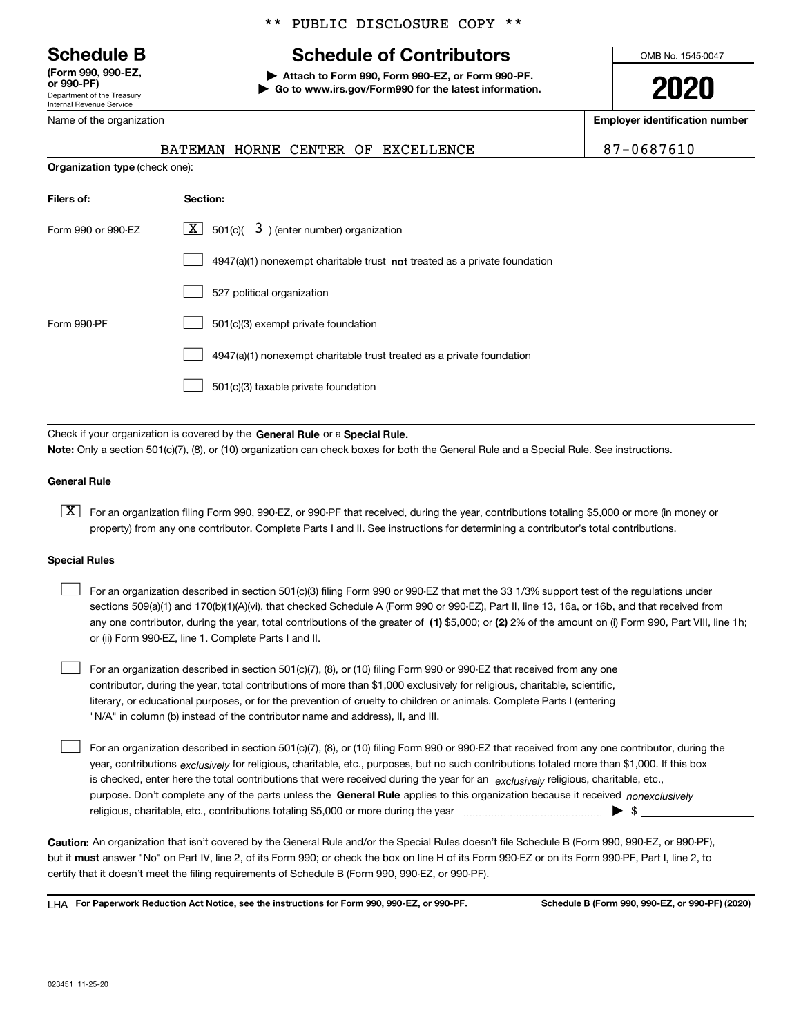\*\* PUBLIC DISCLOSURE COPY \*\*

# Schedule B

**(Form 990, 990-EZ, or 990-PF)**
Department of the Treasury
Internal Revenue Service

## Schedule of Contributors

**▶ Attach to Form 990, Form 990-EZ, or Form 990-PF.**
**▶ Go to www.irs.gov/Form990 for the latest information.**

OMB No. 1545-0047

**2020**

Name of the organization: BATEMAN HORNE CENTER OF EXCELLENCE

**Employer identification number:** 87-0687610

**Organization type** (check one):

| Filers of: | Section: |
|---|---|
| Form 990 or 990-EZ | [X] 501(c)( 3 ) (enter number) organization |
| | [ ] 4947(a)(1) nonexempt charitable trust **not** treated as a private foundation |
| | [ ] 527 political organization |
| Form 990-PF | [ ] 501(c)(3) exempt private foundation |
| | [ ] 4947(a)(1) nonexempt charitable trust treated as a private foundation |
| | [ ] 501(c)(3) taxable private foundation |

Check if your organization is covered by the **General Rule** or a **Special Rule.**

**Note:** Only a section 501(c)(7), (8), or (10) organization can check boxes for both the General Rule and a Special Rule. See instructions.

**General Rule**

[X] For an organization filing Form 990, 990-EZ, or 990-PF that received, during the year, contributions totaling $5,000 or more (in money or property) from any one contributor. Complete Parts I and II. See instructions for determining a contributor's total contributions.

**Special Rules**

[ ] For an organization described in section 501(c)(3) filing Form 990 or 990-EZ that met the 33 1/3% support test of the regulations under sections 509(a)(1) and 170(b)(1)(A)(vi), that checked Schedule A (Form 990 or 990-EZ), Part II, line 13, 16a, or 16b, and that received from any one contributor, during the year, total contributions of the greater of **(1)** $5,000; or **(2)** 2% of the amount on (i) Form 990, Part VIII, line 1h; or (ii) Form 990-EZ, line 1. Complete Parts I and II.

[ ] For an organization described in section 501(c)(7), (8), or (10) filing Form 990 or 990-EZ that received from any one contributor, during the year, total contributions of more than $1,000 exclusively for religious, charitable, scientific, literary, or educational purposes, or for the prevention of cruelty to children or animals. Complete Parts I (entering "N/A" in column (b) instead of the contributor name and address), II, and III.

[ ] For an organization described in section 501(c)(7), (8), or (10) filing Form 990 or 990-EZ that received from any one contributor, during the year, contributions *exclusively* for religious, charitable, etc., purposes, but no such contributions totaled more than $1,000. If this box is checked, enter here the total contributions that were received during the year for an *exclusively* religious, charitable, etc., purpose. Don't complete any of the parts unless the **General Rule** applies to this organization because it received *nonexclusively* religious, charitable, etc., contributions totaling $5,000 or more during the year ▶ $

**Caution:** An organization that isn't covered by the General Rule and/or the Special Rules doesn't file Schedule B (Form 990, 990-EZ, or 990-PF), but it **must** answer "No" on Part IV, line 2, of its Form 990; or check the box on line H of its Form 990-EZ or on its Form 990-PF, Part I, line 2, to certify that it doesn't meet the filing requirements of Schedule B (Form 990, 990-EZ, or 990-PF).

LHA **For Paperwork Reduction Act Notice, see the instructions for Form 990, 990-EZ, or 990-PF.** **Schedule B (Form 990, 990-EZ, or 990-PF) (2020)**

023451 11-25-20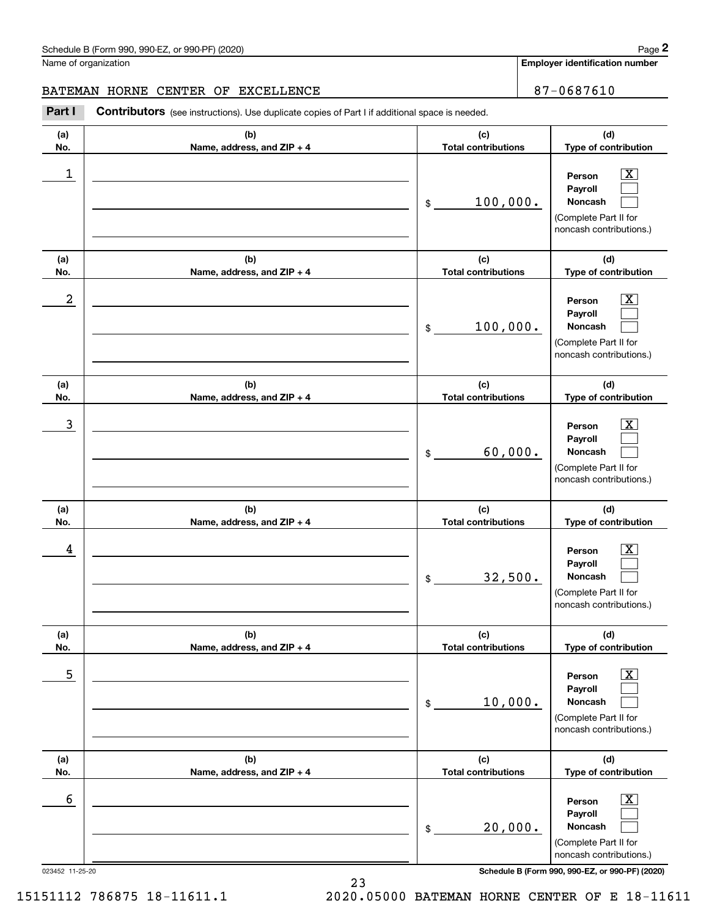Schedule B (Form 990, 990-EZ, or 990-PF) (2020)

Name of organization: BATEMAN HORNE CENTER OF EXCELLENCE

Employer identification number: 87-0687610

**Part I** **Contributors** (see instructions). Use duplicate copies of Part I if additional space is needed.

| (a) No. | (b) Name, address, and ZIP + 4 | (c) Total contributions | (d) Type of contribution |
|---|---|---|---|
| 1 | | $ 100,000. | Person [X] Payroll [ ] Noncash [ ] (Complete Part II for noncash contributions.) |
| 2 | | $ 100,000. | Person [X] Payroll [ ] Noncash [ ] (Complete Part II for noncash contributions.) |
| 3 | | $ 60,000. | Person [X] Payroll [ ] Noncash [ ] (Complete Part II for noncash contributions.) |
| 4 | | $ 32,500. | Person [X] Payroll [ ] Noncash [ ] (Complete Part II for noncash contributions.) |
| 5 | | $ 10,000. | Person [X] Payroll [ ] Noncash [ ] (Complete Part II for noncash contributions.) |
| 6 | | $ 20,000. | Person [X] Payroll [ ] Noncash [ ] (Complete Part II for noncash contributions.) |

023452 11-25-20 Schedule B (Form 990, 990-EZ, or 990-PF) (2020)

15151112 786875 18-11611.1 2020.05000 BATEMAN HORNE CENTER OF E 18-11611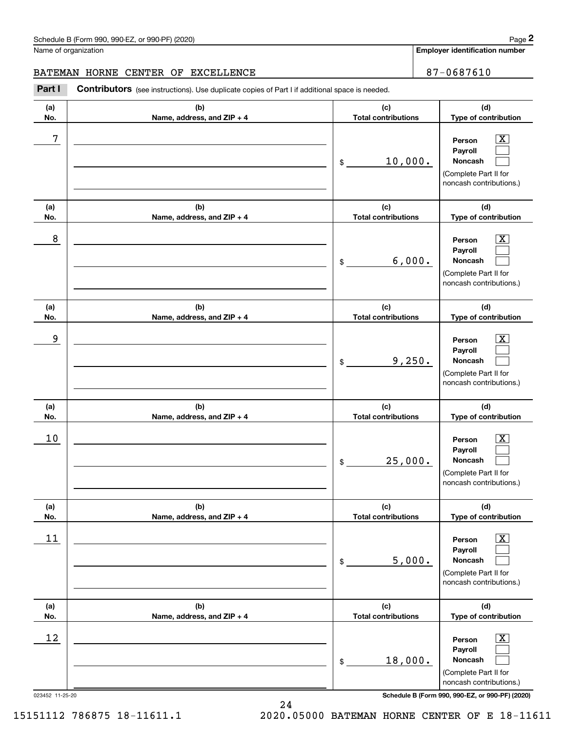Schedule B (Form 990, 990-EZ, or 990-PF) (2020)

Name of organization: BATEMAN HORNE CENTER OF EXCELLENCE

Employer identification number: 87-0687610

**Part I** **Contributors** (see instructions). Use duplicate copies of Part I if additional space is needed.

| (a) No. | (b) Name, address, and ZIP + 4 | (c) Total contributions | (d) Type of contribution |
|---|---|---|---|
| 7 | | $ 10,000. | Person [X] Payroll [ ] Noncash [ ] (Complete Part II for noncash contributions.) |
| 8 | | $ 6,000. | Person [X] Payroll [ ] Noncash [ ] (Complete Part II for noncash contributions.) |
| 9 | | $ 9,250. | Person [X] Payroll [ ] Noncash [ ] (Complete Part II for noncash contributions.) |
| 10 | | $ 25,000. | Person [X] Payroll [ ] Noncash [ ] (Complete Part II for noncash contributions.) |
| 11 | | $ 5,000. | Person [X] Payroll [ ] Noncash [ ] (Complete Part II for noncash contributions.) |
| 12 | | $ 18,000. | Person [X] Payroll [ ] Noncash [ ] (Complete Part II for noncash contributions.) |

023452 11-25-20

Schedule B (Form 990, 990-EZ, or 990-PF) (2020)

15151112 786875 18-11611.1 2020.05000 BATEMAN HORNE CENTER OF E 18-11611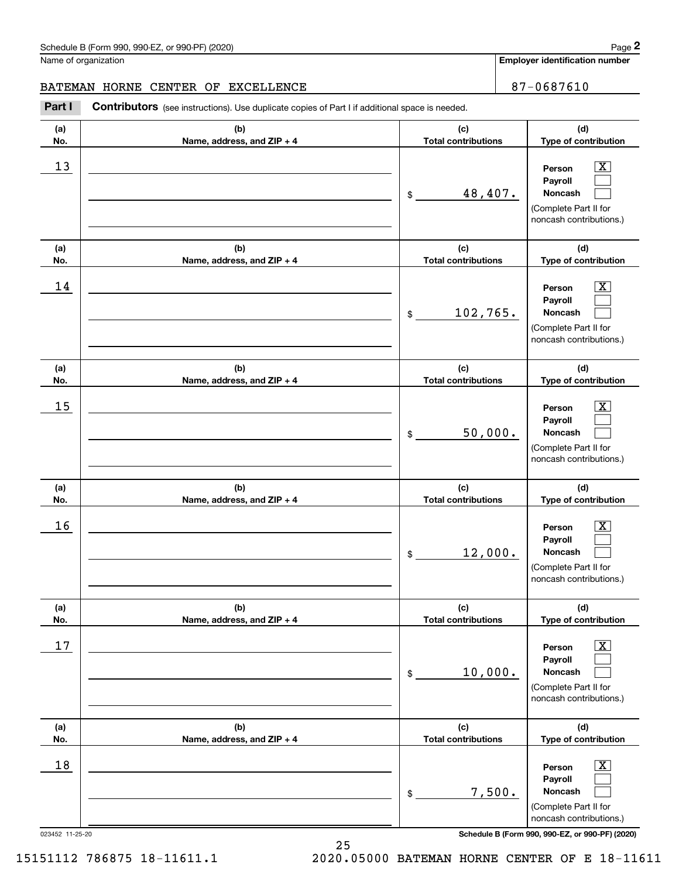Schedule B (Form 990, 990-EZ, or 990-PF) (2020)

Name of organization: BATEMAN HORNE CENTER OF EXCELLENCE

Employer identification number: 87-0687610

**Part I** **Contributors** (see instructions). Use duplicate copies of Part I if additional space is needed.

| (a) No. | (b) Name, address, and ZIP + 4 | (c) Total contributions | (d) Type of contribution |
|---|---|---|---|
| 13 | | $ 48,407. | Person [X] Payroll [ ] Noncash [ ] (Complete Part II for noncash contributions.) |
| 14 | | $ 102,765. | Person [X] Payroll [ ] Noncash [ ] (Complete Part II for noncash contributions.) |
| 15 | | $ 50,000. | Person [X] Payroll [ ] Noncash [ ] (Complete Part II for noncash contributions.) |
| 16 | | $ 12,000. | Person [X] Payroll [ ] Noncash [ ] (Complete Part II for noncash contributions.) |
| 17 | | $ 10,000. | Person [X] Payroll [ ] Noncash [ ] (Complete Part II for noncash contributions.) |
| 18 | | $ 7,500. | Person [X] Payroll [ ] Noncash [ ] (Complete Part II for noncash contributions.) |

023452 11-25-20

Schedule B (Form 990, 990-EZ, or 990-PF) (2020)

15151112 786875 18-11611.1 2020.05000 BATEMAN HORNE CENTER OF E 18-11611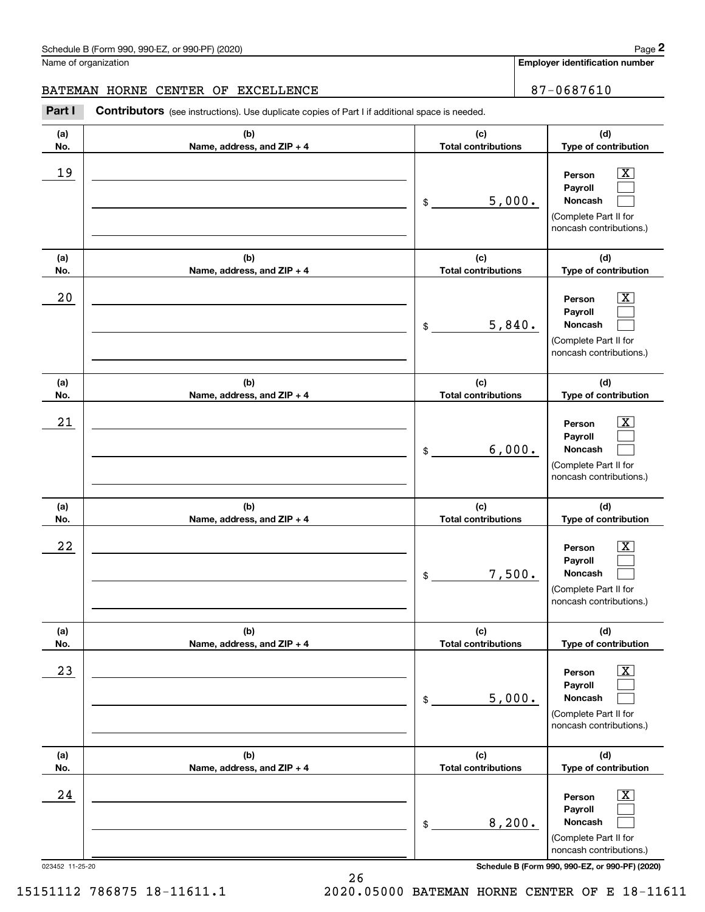Schedule B (Form 990, 990-EZ, or 990-PF) (2020)

Name of organization: BATEMAN HORNE CENTER OF EXCELLENCE

Employer identification number: 87-0687610

**Part I** **Contributors** (see instructions). Use duplicate copies of Part I if additional space is needed.

| (a) No. | (b) Name, address, and ZIP + 4 | (c) Total contributions | (d) Type of contribution |
|---|---|---|---|
| 19 | | $ 5,000. | Person [X] Payroll [ ] Noncash [ ] (Complete Part II for noncash contributions.) |
| 20 | | $ 5,840. | Person [X] Payroll [ ] Noncash [ ] (Complete Part II for noncash contributions.) |
| 21 | | $ 6,000. | Person [X] Payroll [ ] Noncash [ ] (Complete Part II for noncash contributions.) |
| 22 | | $ 7,500. | Person [X] Payroll [ ] Noncash [ ] (Complete Part II for noncash contributions.) |
| 23 | | $ 5,000. | Person [X] Payroll [ ] Noncash [ ] (Complete Part II for noncash contributions.) |
| 24 | | $ 8,200. | Person [X] Payroll [ ] Noncash [ ] (Complete Part II for noncash contributions.) |

023452 11-25-20

Schedule B (Form 990, 990-EZ, or 990-PF) (2020)

15151112 786875 18-11611.1 2020.05000 BATEMAN HORNE CENTER OF E 18-11611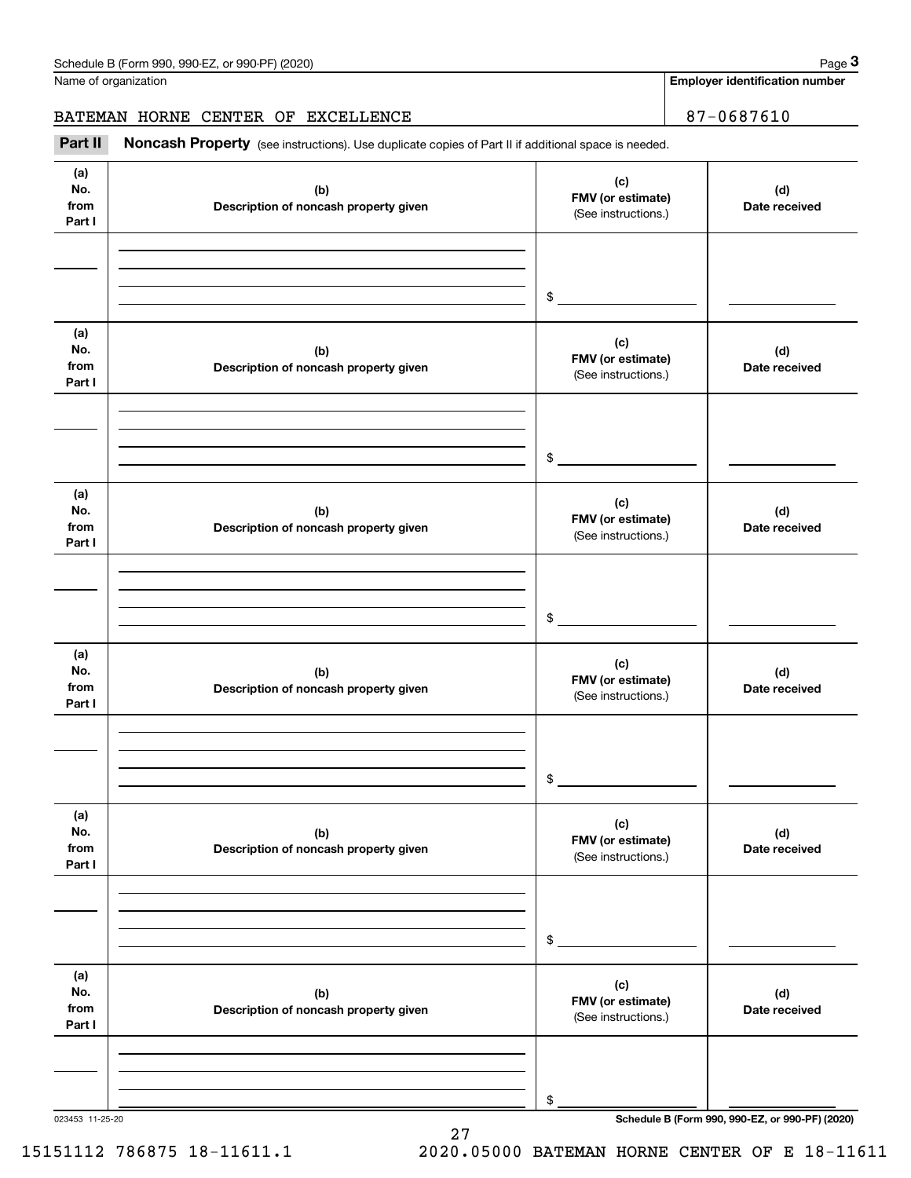Name of organization | Employer identification number

BATEMAN HORNE CENTER OF EXCELLENCE | 87-0687610

**Part II** **Noncash Property** (see instructions). Use duplicate copies of Part II if additional space is needed.

| (a) No. from Part I | (b) Description of noncash property given | (c) FMV (or estimate) (See instructions.) | (d) Date received |
|---|---|---|---|
| | | $ | |

| (a) No. from Part I | (b) Description of noncash property given | (c) FMV (or estimate) (See instructions.) | (d) Date received |
|---|---|---|---|
| | | $ | |

| (a) No. from Part I | (b) Description of noncash property given | (c) FMV (or estimate) (See instructions.) | (d) Date received |
|---|---|---|---|
| | | $ | |

| (a) No. from Part I | (b) Description of noncash property given | (c) FMV (or estimate) (See instructions.) | (d) Date received |
|---|---|---|---|
| | | $ | |

| (a) No. from Part I | (b) Description of noncash property given | (c) FMV (or estimate) (See instructions.) | (d) Date received |
|---|---|---|---|
| | | $ | |

| (a) No. from Part I | (b) Description of noncash property given | (c) FMV (or estimate) (See instructions.) | (d) Date received |
|---|---|---|---|
| | | $ | |

023453 11-25-20

15151112 786875 18-11611.1 2020.05000 BATEMAN HORNE CENTER OF E 18-11611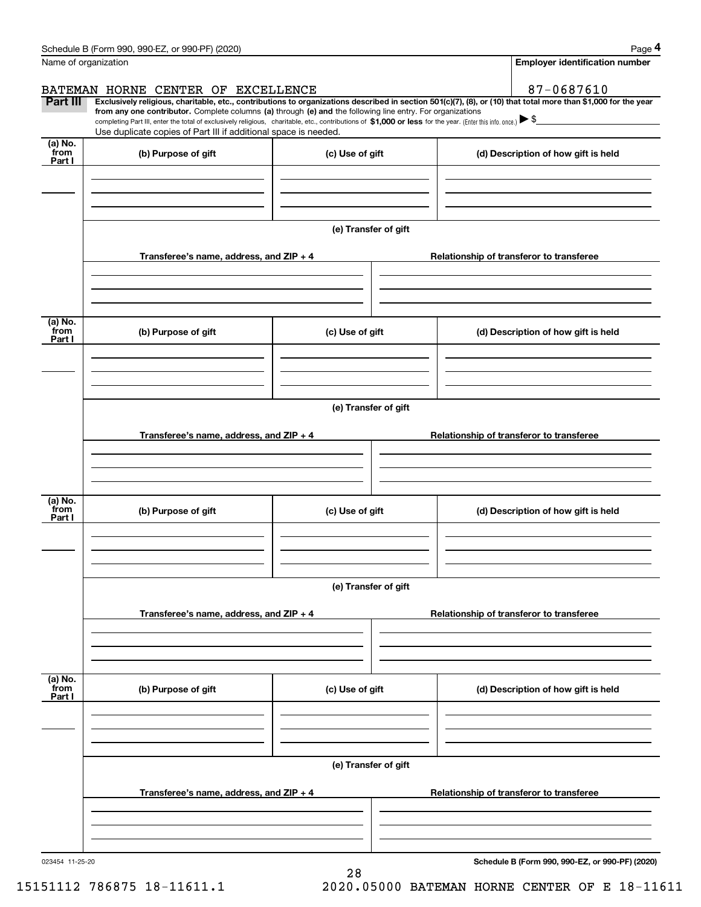Name of organization: BATEMAN HORNE CENTER OF EXCELLENCE

**Employer identification number:** 87-0687610

**Part III** **Exclusively religious, charitable, etc., contributions to organizations described in section 501(c)(7), (8), or (10) that total more than $1,000 for the year from any one contributor.** Complete columns **(a)** through **(e)** and the following line entry. For organizations completing Part III, enter the total of exclusively religious, charitable, etc., contributions of **$1,000 or less** for the year. (Enter this info. once.) ▶ $

Use duplicate copies of Part III if additional space is needed.

| (a) No. from Part I | (b) Purpose of gift | (c) Use of gift | (d) Description of how gift is held |
|---|---|---|---|
| | | | |

**(e) Transfer of gift**

| Transferee's name, address, and ZIP + 4 | Relationship of transferor to transferee |
|---|---|
| | |

| (a) No. from Part I | (b) Purpose of gift | (c) Use of gift | (d) Description of how gift is held |
|---|---|---|---|
| | | | |

**(e) Transfer of gift**

| Transferee's name, address, and ZIP + 4 | Relationship of transferor to transferee |
|---|---|
| | |

| (a) No. from Part I | (b) Purpose of gift | (c) Use of gift | (d) Description of how gift is held |
|---|---|---|---|
| | | | |

**(e) Transfer of gift**

| Transferee's name, address, and ZIP + 4 | Relationship of transferor to transferee |
|---|---|
| | |

| (a) No. from Part I | (b) Purpose of gift | (c) Use of gift | (d) Description of how gift is held |
|---|---|---|---|
| | | | |

**(e) Transfer of gift**

| Transferee's name, address, and ZIP + 4 | Relationship of transferor to transferee |
|---|---|
| | |

023454 11-25-20

15151112 786875 18-11611.1 2020.05000 BATEMAN HORNE CENTER OF E 18-11611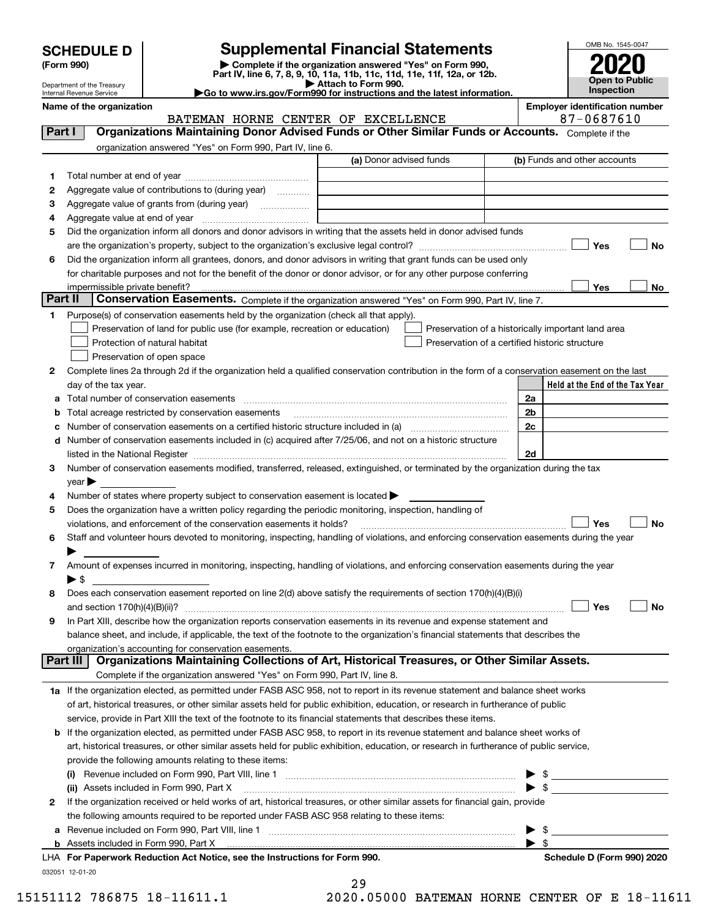# SCHEDULE D (Form 990)

Department of the Treasury
Internal Revenue Service

# Supplemental Financial Statements

▶ Complete if the organization answered "Yes" on Form 990, Part IV, line 6, 7, 8, 9, 10, 11a, 11b, 11c, 11d, 11e, 11f, 12a, or 12b.
▶ Attach to Form 990.
▶ Go to www.irs.gov/Form990 for instructions and the latest information.

OMB No. 1545-0047

**2020**

**Open to Public Inspection**

**Name of the organization:** BATEMAN HORNE CENTER OF EXCELLENCE

**Employer identification number:** 87-0687610

## Part I Organizations Maintaining Donor Advised Funds or Other Similar Funds or Accounts.

Complete if the organization answered "Yes" on Form 990, Part IV, line 6.

| | | (a) Donor advised funds | (b) Funds and other accounts |
|---|---|---|---|
| 1 | Total number at end of year | | |
| 2 | Aggregate value of contributions to (during year) | | |
| 3 | Aggregate value of grants from (during year) | | |
| 4 | Aggregate value at end of year | | |

5 Did the organization inform all donors and donor advisors in writing that the assets held in donor advised funds are the organization's property, subject to the organization's exclusive legal control? ☐ Yes ☐ No

6 Did the organization inform all grantees, donors, and donor advisors in writing that grant funds can be used only for charitable purposes and not for the benefit of the donor or donor advisor, or for any other purpose conferring impermissible private benefit? ☐ Yes ☐ No

## Part II Conservation Easements.

Complete if the organization answered "Yes" on Form 990, Part IV, line 7.

1 Purpose(s) of conservation easements held by the organization (check all that apply).

- ☐ Preservation of land for public use (for example, recreation or education)
- ☐ Protection of natural habitat
- ☐ Preservation of open space
- ☐ Preservation of a historically important land area
- ☐ Preservation of a certified historic structure

2 Complete lines 2a through 2d if the organization held a qualified conservation contribution in the form of a conservation easement on the last day of the tax year.

| | | | Held at the End of the Tax Year |
|---|---|---|---|
| a | Total number of conservation easements | 2a | |
| b | Total acreage restricted by conservation easements | 2b | |
| c | Number of conservation easements on a certified historic structure included in (a) | 2c | |
| d | Number of conservation easements included in (c) acquired after 7/25/06, and not on a historic structure listed in the National Register | 2d | |

3 Number of conservation easements modified, transferred, released, extinguished, or terminated by the organization during the tax year ▶

4 Number of states where property subject to conservation easement is located ▶

5 Does the organization have a written policy regarding the periodic monitoring, inspection, handling of violations, and enforcement of the conservation easements it holds? ☐ Yes ☐ No

6 Staff and volunteer hours devoted to monitoring, inspecting, handling of violations, and enforcing conservation easements during the year ▶

7 Amount of expenses incurred in monitoring, inspecting, handling of violations, and enforcing conservation easements during the year ▶ $

8 Does each conservation easement reported on line 2(d) above satisfy the requirements of section 170(h)(4)(B)(i) and section 170(h)(4)(B)(ii)? ☐ Yes ☐ No

9 In Part XIII, describe how the organization reports conservation easements in its revenue and expense statement and balance sheet, and include, if applicable, the text of the footnote to the organization's financial statements that describes the organization's accounting for conservation easements.

## Part III Organizations Maintaining Collections of Art, Historical Treasures, or Other Similar Assets.

Complete if the organization answered "Yes" on Form 990, Part IV, line 8.

1a If the organization elected, as permitted under FASB ASC 958, not to report in its revenue statement and balance sheet works of art, historical treasures, or other similar assets held for public exhibition, education, or research in furtherance of public service, provide in Part XIII the text of the footnote to its financial statements that describes these items.

b If the organization elected, as permitted under FASB ASC 958, to report in its revenue statement and balance sheet works of art, historical treasures, or other similar assets held for public exhibition, education, or research in furtherance of public service, provide the following amounts relating to these items:

(i) Revenue included on Form 990, Part VIII, line 1 ▶ $

(ii) Assets included in Form 990, Part X ▶ $

2 If the organization received or held works of art, historical treasures, or other similar assets for financial gain, provide the following amounts required to be reported under FASB ASC 958 relating to these items:

a Revenue included on Form 990, Part VIII, line 1 ▶ $

b Assets included in Form 990, Part X ▶ $

LHA **For Paperwork Reduction Act Notice, see the Instructions for Form 990.** **Schedule D (Form 990) 2020**

032051 12-01-20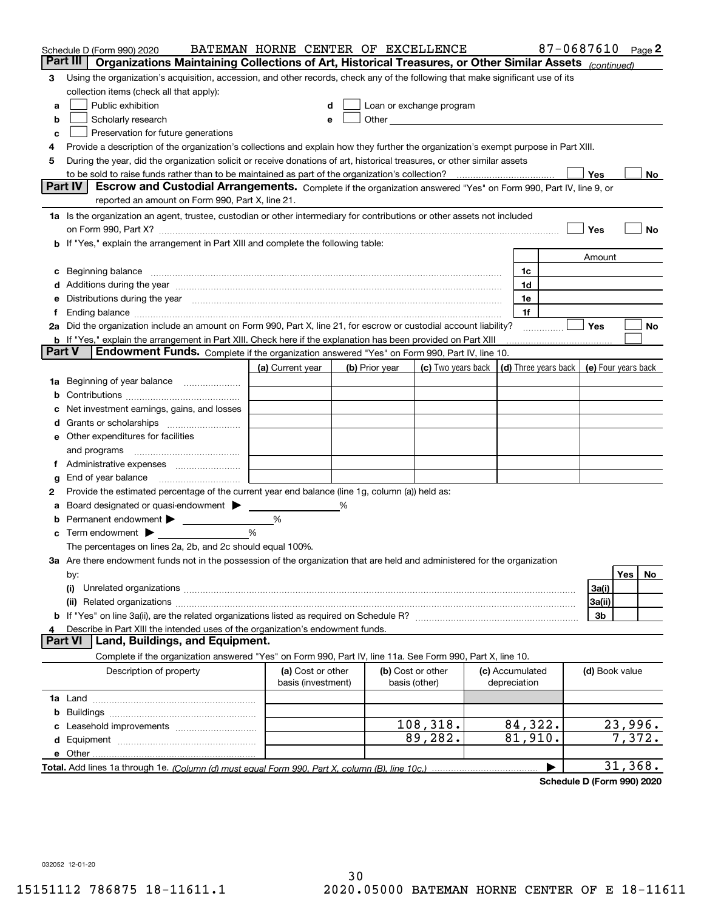Schedule D (Form 990) 2020 BATEMAN HORNE CENTER OF EXCELLENCE 87-0687610 Page 2

## Part III Organizations Maintaining Collections of Art, Historical Treasures, or Other Similar Assets *(continued)*

3 Using the organization's acquisition, accession, and other records, check any of the following that make significant use of its collection items (check all that apply):

- a ☐ Public exhibition
- b ☐ Scholarly research
- c ☐ Preservation for future generations
- d ☐ Loan or exchange program
- e ☐ Other

4 Provide a description of the organization's collections and explain how they further the organization's exempt purpose in Part XIII.

5 During the year, did the organization solicit or receive donations of art, historical treasures, or other similar assets to be sold to raise funds rather than to be maintained as part of the organization's collection? ☐ Yes ☐ No

## Part IV Escrow and Custodial Arrangements.

Complete if the organization answered "Yes" on Form 990, Part IV, line 9, or reported an amount on Form 990, Part X, line 21.

1a Is the organization an agent, trustee, custodian or other intermediary for contributions or other assets not included on Form 990, Part X? ☐ Yes ☐ No

b If "Yes," explain the arrangement in Part XIII and complete the following table:

| | | Amount |
|---|---|---|
| c Beginning balance | 1c | |
| d Additions during the year | 1d | |
| e Distributions during the year | 1e | |
| f Ending balance | 1f | |

2a Did the organization include an amount on Form 990, Part X, line 21, for escrow or custodial account liability? ☐ Yes ☐ No

b If "Yes," explain the arrangement in Part XIII. Check here if the explanation has been provided on Part XIII ☐

## Part V Endowment Funds.

Complete if the organization answered "Yes" on Form 990, Part IV, line 10.

| | (a) Current year | (b) Prior year | (c) Two years back | (d) Three years back | (e) Four years back |
|---|---|---|---|---|---|
| 1a Beginning of year balance | | | | | |
| b Contributions | | | | | |
| c Net investment earnings, gains, and losses | | | | | |
| d Grants or scholarships | | | | | |
| e Other expenditures for facilities and programs | | | | | |
| f Administrative expenses | | | | | |
| g End of year balance | | | | | |

2 Provide the estimated percentage of the current year end balance (line 1g, column (a)) held as:

- a Board designated or quasi-endowment ▶ ______ %
- b Permanent endowment ▶ ______ %
- c Term endowment ▶ ______ %

The percentages on lines 2a, 2b, and 2c should equal 100%.

3a Are there endowment funds not in the possession of the organization that are held and administered for the organization by:

| | | Yes | No |
|---|---|---|---|
| (i) Unrelated organizations | 3a(i) | | |
| (ii) Related organizations | 3a(ii) | | |
| b If "Yes" on line 3a(ii), are the related organizations listed as required on Schedule R? | 3b | | |

4 Describe in Part XIII the intended uses of the organization's endowment funds.

## Part VI Land, Buildings, and Equipment.

Complete if the organization answered "Yes" on Form 990, Part IV, line 11a. See Form 990, Part X, line 10.

| Description of property | (a) Cost or other basis (investment) | (b) Cost or other basis (other) | (c) Accumulated depreciation | (d) Book value |
|---|---|---|---|---|
| 1a Land | | | | |
| b Buildings | | | | |
| c Leasehold improvements | | 108,318. | 84,322. | 23,996. |
| d Equipment | | 89,282. | 81,910. | 7,372. |
| e Other | | | | |
| **Total.** Add lines 1a through 1e. *(Column (d) must equal Form 990, Part X, column (B), line 10c.)* | | | ▶ | 31,368. |

**Schedule D (Form 990) 2020**

032052 12-01-20

15151112 786875 18-11611.1 2020.05000 BATEMAN HORNE CENTER OF E 18-11611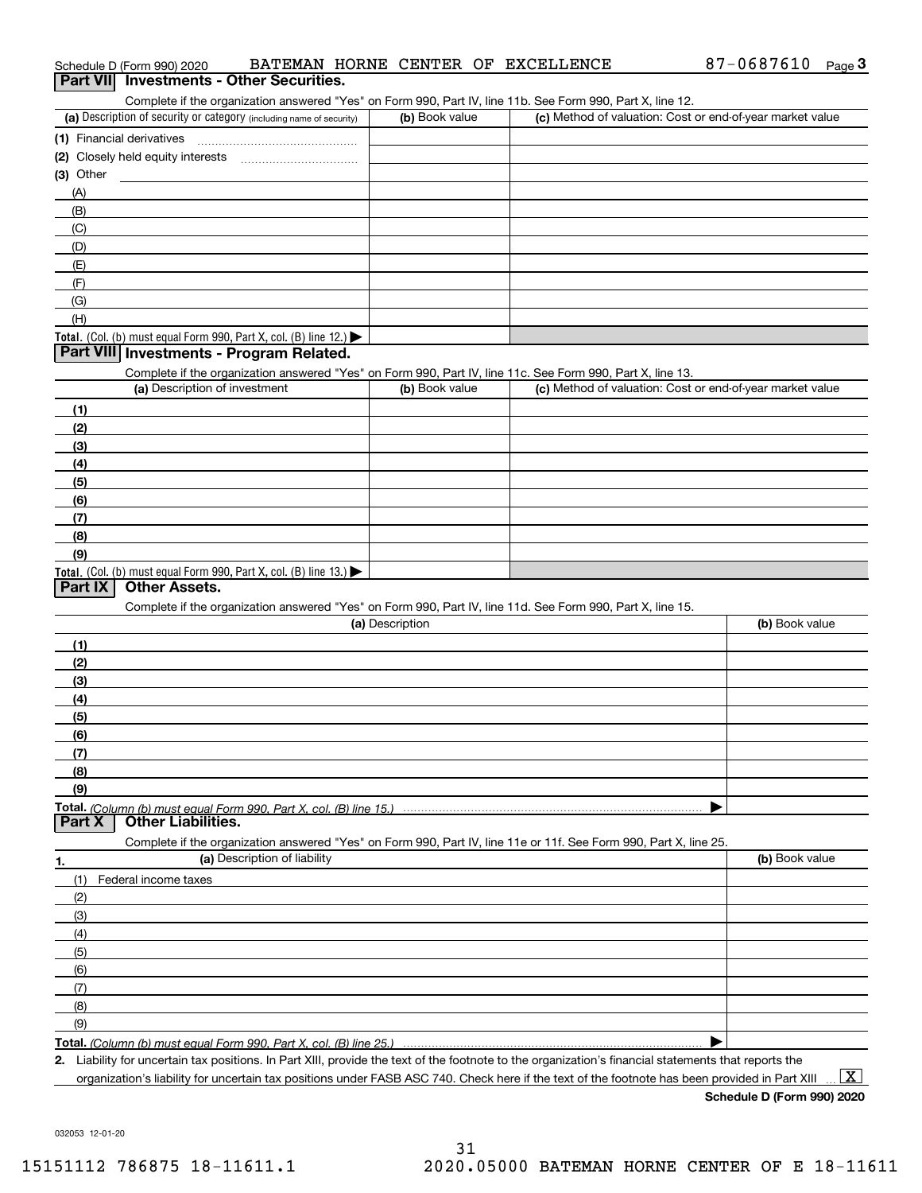Schedule D (Form 990) 2020 BATEMAN HORNE CENTER OF EXCELLENCE 87-0687610 Page 3

## Part VII Investments - Other Securities.

Complete if the organization answered "Yes" on Form 990, Part IV, line 11b. See Form 990, Part X, line 12.

| (a) Description of security or category (including name of security) | (b) Book value | (c) Method of valuation: Cost or end-of-year market value |
|---|---|---|
| (1) Financial derivatives | | |
| (2) Closely held equity interests | | |
| (3) Other | | |
| (A) | | |
| (B) | | |
| (C) | | |
| (D) | | |
| (E) | | |
| (F) | | |
| (G) | | |
| (H) | | |
| **Total.** (Col. (b) must equal Form 990, Part X, col. (B) line 12.) ▶ | | |

## Part VIII Investments - Program Related.

Complete if the organization answered "Yes" on Form 990, Part IV, line 11c. See Form 990, Part X, line 13.

| (a) Description of investment | (b) Book value | (c) Method of valuation: Cost or end-of-year market value |
|---|---|---|
| (1) | | |
| (2) | | |
| (3) | | |
| (4) | | |
| (5) | | |
| (6) | | |
| (7) | | |
| (8) | | |
| (9) | | |
| **Total.** (Col. (b) must equal Form 990, Part X, col. (B) line 13.) ▶ | | |

## Part IX Other Assets.

Complete if the organization answered "Yes" on Form 990, Part IV, line 11d. See Form 990, Part X, line 15.

| (a) Description | (b) Book value |
|---|---|
| (1) | |
| (2) | |
| (3) | |
| (4) | |
| (5) | |
| (6) | |
| (7) | |
| (8) | |
| (9) | |
| **Total.** *(Column (b) must equal Form 990, Part X, col. (B) line 15.)* ▶ | |

## Part X Other Liabilities.

Complete if the organization answered "Yes" on Form 990, Part IV, line 11e or 11f. See Form 990, Part X, line 25.

| 1. (a) Description of liability | (b) Book value |
|---|---|
| (1) Federal income taxes | |
| (2) | |
| (3) | |
| (4) | |
| (5) | |
| (6) | |
| (7) | |
| (8) | |
| (9) | |
| **Total.** *(Column (b) must equal Form 990, Part X, col. (B) line 25.)* ▶ | |

**2.** Liability for uncertain tax positions. In Part XIII, provide the text of the footnote to the organization's financial statements that reports the organization's liability for uncertain tax positions under FASB ASC 740. Check here if the text of the footnote has been provided in Part XIII ... [X]

**Schedule D (Form 990) 2020**

032053 12-01-20

15151112 786875 18-11611.1 2020.05000 BATEMAN HORNE CENTER OF E 18-11611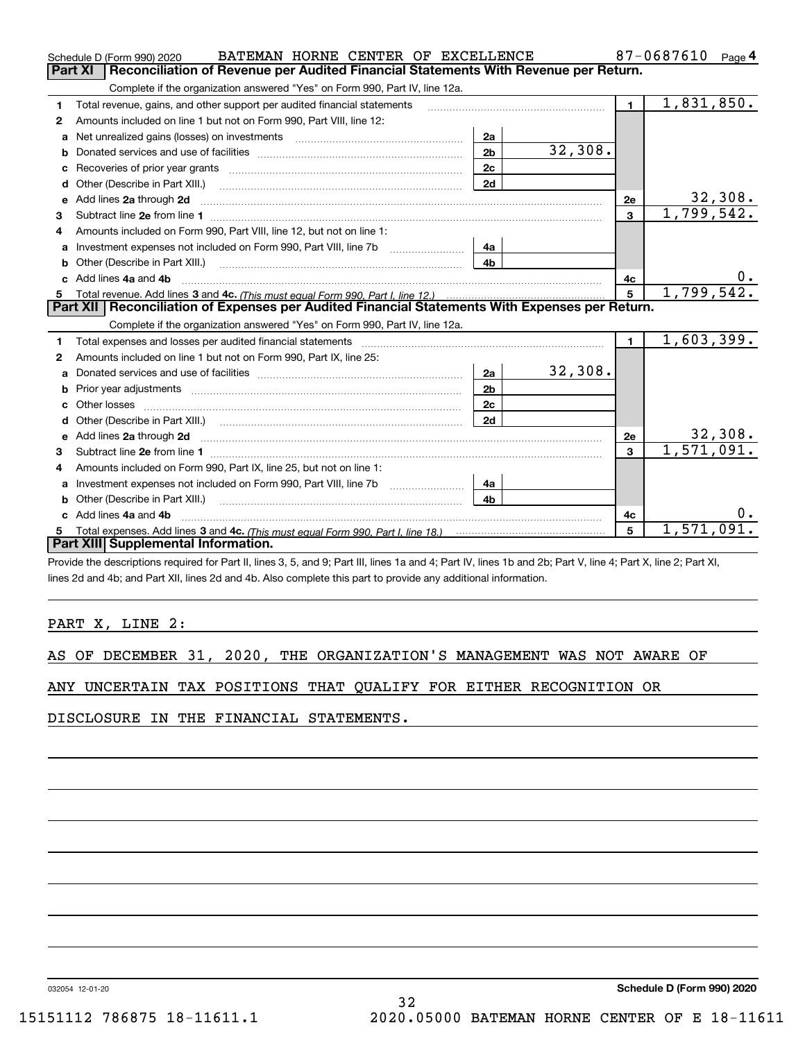Schedule D (Form 990) 2020 BATEMAN HORNE CENTER OF EXCELLENCE 87-0687610 Page 4

## Part XI Reconciliation of Revenue per Audited Financial Statements With Revenue per Return.

Complete if the organization answered "Yes" on Form 990, Part IV, line 12a.

| | | | | | |
|---|---|---|---|---|---|
| 1 | Total revenue, gains, and other support per audited financial statements | | | 1 | 1,831,850. |
| 2 | Amounts included on line 1 but not on Form 990, Part VIII, line 12: | | | | |
| a | Net unrealized gains (losses) on investments | 2a | | | |
| b | Donated services and use of facilities | 2b | 32,308. | | |
| c | Recoveries of prior year grants | 2c | | | |
| d | Other (Describe in Part XIII.) | 2d | | | |
| e | Add lines 2a through 2d | | | 2e | 32,308. |
| 3 | Subtract line 2e from line 1 | | | 3 | 1,799,542. |
| 4 | Amounts included on Form 990, Part VIII, line 12, but not on line 1: | | | | |
| a | Investment expenses not included on Form 990, Part VIII, line 7b | 4a | | | |
| b | Other (Describe in Part XIII.) | 4b | | | |
| c | Add lines 4a and 4b | | | 4c | 0. |
| 5 | Total revenue. Add lines 3 and 4c. *(This must equal Form 990, Part I, line 12.)* | | | 5 | 1,799,542. |

## Part XII Reconciliation of Expenses per Audited Financial Statements With Expenses per Return.

Complete if the organization answered "Yes" on Form 990, Part IV, line 12a.

| | | | | | |
|---|---|---|---|---|---|
| 1 | Total expenses and losses per audited financial statements | | | 1 | 1,603,399. |
| 2 | Amounts included on line 1 but not on Form 990, Part IX, line 25: | | | | |
| a | Donated services and use of facilities | 2a | 32,308. | | |
| b | Prior year adjustments | 2b | | | |
| c | Other losses | 2c | | | |
| d | Other (Describe in Part XIII.) | 2d | | | |
| e | Add lines 2a through 2d | | | 2e | 32,308. |
| 3 | Subtract line 2e from line 1 | | | 3 | 1,571,091. |
| 4 | Amounts included on Form 990, Part IX, line 25, but not on line 1: | | | | |
| a | Investment expenses not included on Form 990, Part VIII, line 7b | 4a | | | |
| b | Other (Describe in Part XIII.) | 4b | | | |
| c | Add lines 4a and 4b | | | 4c | 0. |
| 5 | Total expenses. Add lines 3 and 4c. *(This must equal Form 990, Part I, line 18.)* | | | 5 | 1,571,091. |

## Part XIII Supplemental Information.

Provide the descriptions required for Part II, lines 3, 5, and 9; Part III, lines 1a and 4; Part IV, lines 1b and 2b; Part V, line 4; Part X, line 2; Part XI, lines 2d and 4b; and Part XII, lines 2d and 4b. Also complete this part to provide any additional information.

PART X, LINE 2:

AS OF DECEMBER 31, 2020, THE ORGANIZATION'S MANAGEMENT WAS NOT AWARE OF ANY UNCERTAIN TAX POSITIONS THAT QUALIFY FOR EITHER RECOGNITION OR DISCLOSURE IN THE FINANCIAL STATEMENTS.

032054 12-01-20 **Schedule D (Form 990) 2020**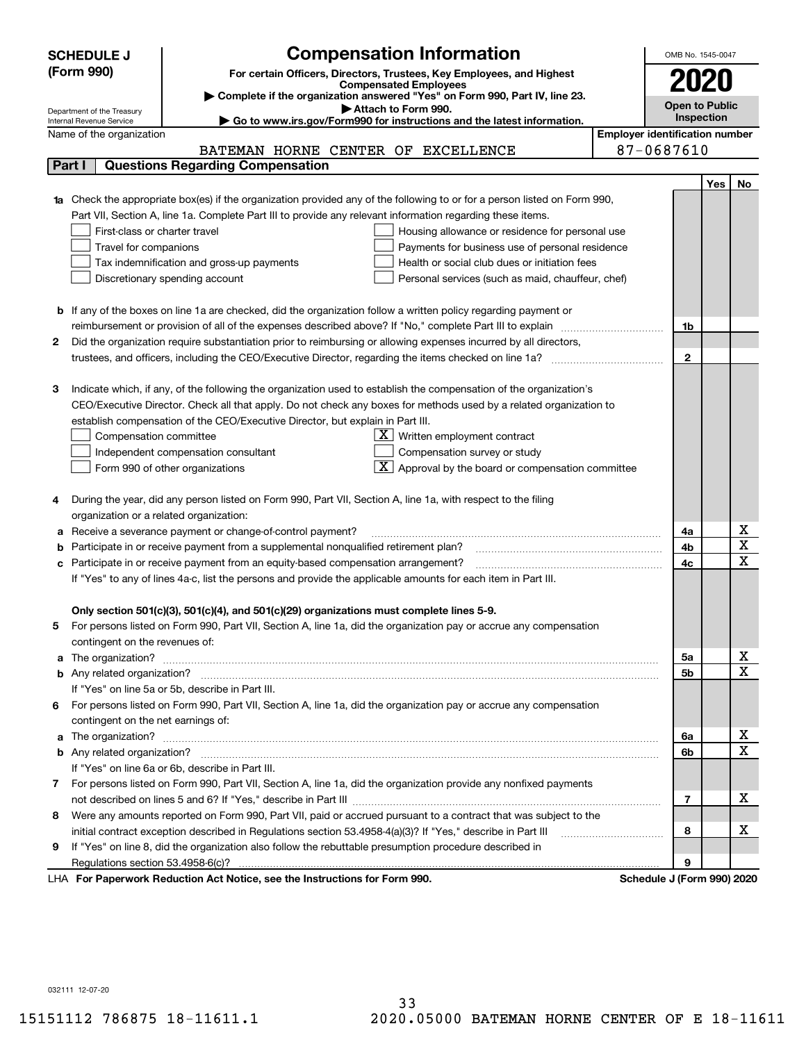# SCHEDULE J (Form 990)

## Compensation Information

**For certain Officers, Directors, Trustees, Key Employees, and Highest Compensated Employees**

▶ Complete if the organization answered "Yes" on Form 990, Part IV, line 23.

▶ Attach to Form 990.

▶ Go to www.irs.gov/Form990 for instructions and the latest information.

OMB No. 1545-0047

**2020**

**Open to Public Inspection**

Department of the Treasury
Internal Revenue Service

| Name of the organization | Employer identification number |
|---|---|
| BATEMAN HORNE CENTER OF EXCELLENCE | 87-0687610 |

### Part I — Questions Regarding Compensation

| | | | Yes | No |
|---|---|---|---|---|
| **1a** | Check the appropriate box(es) if the organization provided any of the following to or for a person listed on Form 990, Part VII, Section A, line 1a. Complete Part III to provide any relevant information regarding these items.<br>☐ First-class or charter travel ☐ Housing allowance or residence for personal use<br>☐ Travel for companions ☐ Payments for business use of personal residence<br>☐ Tax indemnification and gross-up payments ☐ Health or social club dues or initiation fees<br>☐ Discretionary spending account ☐ Personal services (such as maid, chauffeur, chef) | | | |
| **b** | If any of the boxes on line 1a are checked, did the organization follow a written policy regarding payment or reimbursement or provision of all of the expenses described above? If "No," complete Part III to explain | 1b | | |
| **2** | Did the organization require substantiation prior to reimbursing or allowing expenses incurred by all directors, trustees, and officers, including the CEO/Executive Director, regarding the items checked on line 1a? | 2 | | |
| **3** | Indicate which, if any, of the following the organization used to establish the compensation of the organization's CEO/Executive Director. Check all that apply. Do not check any boxes for methods used by a related organization to establish compensation of the CEO/Executive Director, but explain in Part III.<br>☐ Compensation committee ☒ Written employment contract<br>☐ Independent compensation consultant ☐ Compensation survey or study<br>☐ Form 990 of other organizations ☒ Approval by the board or compensation committee | | | |
| **4** | During the year, did any person listed on Form 990, Part VII, Section A, line 1a, with respect to the filing organization or a related organization: | | | |
| **a** | Receive a severance payment or change-of-control payment? | 4a | | X |
| **b** | Participate in or receive payment from a supplemental nonqualified retirement plan? | 4b | | X |
| **c** | Participate in or receive payment from an equity-based compensation arrangement? | 4c | | X |
| | If "Yes" to any of lines 4a-c, list the persons and provide the applicable amounts for each item in Part III. | | | |
| | **Only section 501(c)(3), 501(c)(4), and 501(c)(29) organizations must complete lines 5-9.** | | | |
| **5** | For persons listed on Form 990, Part VII, Section A, line 1a, did the organization pay or accrue any compensation contingent on the revenues of: | | | |
| **a** | The organization? | 5a | | X |
| **b** | Any related organization? | 5b | | X |
| | If "Yes" on line 5a or 5b, describe in Part III. | | | |
| **6** | For persons listed on Form 990, Part VII, Section A, line 1a, did the organization pay or accrue any compensation contingent on the net earnings of: | | | |
| **a** | The organization? | 6a | | X |
| **b** | Any related organization? | 6b | | X |
| | If "Yes" on line 6a or 6b, describe in Part III. | | | |
| **7** | For persons listed on Form 990, Part VII, Section A, line 1a, did the organization provide any nonfixed payments not described on lines 5 and 6? If "Yes," describe in Part III | 7 | | X |
| **8** | Were any amounts reported on Form 990, Part VII, paid or accrued pursuant to a contract that was subject to the initial contract exception described in Regulations section 53.4958-4(a)(3)? If "Yes," describe in Part III | 8 | | X |
| **9** | If "Yes" on line 8, did the organization also follow the rebuttable presumption procedure described in Regulations section 53.4958-6(c)? | 9 | | |

LHA **For Paperwork Reduction Act Notice, see the Instructions for Form 990.** **Schedule J (Form 990) 2020**

032111 12-07-20

15151112 786875 18-11611.1 2020.05000 BATEMAN HORNE CENTER OF E 18-11611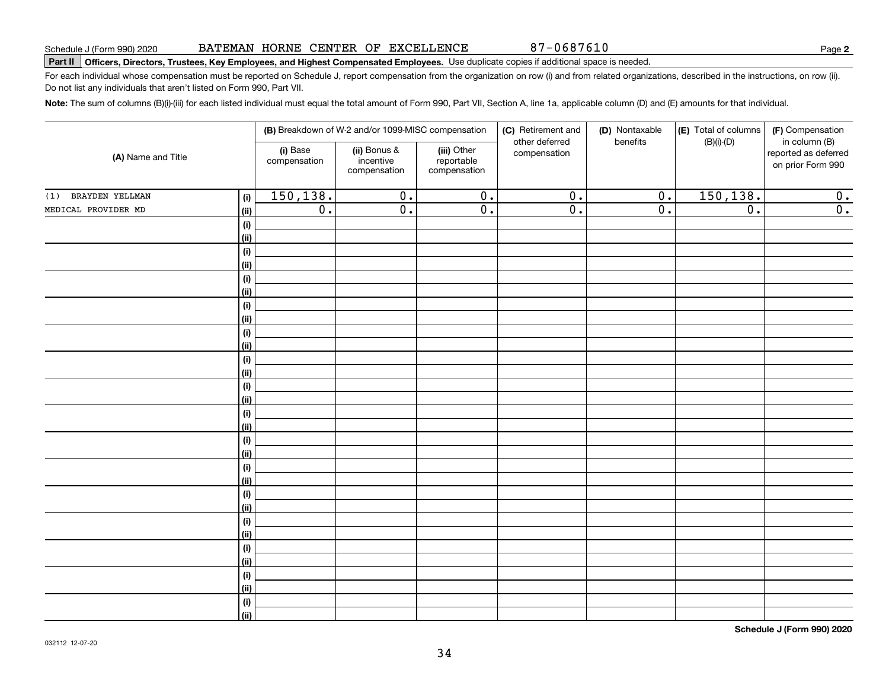Schedule J (Form 990) 2020 BATEMAN HORNE CENTER OF EXCELLENCE 87-0687610

**Part II Officers, Directors, Trustees, Key Employees, and Highest Compensated Employees.** Use duplicate copies if additional space is needed.

For each individual whose compensation must be reported on Schedule J, report compensation from the organization on row (i) and from related organizations, described in the instructions, on row (ii). Do not list any individuals that aren't listed on Form 990, Part VII.

**Note:** The sum of columns (B)(i)-(iii) for each listed individual must equal the total amount of Form 990, Part VII, Section A, line 1a, applicable column (D) and (E) amounts for that individual.

| (A) Name and Title | | (B) Breakdown of W-2 and/or 1099-MISC compensation | | | (C) Retirement and other deferred compensation | (D) Nontaxable benefits | (E) Total of columns (B)(i)-(D) | (F) Compensation in column (B) reported as deferred on prior Form 990 |
|---|---|---|---|---|---|---|---|---|
| | | (i) Base compensation | (ii) Bonus & incentive compensation | (iii) Other reportable compensation | | | | |
| (1) BRAYDEN YELLMAN | (i) | 150,138. | 0. | 0. | 0. | 0. | 150,138. | 0. |
| MEDICAL PROVIDER MD | (ii) | 0. | 0. | 0. | 0. | 0. | 0. | 0. |
| | (i) | | | | | | | |
| | (ii) | | | | | | | |
| | (i) | | | | | | | |
| | (ii) | | | | | | | |
| | (i) | | | | | | | |
| | (ii) | | | | | | | |
| | (i) | | | | | | | |
| | (ii) | | | | | | | |
| | (i) | | | | | | | |
| | (ii) | | | | | | | |
| | (i) | | | | | | | |
| | (ii) | | | | | | | |
| | (i) | | | | | | | |
| | (ii) | | | | | | | |
| | (i) | | | | | | | |
| | (ii) | | | | | | | |
| | (i) | | | | | | | |
| | (ii) | | | | | | | |
| | (i) | | | | | | | |
| | (ii) | | | | | | | |
| | (i) | | | | | | | |
| | (ii) | | | | | | | |
| | (i) | | | | | | | |
| | (ii) | | | | | | | |
| | (i) | | | | | | | |
| | (ii) | | | | | | | |
| | (i) | | | | | | | |
| | (ii) | | | | | | | |
| | (i) | | | | | | | |
| | (ii) | | | | | | | |

**Schedule J (Form 990) 2020**

032112 12-07-20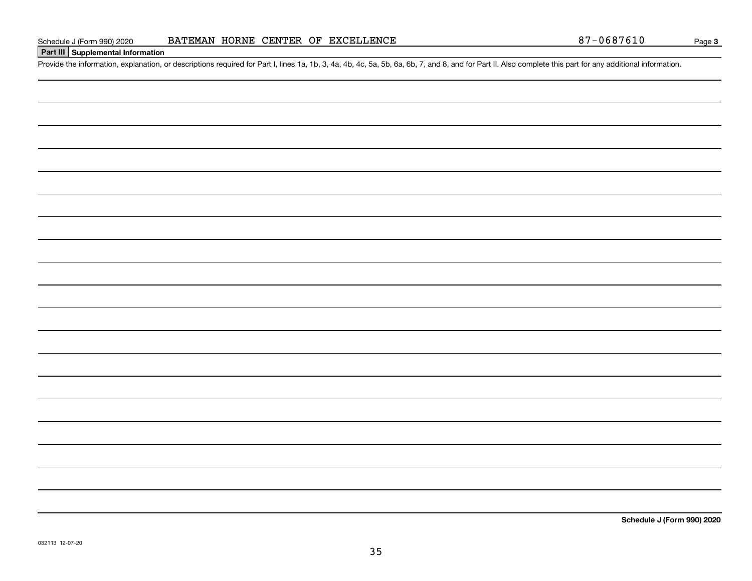Schedule J (Form 990) 2020 BATEMAN HORNE CENTER OF EXCELLENCE 87-0687610

## Part III Supplemental Information

Provide the information, explanation, or descriptions required for Part I, lines 1a, 1b, 3, 4a, 4b, 4c, 5a, 5b, 6a, 6b, 7, and 8, and for Part II. Also complete this part for any additional information.

**Schedule J (Form 990) 2020**

032113 12-07-20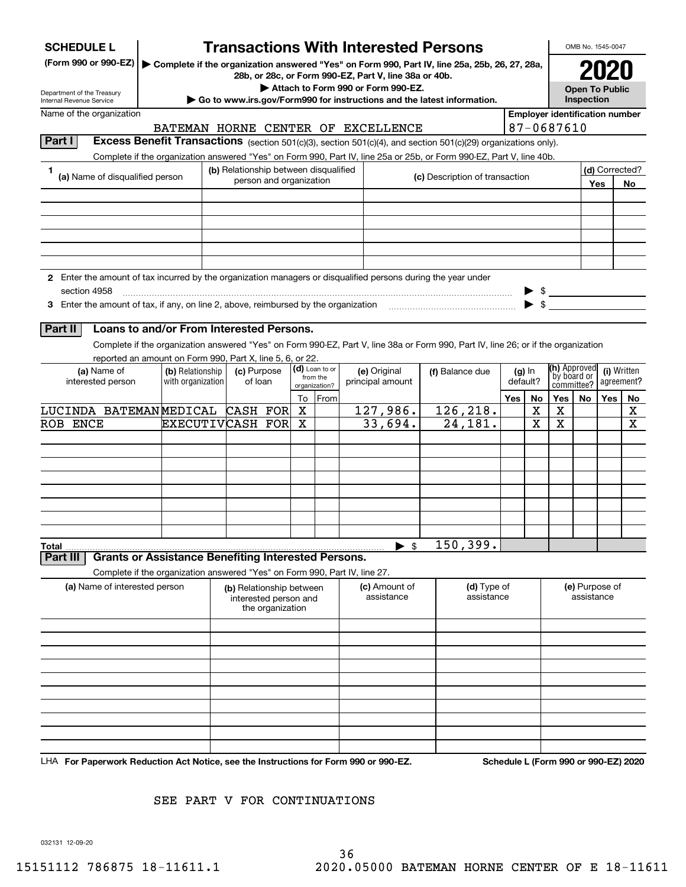# SCHEDULE L (Form 990 or 990-EZ)

## Transactions With Interested Persons

▶ Complete if the organization answered "Yes" on Form 990, Part IV, line 25a, 25b, 26, 27, 28a, 28b, or 28c, or Form 990-EZ, Part V, line 38a or 40b.

▶ Attach to Form 990 or Form 990-EZ.

▶ Go to www.irs.gov/Form990 for instructions and the latest information.

Department of the Treasury
Internal Revenue Service

OMB No. 1545-0047

**2020**

**Open To Public Inspection**

Name of the organization: BATEMAN HORNE CENTER OF EXCELLENCE

Employer identification number: 87-0687610

## Part I Excess Benefit Transactions (section 501(c)(3), section 501(c)(4), and section 501(c)(29) organizations only).

Complete if the organization answered "Yes" on Form 990, Part IV, line 25a or 25b, or Form 990-EZ, Part V, line 40b.

| 1 (a) Name of disqualified person | (b) Relationship between disqualified person and organization | (c) Description of transaction | (d) Corrected? Yes | No |
|---|---|---|---|---|
| | | | | |
| | | | | |
| | | | | |
| | | | | |
| | | | | |
| | | | | |

2 Enter the amount of tax incurred by the organization managers or disqualified persons during the year under section 4958 ▶ $

3 Enter the amount of tax, if any, on line 2, above, reimbursed by the organization ▶ $

## Part II Loans to and/or From Interested Persons.

Complete if the organization answered "Yes" on Form 990-EZ, Part V, line 38a or Form 990, Part IV, line 26; or if the organization reported an amount on Form 990, Part X, line 5, 6, or 22.

| (a) Name of interested person | (b) Relationship with organization | (c) Purpose of loan | (d) Loan to or from the organization? To | From | (e) Original principal amount | (f) Balance due | (g) In default? Yes | No | (h) Approved by board or committee? Yes | No | (i) Written agreement? Yes | No |
|---|---|---|---|---|---|---|---|---|---|---|---|---|
| LUCINDA BATEMAN | MEDICAL | CASH FOR | X | | 127,986. | 126,218. | | X | X | | | X |
| ROB ENCE | EXECUTIV | CASH FOR | X | | 33,694. | 24,181. | | X | X | | | X |
| | | | | | | | | | | | | |
| | | | | | | | | | | | | |
| | | | | | | | | | | | | |
| | | | | | | | | | | | | |
| | | | | | | | | | | | | |
| | | | | | | | | | | | | |
| Total | | | | | ▶ $ | 150,399. | | | | | | |

## Part III Grants or Assistance Benefiting Interested Persons.

Complete if the organization answered "Yes" on Form 990, Part IV, line 27.

| (a) Name of interested person | (b) Relationship between interested person and the organization | (c) Amount of assistance | (d) Type of assistance | (e) Purpose of assistance |
|---|---|---|---|---|
| | | | | |
| | | | | |
| | | | | |
| | | | | |
| | | | | |
| | | | | |
| | | | | |
| | | | | |
| | | | | |
| | | | | |

LHA For Paperwork Reduction Act Notice, see the Instructions for Form 990 or 990-EZ. Schedule L (Form 990 or 990-EZ) 2020

SEE PART V FOR CONTINUATIONS

032131 12-09-20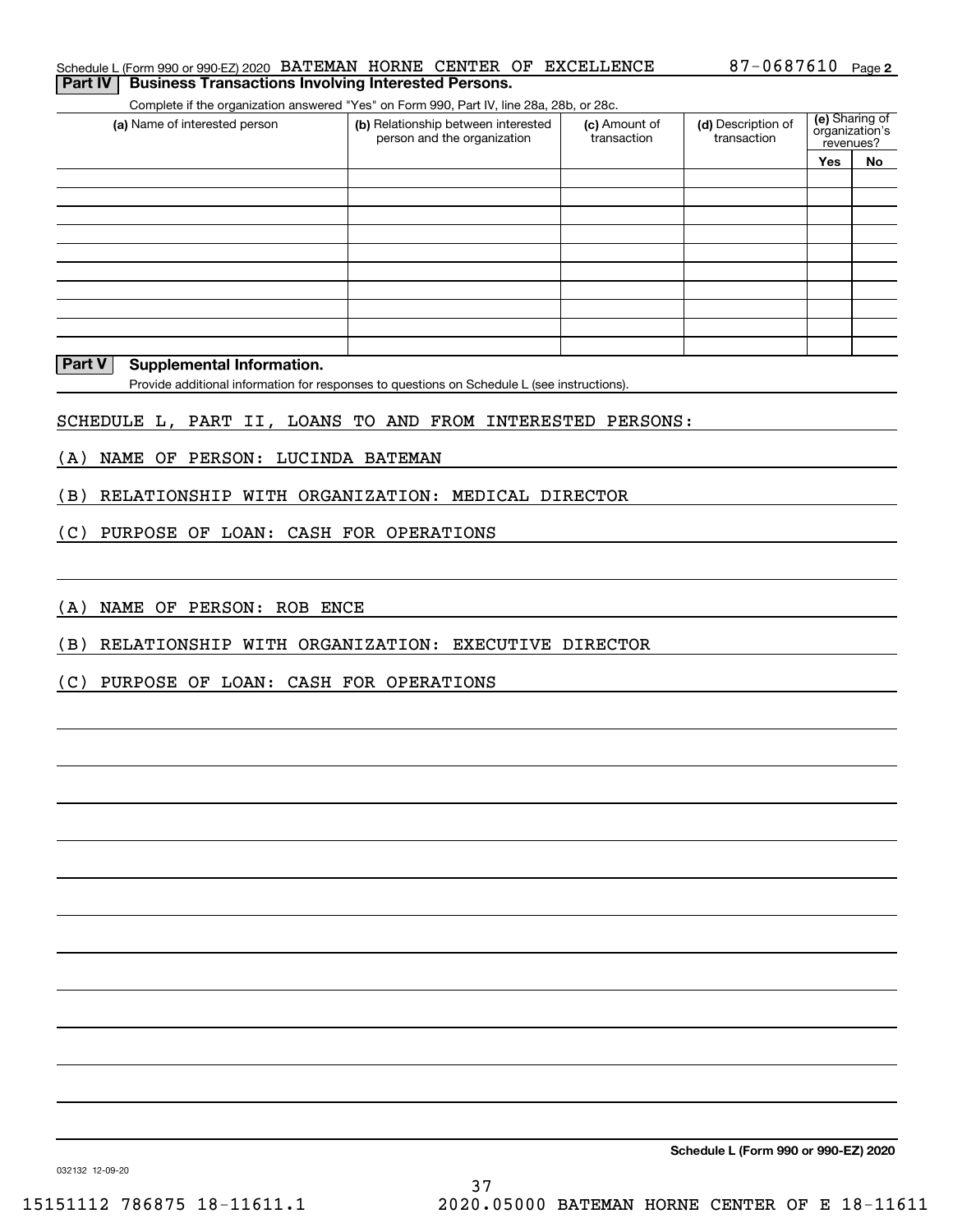Schedule L (Form 990 or 990-EZ) 2020 BATEMAN HORNE CENTER OF EXCELLENCE 87-0687610 Page 2

## Part IV Business Transactions Involving Interested Persons.

Complete if the organization answered "Yes" on Form 990, Part IV, line 28a, 28b, or 28c.

| (a) Name of interested person | (b) Relationship between interested person and the organization | (c) Amount of transaction | (d) Description of transaction | (e) Sharing of organization's revenues? | |
|---|---|---|---|---|---|
| | | | | Yes | No |
| | | | | | |
| | | | | | |
| | | | | | |
| | | | | | |
| | | | | | |
| | | | | | |
| | | | | | |
| | | | | | |
| | | | | | |
| | | | | | |

## Part V Supplemental Information.

Provide additional information for responses to questions on Schedule L (see instructions).

SCHEDULE L, PART II, LOANS TO AND FROM INTERESTED PERSONS:

(A) NAME OF PERSON: LUCINDA BATEMAN

(B) RELATIONSHIP WITH ORGANIZATION: MEDICAL DIRECTOR

(C) PURPOSE OF LOAN: CASH FOR OPERATIONS

(A) NAME OF PERSON: ROB ENCE

(B) RELATIONSHIP WITH ORGANIZATION: EXECUTIVE DIRECTOR

(C) PURPOSE OF LOAN: CASH FOR OPERATIONS

**Schedule L (Form 990 or 990-EZ) 2020**

032132 12-09-20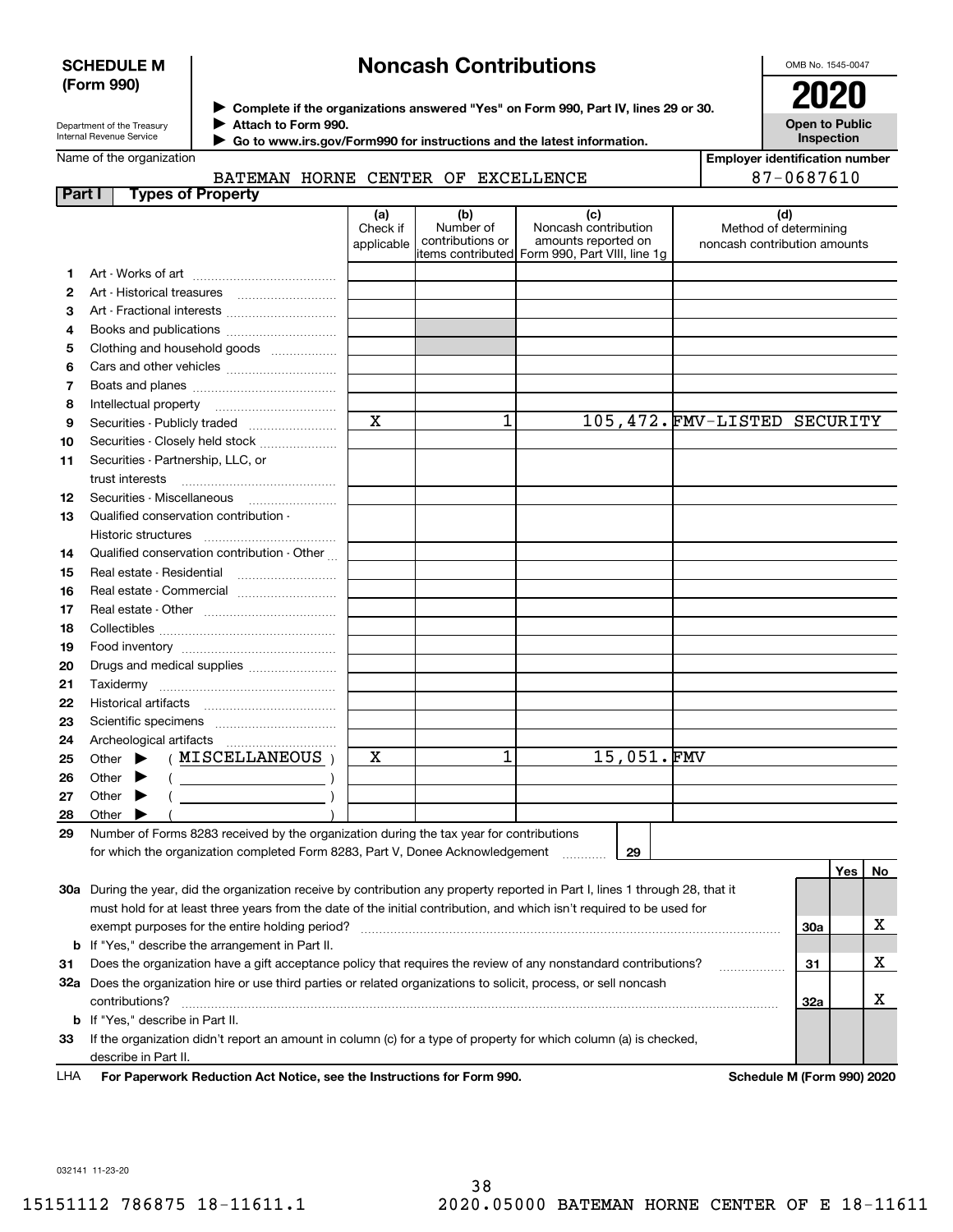**SCHEDULE M (Form 990)**

Department of the Treasury
Internal Revenue Service

# Noncash Contributions

▶ Complete if the organizations answered "Yes" on Form 990, Part IV, lines 29 or 30.
▶ Attach to Form 990.
▶ Go to www.irs.gov/Form990 for instructions and the latest information.

OMB No. 1545-0047

**2020**

**Open to Public Inspection**

Name of the organization: BATEMAN HORNE CENTER OF EXCELLENCE

Employer identification number: 87-0687610

## Part I Types of Property

| | | (a) Check if applicable | (b) Number of contributions or items contributed | (c) Noncash contribution amounts reported on Form 990, Part VIII, line 1g | (d) Method of determining noncash contribution amounts |
|---|---|---|---|---|---|
| 1 | Art - Works of art | | | | |
| 2 | Art - Historical treasures | | | | |
| 3 | Art - Fractional interests | | | | |
| 4 | Books and publications | | | | |
| 5 | Clothing and household goods | | | | |
| 6 | Cars and other vehicles | | | | |
| 7 | Boats and planes | | | | |
| 8 | Intellectual property | | | | |
| 9 | Securities - Publicly traded | X | 1 | 105,472. | FMV-LISTED SECURITY |
| 10 | Securities - Closely held stock | | | | |
| 11 | Securities - Partnership, LLC, or trust interests | | | | |
| 12 | Securities - Miscellaneous | | | | |
| 13 | Qualified conservation contribution - Historic structures | | | | |
| 14 | Qualified conservation contribution - Other | | | | |
| 15 | Real estate - Residential | | | | |
| 16 | Real estate - Commercial | | | | |
| 17 | Real estate - Other | | | | |
| 18 | Collectibles | | | | |
| 19 | Food inventory | | | | |
| 20 | Drugs and medical supplies | | | | |
| 21 | Taxidermy | | | | |
| 22 | Historical artifacts | | | | |
| 23 | Scientific specimens | | | | |
| 24 | Archeological artifacts | | | | |
| 25 | Other ▶ ( MISCELLANEOUS ) | X | 1 | 15,051. | FMV |
| 26 | Other ▶ ( ) | | | | |
| 27 | Other ▶ ( ) | | | | |
| 28 | Other ▶ ( ) | | | | |

**29** Number of Forms 8283 received by the organization during the tax year for contributions for which the organization completed Form 8283, Part V, Donee Acknowledgement ........ **29**

| | | | Yes | No |
|---|---|---|---|---|
| **30a** | During the year, did the organization receive by contribution any property reported in Part I, lines 1 through 28, that it must hold for at least three years from the date of the initial contribution, and which isn't required to be used for exempt purposes for the entire holding period? | 30a | | X |
| **b** | If "Yes," describe the arrangement in Part II. | | | |
| **31** | Does the organization have a gift acceptance policy that requires the review of any nonstandard contributions? | 31 | | X |
| **32a** | Does the organization hire or use third parties or related organizations to solicit, process, or sell noncash contributions? | 32a | | X |
| **b** | If "Yes," describe in Part II. | | | |
| **33** | If the organization didn't report an amount in column (c) for a type of property for which column (a) is checked, describe in Part II. | | | |

LHA **For Paperwork Reduction Act Notice, see the Instructions for Form 990.** **Schedule M (Form 990) 2020**

032141 11-23-20

15151112 786875 18-11611.1 2020.05000 BATEMAN HORNE CENTER OF E 18-11611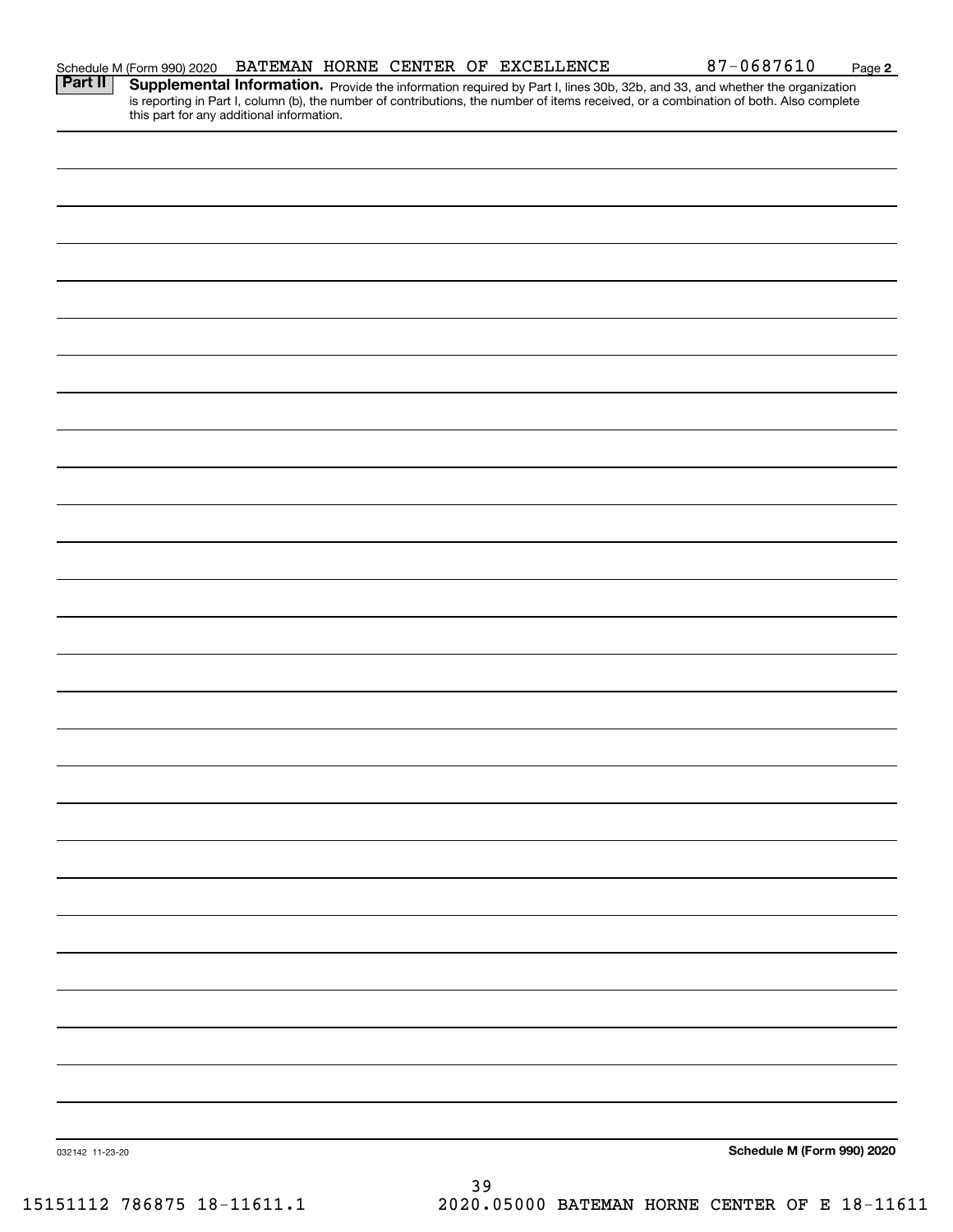Schedule M (Form 990) 2020 BATEMAN HORNE CENTER OF EXCELLENCE 87-0687610 Page **2**

**Part II** **Supplemental Information.** Provide the information required by Part I, lines 30b, 32b, and 33, and whether the organization is reporting in Part I, column (b), the number of contributions, the number of items received, or a combination of both. Also complete this part for any additional information.

032142 11-23-20

**Schedule M (Form 990) 2020**

15151112 786875 18-11611.1 2020.05000 BATEMAN HORNE CENTER OF E 18-11611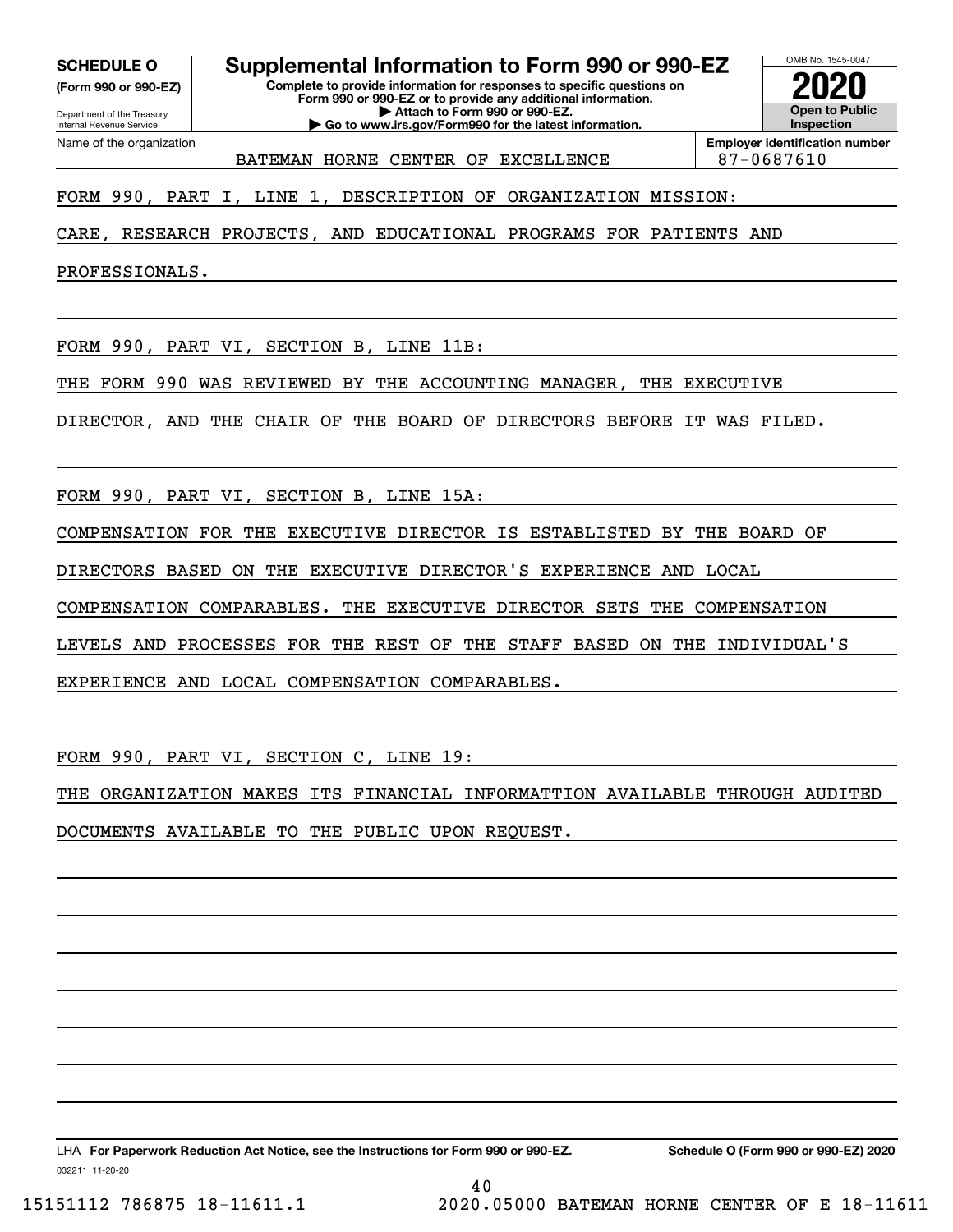**SCHEDULE O**
**(Form 990 or 990-EZ)**

Department of the Treasury
Internal Revenue Service

# Supplemental Information to Form 990 or 990-EZ

**Complete to provide information for responses to specific questions on Form 990 or 990-EZ or to provide any additional information.**
**▶ Attach to Form 990 or 990-EZ.**
**▶ Go to www.irs.gov/Form990 for the latest information.**

OMB No. 1545-0047
**2020**
**Open to Public Inspection**

Name of the organization: BATEMAN HORNE CENTER OF EXCELLENCE
**Employer identification number**: 87-0687610

FORM 990, PART I, LINE 1, DESCRIPTION OF ORGANIZATION MISSION:

CARE, RESEARCH PROJECTS, AND EDUCATIONAL PROGRAMS FOR PATIENTS AND PROFESSIONALS.

FORM 990, PART VI, SECTION B, LINE 11B:

THE FORM 990 WAS REVIEWED BY THE ACCOUNTING MANAGER, THE EXECUTIVE DIRECTOR, AND THE CHAIR OF THE BOARD OF DIRECTORS BEFORE IT WAS FILED.

FORM 990, PART VI, SECTION B, LINE 15A:

COMPENSATION FOR THE EXECUTIVE DIRECTOR IS ESTABLISHED BY THE BOARD OF DIRECTORS BASED ON THE EXECUTIVE DIRECTOR'S EXPERIENCE AND LOCAL COMPENSATION COMPARABLES. THE EXECUTIVE DIRECTOR SETS THE COMPENSATION LEVELS AND PROCESSES FOR THE REST OF THE STAFF BASED ON THE INDIVIDUAL'S EXPERIENCE AND LOCAL COMPENSATION COMPARABLES.

FORM 990, PART VI, SECTION C, LINE 19:

THE ORGANIZATION MAKES ITS FINANCIAL INFORMATTION AVAILABLE THROUGH AUDITED DOCUMENTS AVAILABLE TO THE PUBLIC UPON REQUEST.

LHA **For Paperwork Reduction Act Notice, see the Instructions for Form 990 or 990-EZ.** **Schedule O (Form 990 or 990-EZ) 2020**

032211 11-20-20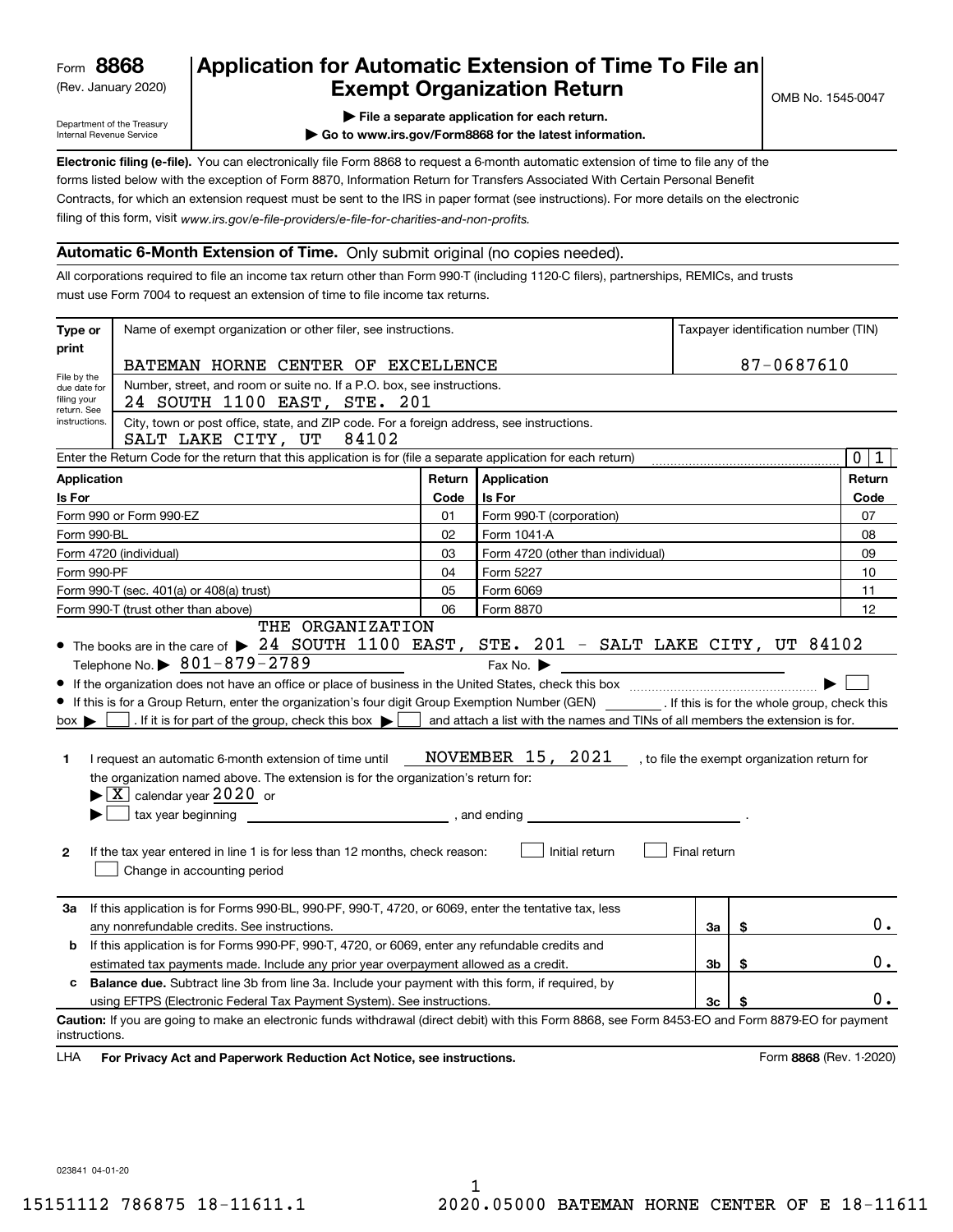Form **8868** (Rev. January 2020)

Department of the Treasury Internal Revenue Service

# Application for Automatic Extension of Time To File an Exempt Organization Return

▶ File a separate application for each return.

▶ Go to www.irs.gov/Form8868 for the latest information.

OMB No. 1545-0047

**Electronic filing (e-file).** You can electronically file Form 8868 to request a 6-month automatic extension of time to file any of the forms listed below with the exception of Form 8870, Information Return for Transfers Associated With Certain Personal Benefit Contracts, for which an extension request must be sent to the IRS in paper format (see instructions). For more details on the electronic filing of this form, visit *www.irs.gov/e-file-providers/e-file-for-charities-and-non-profits.*

**Automatic 6-Month Extension of Time.** Only submit original (no copies needed).

All corporations required to file an income tax return other than Form 990-T (including 1120-C filers), partnerships, REMICs, and trusts must use Form 7004 to request an extension of time to file income tax returns.

| | | |
|---|---|---|
| **Type or print** | Name of exempt organization or other filer, see instructions. BATEMAN HORNE CENTER OF EXCELLENCE | Taxpayer identification number (TIN) 87-0687610 |
| File by the due date for filing your return. See instructions. | Number, street, and room or suite no. If a P.O. box, see instructions. 24 SOUTH 1100 EAST, STE. 201 | |
| | City, town or post office, state, and ZIP code. For a foreign address, see instructions. SALT LAKE CITY, UT 84102 | |

Enter the Return Code for the return that this application is for (file a separate application for each return) ....... 0 1

| Application Is For | Return Code | Application Is For | Return Code |
|---|---|---|---|
| Form 990 or Form 990-EZ | 01 | Form 990-T (corporation) | 07 |
| Form 990-BL | 02 | Form 1041-A | 08 |
| Form 4720 (individual) | 03 | Form 4720 (other than individual) | 09 |
| Form 990-PF | 04 | Form 5227 | 10 |
| Form 990-T (sec. 401(a) or 408(a) trust) | 05 | Form 6069 | 11 |
| Form 990-T (trust other than above) | 06 | Form 8870 | 12 |

- The books are in the care of ▶ THE ORGANIZATION 24 SOUTH 1100 EAST, STE. 201 - SALT LAKE CITY, UT 84102
  Telephone No. ▶ 801-879-2789 Fax No. ▶
- If the organization does not have an office or place of business in the United States, check this box ▶ ☐
- If this is for a Group Return, enter the organization's four digit Group Exemption Number (GEN) ______ . If this is for the whole group, check this box ▶ ☐ . If it is for part of the group, check this box ▶ ☐ and attach a list with the names and TINs of all members the extension is for.

**1** I request an automatic 6-month extension of time until NOVEMBER 15, 2021 , to file the exempt organization return for the organization named above. The extension is for the organization's return for:
▶ ☒ calendar year 2020 or
▶ ☐ tax year beginning ______________ , and ending ______________ .

**2** If the tax year entered in line 1 is for less than 12 months, check reason: ☐ Initial return ☐ Final return
☐ Change in accounting period

| | | | |
|---|---|---|---|
| **3a** | If this application is for Forms 990-BL, 990-PF, 990-T, 4720, or 6069, enter the tentative tax, less any nonrefundable credits. See instructions. | 3a | $ 0. |
| **b** | If this application is for Forms 990-PF, 990-T, 4720, or 6069, enter any refundable credits and estimated tax payments made. Include any prior year overpayment allowed as a credit. | 3b | $ 0. |
| **c** | **Balance due.** Subtract line 3b from line 3a. Include your payment with this form, if required, by using EFTPS (Electronic Federal Tax Payment System). See instructions. | 3c | $ 0. |

**Caution:** If you are going to make an electronic funds withdrawal (direct debit) with this Form 8868, see Form 8453-EO and Form 8879-EO for payment instructions.

LHA **For Privacy Act and Paperwork Reduction Act Notice, see instructions.** Form **8868** (Rev. 1-2020)

023841 04-01-20

15151112 786875 18-11611.1 2020.05000 BATEMAN HORNE CENTER OF E 18-11611